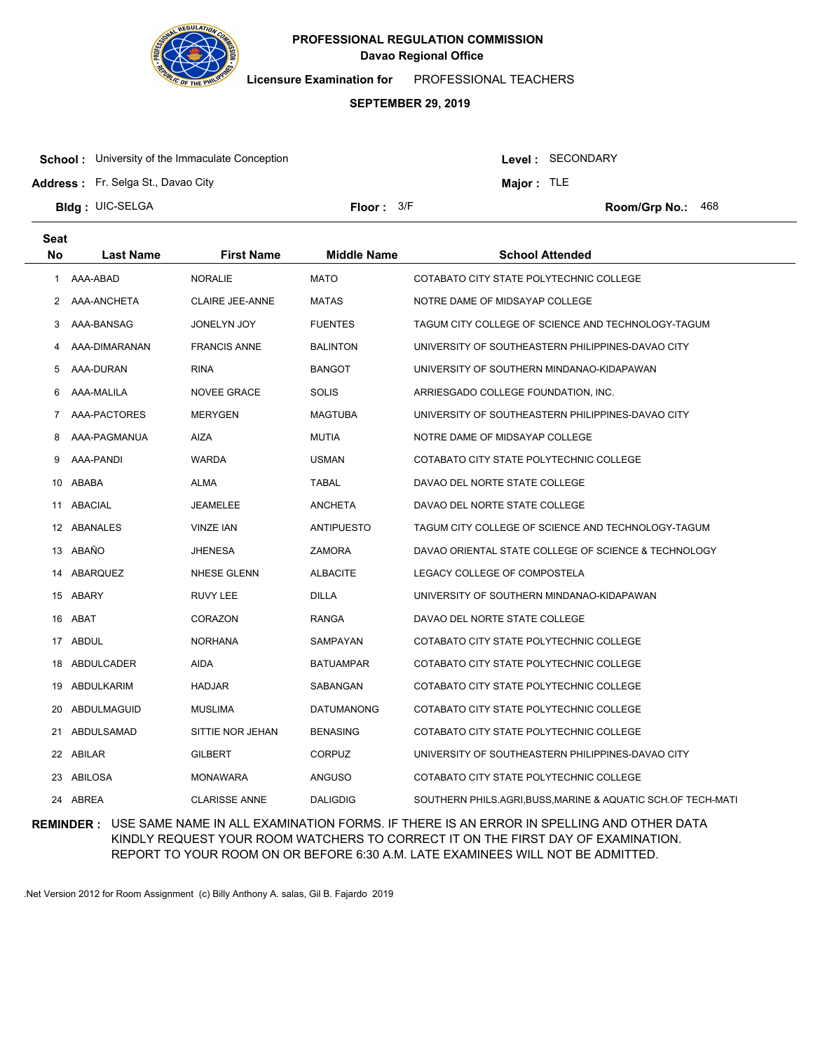# PROFESSIONAL REGULATION COMMISSION
## Davao Regional Office

**Licensure Examination for** PROFESSIONAL TEACHERS

**SEPTEMBER 29, 2019**

**School :** University of the Immaculate Conception
**Level :** SECONDARY
**Address :** Fr. Selga St., Davao City
**Major :** TLE
**Bldg :** UIC-SELGA
**Floor :** 3/F
**Room/Grp No.:** 468

| Seat No | Last Name | First Name | Middle Name | School Attended |
|---|---|---|---|---|
| 1 | AAA-ABAD | NORALIE | MATO | COTABATO CITY STATE POLYTECHNIC COLLEGE |
| 2 | AAA-ANCHETA | CLAIRE JEE-ANNE | MATAS | NOTRE DAME OF MIDSAYAP COLLEGE |
| 3 | AAA-BANSAG | JONELYN JOY | FUENTES | TAGUM CITY COLLEGE OF SCIENCE AND TECHNOLOGY-TAGUM |
| 4 | AAA-DIMARANAN | FRANCIS ANNE | BALINTON | UNIVERSITY OF SOUTHEASTERN PHILIPPINES-DAVAO CITY |
| 5 | AAA-DURAN | RINA | BANGOT | UNIVERSITY OF SOUTHERN MINDANAO-KIDAPAWAN |
| 6 | AAA-MALILA | NOVEE GRACE | SOLIS | ARRIESGADO COLLEGE FOUNDATION, INC. |
| 7 | AAA-PACTORES | MERYGEN | MAGTUBA | UNIVERSITY OF SOUTHEASTERN PHILIPPINES-DAVAO CITY |
| 8 | AAA-PAGMANUA | AIZA | MUTIA | NOTRE DAME OF MIDSAYAP COLLEGE |
| 9 | AAA-PANDI | WARDA | USMAN | COTABATO CITY STATE POLYTECHNIC COLLEGE |
| 10 | ABABA | ALMA | TABAL | DAVAO DEL NORTE STATE COLLEGE |
| 11 | ABACIAL | JEAMELEE | ANCHETA | DAVAO DEL NORTE STATE COLLEGE |
| 12 | ABANALES | VINZE IAN | ANTIPUESTO | TAGUM CITY COLLEGE OF SCIENCE AND TECHNOLOGY-TAGUM |
| 13 | ABAÑO | JHENESA | ZAMORA | DAVAO ORIENTAL STATE COLLEGE OF SCIENCE & TECHNOLOGY |
| 14 | ABARQUEZ | NHESE GLENN | ALBACITE | LEGACY COLLEGE OF COMPOSTELA |
| 15 | ABARY | RUVY LEE | DILLA | UNIVERSITY OF SOUTHERN MINDANAO-KIDAPAWAN |
| 16 | ABAT | CORAZON | RANGA | DAVAO DEL NORTE STATE COLLEGE |
| 17 | ABDUL | NORHANA | SAMPAYAN | COTABATO CITY STATE POLYTECHNIC COLLEGE |
| 18 | ABDULCADER | AIDA | BATUAMPAR | COTABATO CITY STATE POLYTECHNIC COLLEGE |
| 19 | ABDULKARIM | HADJAR | SABANGAN | COTABATO CITY STATE POLYTECHNIC COLLEGE |
| 20 | ABDULMAGUID | MUSLIMA | DATUMANONG | COTABATO CITY STATE POLYTECHNIC COLLEGE |
| 21 | ABDULSAMAD | SITTIE NOR JEHAN | BENASING | COTABATO CITY STATE POLYTECHNIC COLLEGE |
| 22 | ABILAR | GILBERT | CORPUZ | UNIVERSITY OF SOUTHEASTERN PHILIPPINES-DAVAO CITY |
| 23 | ABILOSA | MONAWARA | ANGUSO | COTABATO CITY STATE POLYTECHNIC COLLEGE |
| 24 | ABREA | CLARISSE ANNE | DALIGDIG | SOUTHERN PHILS.AGRI,BUSS,MARINE & AQUATIC SCH.OF TECH-MATI |

**REMINDER :** USE SAME NAME IN ALL EXAMINATION FORMS. IF THERE IS AN ERROR IN SPELLING AND OTHER DATA KINDLY REQUEST YOUR ROOM WATCHERS TO CORRECT IT ON THE FIRST DAY OF EXAMINATION. REPORT TO YOUR ROOM ON OR BEFORE 6:30 A.M. LATE EXAMINEES WILL NOT BE ADMITTED.

.Net Version 2012 for Room Assignment (c) Billy Anthony A. salas, Gil B. Fajardo 2019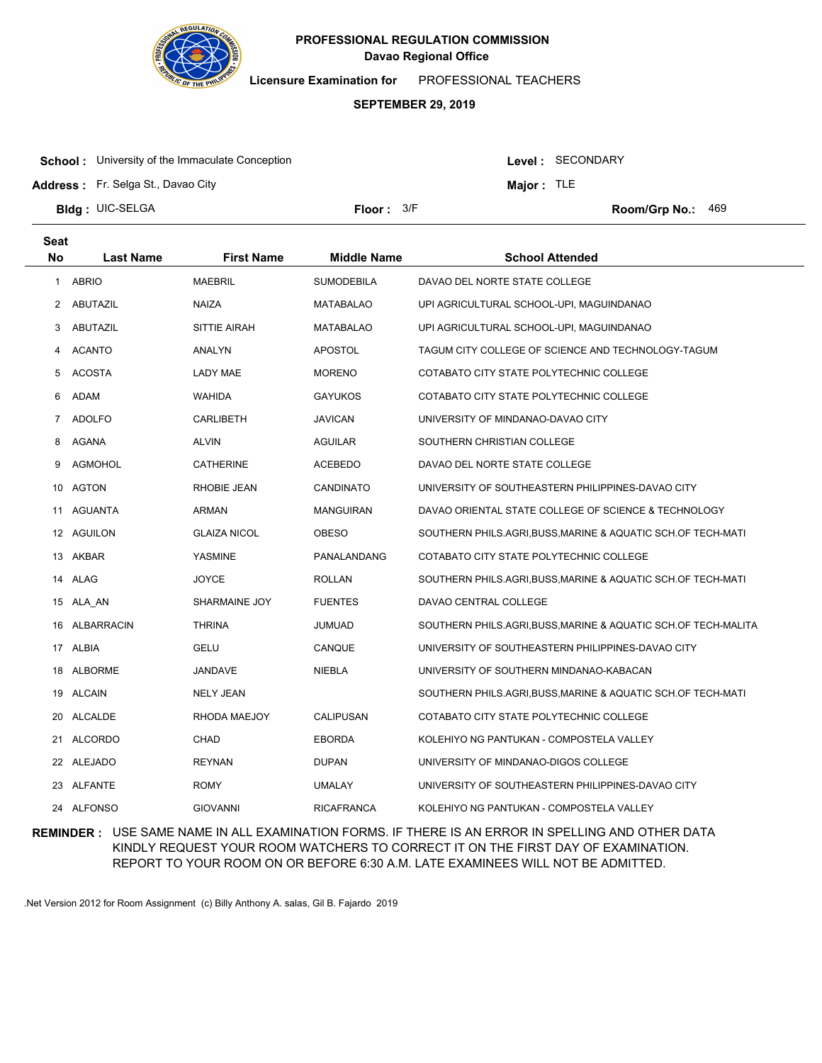# PROFESSIONAL REGULATION COMMISSION

**Davao Regional Office**

**Licensure Examination for** PROFESSIONAL TEACHERS

**SEPTEMBER 29, 2019**

**School :** University of the Immaculate Conception
**Address :** Fr. Selga St., Davao City
**Bldg :** UIC-SELGA
**Floor :** 3/F

**Level :** SECONDARY
**Major :** TLE
**Room/Grp No.:** 469

| Seat No | Last Name | First Name | Middle Name | School Attended |
|---|---|---|---|---|
| 1 | ABRIO | MAEBRIL | SUMODEBILA | DAVAO DEL NORTE STATE COLLEGE |
| 2 | ABUTAZIL | NAIZA | MATABALAO | UPI AGRICULTURAL SCHOOL-UPI, MAGUINDANAO |
| 3 | ABUTAZIL | SITTIE AIRAH | MATABALAO | UPI AGRICULTURAL SCHOOL-UPI, MAGUINDANAO |
| 4 | ACANTO | ANALYN | APOSTOL | TAGUM CITY COLLEGE OF SCIENCE AND TECHNOLOGY-TAGUM |
| 5 | ACOSTA | LADY MAE | MORENO | COTABATO CITY STATE POLYTECHNIC COLLEGE |
| 6 | ADAM | WAHIDA | GAYUKOS | COTABATO CITY STATE POLYTECHNIC COLLEGE |
| 7 | ADOLFO | CARLIBETH | JAVICAN | UNIVERSITY OF MINDANAO-DAVAO CITY |
| 8 | AGANA | ALVIN | AGUILAR | SOUTHERN CHRISTIAN COLLEGE |
| 9 | AGMOHOL | CATHERINE | ACEBEDO | DAVAO DEL NORTE STATE COLLEGE |
| 10 | AGTON | RHOBIE JEAN | CANDINATO | UNIVERSITY OF SOUTHEASTERN PHILIPPINES-DAVAO CITY |
| 11 | AGUANTA | ARMAN | MANGUIRAN | DAVAO ORIENTAL STATE COLLEGE OF SCIENCE & TECHNOLOGY |
| 12 | AGUILON | GLAIZA NICOL | OBESO | SOUTHERN PHILS.AGRI,BUSS,MARINE & AQUATIC SCH.OF TECH-MATI |
| 13 | AKBAR | YASMINE | PANALANDANG | COTABATO CITY STATE POLYTECHNIC COLLEGE |
| 14 | ALAG | JOYCE | ROLLAN | SOUTHERN PHILS.AGRI,BUSS,MARINE & AQUATIC SCH.OF TECH-MATI |
| 15 | ALA_AN | SHARMAINE JOY | FUENTES | DAVAO CENTRAL COLLEGE |
| 16 | ALBARRACIN | THRINA | JUMUAD | SOUTHERN PHILS.AGRI,BUSS,MARINE & AQUATIC SCH.OF TECH-MALITA |
| 17 | ALBIA | GELU | CANQUE | UNIVERSITY OF SOUTHEASTERN PHILIPPINES-DAVAO CITY |
| 18 | ALBORME | JANDAVE | NIEBLA | UNIVERSITY OF SOUTHERN MINDANAO-KABACAN |
| 19 | ALCAIN | NELY JEAN | | SOUTHERN PHILS.AGRI,BUSS,MARINE & AQUATIC SCH.OF TECH-MATI |
| 20 | ALCALDE | RHODA MAEJOY | CALIPUSAN | COTABATO CITY STATE POLYTECHNIC COLLEGE |
| 21 | ALCORDO | CHAD | EBORDA | KOLEHIYO NG PANTUKAN - COMPOSTELA VALLEY |
| 22 | ALEJADO | REYNAN | DUPAN | UNIVERSITY OF MINDANAO-DIGOS COLLEGE |
| 23 | ALFANTE | ROMY | UMALAY | UNIVERSITY OF SOUTHEASTERN PHILIPPINES-DAVAO CITY |
| 24 | ALFONSO | GIOVANNI | RICAFRANCA | KOLEHIYO NG PANTUKAN - COMPOSTELA VALLEY |

**REMINDER :** USE SAME NAME IN ALL EXAMINATION FORMS. IF THERE IS AN ERROR IN SPELLING AND OTHER DATA KINDLY REQUEST YOUR ROOM WATCHERS TO CORRECT IT ON THE FIRST DAY OF EXAMINATION. REPORT TO YOUR ROOM ON OR BEFORE 6:30 A.M. LATE EXAMINEES WILL NOT BE ADMITTED.

.Net Version 2012 for Room Assignment (c) Billy Anthony A. salas, Gil B. Fajardo 2019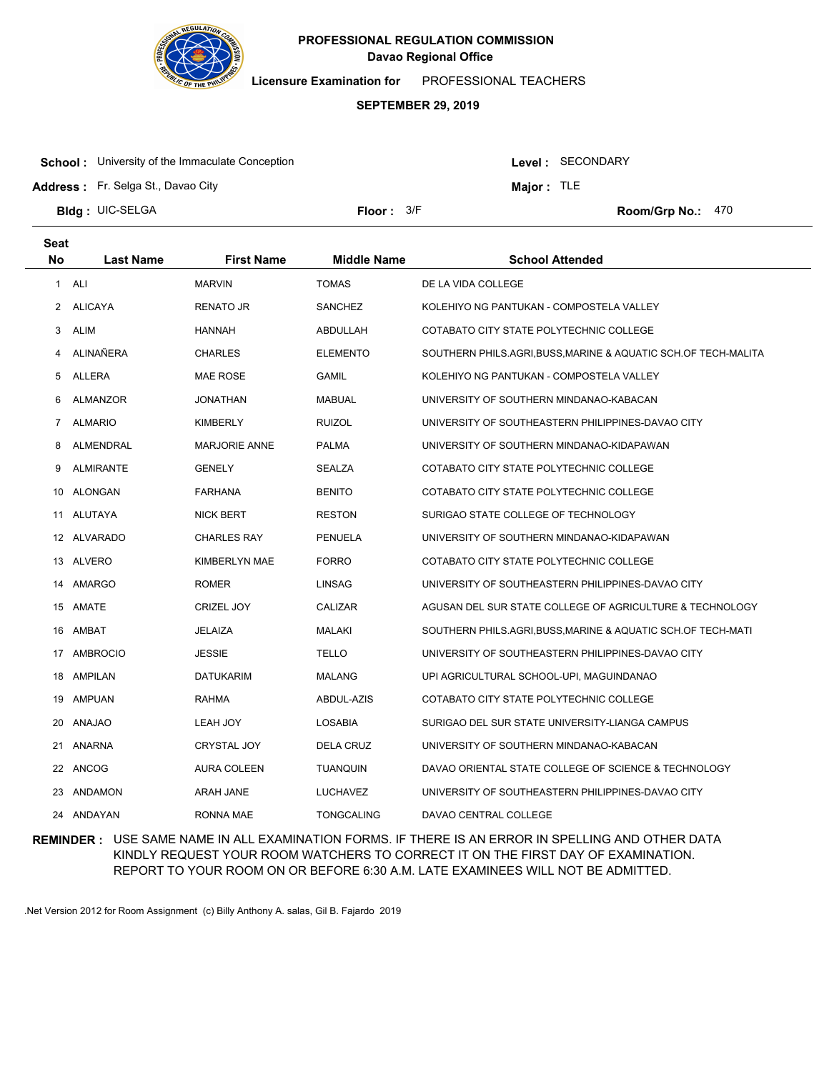**PROFESSIONAL REGULATION COMMISSION**
**Davao Regional Office**

**Licensure Examination for** PROFESSIONAL TEACHERS

**SEPTEMBER 29, 2019**

**School :** University of the Immaculate Conception
**Address :** Fr. Selga St., Davao City
**Bldg :** UIC-SELGA
**Floor :** 3/F
**Level :** SECONDARY
**Major :** TLE
**Room/Grp No.:** 470

| Seat No | Last Name | First Name | Middle Name | School Attended |
|---|---|---|---|---|
| 1 | ALI | MARVIN | TOMAS | DE LA VIDA COLLEGE |
| 2 | ALICAYA | RENATO JR | SANCHEZ | KOLEHIYO NG PANTUKAN - COMPOSTELA VALLEY |
| 3 | ALIM | HANNAH | ABDULLAH | COTABATO CITY STATE POLYTECHNIC COLLEGE |
| 4 | ALINAÑERA | CHARLES | ELEMENTO | SOUTHERN PHILS.AGRI,BUSS,MARINE & AQUATIC SCH.OF TECH-MALITA |
| 5 | ALLERA | MAE ROSE | GAMIL | KOLEHIYO NG PANTUKAN - COMPOSTELA VALLEY |
| 6 | ALMANZOR | JONATHAN | MABUAL | UNIVERSITY OF SOUTHERN MINDANAO-KABACAN |
| 7 | ALMARIO | KIMBERLY | RUIZOL | UNIVERSITY OF SOUTHEASTERN PHILIPPINES-DAVAO CITY |
| 8 | ALMENDRAL | MARJORIE ANNE | PALMA | UNIVERSITY OF SOUTHERN MINDANAO-KIDAPAWAN |
| 9 | ALMIRANTE | GENELY | SEALZA | COTABATO CITY STATE POLYTECHNIC COLLEGE |
| 10 | ALONGAN | FARHANA | BENITO | COTABATO CITY STATE POLYTECHNIC COLLEGE |
| 11 | ALUTAYA | NICK BERT | RESTON | SURIGAO STATE COLLEGE OF TECHNOLOGY |
| 12 | ALVARADO | CHARLES RAY | PENUELA | UNIVERSITY OF SOUTHERN MINDANAO-KIDAPAWAN |
| 13 | ALVERO | KIMBERLYN MAE | FORRO | COTABATO CITY STATE POLYTECHNIC COLLEGE |
| 14 | AMARGO | ROMER | LINSAG | UNIVERSITY OF SOUTHEASTERN PHILIPPINES-DAVAO CITY |
| 15 | AMATE | CRIZEL JOY | CALIZAR | AGUSAN DEL SUR STATE COLLEGE OF AGRICULTURE & TECHNOLOGY |
| 16 | AMBAT | JELAIZA | MALAKI | SOUTHERN PHILS.AGRI,BUSS,MARINE & AQUATIC SCH.OF TECH-MATI |
| 17 | AMBROCIO | JESSIE | TELLO | UNIVERSITY OF SOUTHEASTERN PHILIPPINES-DAVAO CITY |
| 18 | AMPILAN | DATUKARIM | MALANG | UPI AGRICULTURAL SCHOOL-UPI, MAGUINDANAO |
| 19 | AMPUAN | RAHMA | ABDUL-AZIS | COTABATO CITY STATE POLYTECHNIC COLLEGE |
| 20 | ANAJAO | LEAH JOY | LOSABIA | SURIGAO DEL SUR STATE UNIVERSITY-LIANGA CAMPUS |
| 21 | ANARNA | CRYSTAL JOY | DELA CRUZ | UNIVERSITY OF SOUTHERN MINDANAO-KABACAN |
| 22 | ANCOG | AURA COLEEN | TUANQUIN | DAVAO ORIENTAL STATE COLLEGE OF SCIENCE & TECHNOLOGY |
| 23 | ANDAMON | ARAH JANE | LUCHAVEZ | UNIVERSITY OF SOUTHEASTERN PHILIPPINES-DAVAO CITY |
| 24 | ANDAYAN | RONNA MAE | TONGCALING | DAVAO CENTRAL COLLEGE |

**REMINDER :** USE SAME NAME IN ALL EXAMINATION FORMS. IF THERE IS AN ERROR IN SPELLING AND OTHER DATA KINDLY REQUEST YOUR ROOM WATCHERS TO CORRECT IT ON THE FIRST DAY OF EXAMINATION. REPORT TO YOUR ROOM ON OR BEFORE 6:30 A.M. LATE EXAMINEES WILL NOT BE ADMITTED.

.Net Version 2012 for Room Assignment (c) Billy Anthony A. salas, Gil B. Fajardo 2019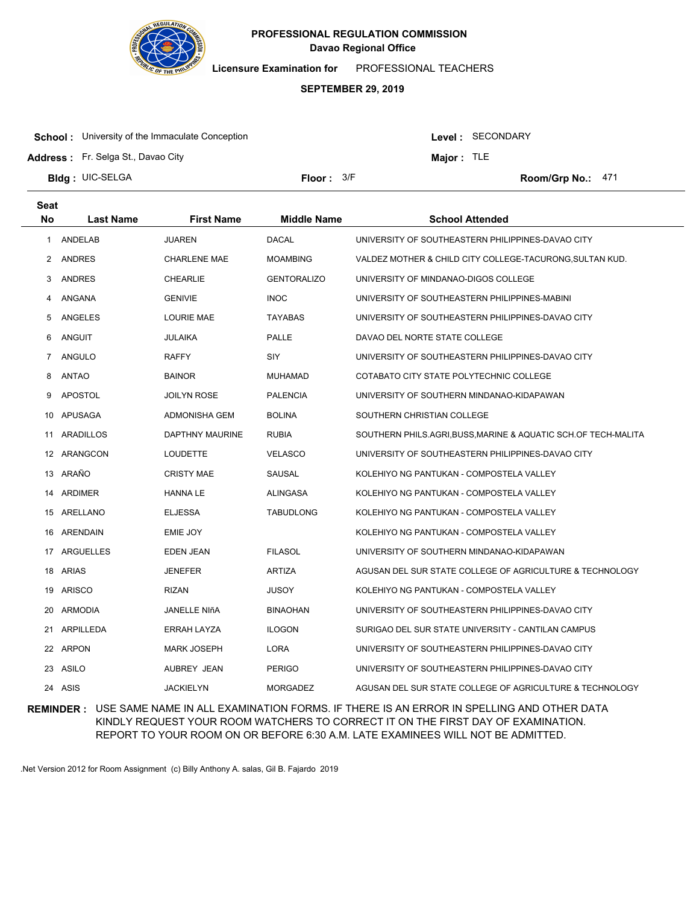**PROFESSIONAL REGULATION COMMISSION**
**Davao Regional Office**

**Licensure Examination for** PROFESSIONAL TEACHERS

**SEPTEMBER 29, 2019**

**School :** University of the Immaculate Conception
**Address :** Fr. Selga St., Davao City
**Bldg :** UIC-SELGA
**Floor :** 3/F

**Level :** SECONDARY
**Major :** TLE
**Room/Grp No.:** 471

| Seat No | Last Name | First Name | Middle Name | School Attended |
|---|---|---|---|---|
| 1 | ANDELAB | JUAREN | DACAL | UNIVERSITY OF SOUTHEASTERN PHILIPPINES-DAVAO CITY |
| 2 | ANDRES | CHARLENE MAE | MOAMBING | VALDEZ MOTHER & CHILD CITY COLLEGE-TACURONG,SULTAN KUD. |
| 3 | ANDRES | CHEARLIE | GENTORALIZO | UNIVERSITY OF MINDANAO-DIGOS COLLEGE |
| 4 | ANGANA | GENIVIE | INOC | UNIVERSITY OF SOUTHEASTERN PHILIPPINES-MABINI |
| 5 | ANGELES | LOURIE MAE | TAYABAS | UNIVERSITY OF SOUTHEASTERN PHILIPPINES-DAVAO CITY |
| 6 | ANGUIT | JULAIKA | PALLE | DAVAO DEL NORTE STATE COLLEGE |
| 7 | ANGULO | RAFFY | SIY | UNIVERSITY OF SOUTHEASTERN PHILIPPINES-DAVAO CITY |
| 8 | ANTAO | BAINOR | MUHAMAD | COTABATO CITY STATE POLYTECHNIC COLLEGE |
| 9 | APOSTOL | JOILYN ROSE | PALENCIA | UNIVERSITY OF SOUTHERN MINDANAO-KIDAPAWAN |
| 10 | APUSAGA | ADMONISHA GEM | BOLINA | SOUTHERN CHRISTIAN COLLEGE |
| 11 | ARADILLOS | DAPTHNY MAURINE | RUBIA | SOUTHERN PHILS.AGRI,BUSS,MARINE & AQUATIC SCH.OF TECH-MALITA |
| 12 | ARANGCON | LOUDETTE | VELASCO | UNIVERSITY OF SOUTHEASTERN PHILIPPINES-DAVAO CITY |
| 13 | ARAÑO | CRISTY MAE | SAUSAL | KOLEHIYO NG PANTUKAN - COMPOSTELA VALLEY |
| 14 | ARDIMER | HANNA LE | ALINGASA | KOLEHIYO NG PANTUKAN - COMPOSTELA VALLEY |
| 15 | ARELLANO | ELJESSA | TABUDLONG | KOLEHIYO NG PANTUKAN - COMPOSTELA VALLEY |
| 16 | ARENDAIN | EMIE JOY | | KOLEHIYO NG PANTUKAN - COMPOSTELA VALLEY |
| 17 | ARGUELLES | EDEN JEAN | FILASOL | UNIVERSITY OF SOUTHERN MINDANAO-KIDAPAWAN |
| 18 | ARIAS | JENEFER | ARTIZA | AGUSAN DEL SUR STATE COLLEGE OF AGRICULTURE & TECHNOLOGY |
| 19 | ARISCO | RIZAN | JUSOY | KOLEHIYO NG PANTUKAN - COMPOSTELA VALLEY |
| 20 | ARMODIA | JANELLE NIñA | BINAOHAN | UNIVERSITY OF SOUTHEASTERN PHILIPPINES-DAVAO CITY |
| 21 | ARPILLEDA | ERRAH LAYZA | ILOGON | SURIGAO DEL SUR STATE UNIVERSITY - CANTILAN CAMPUS |
| 22 | ARPON | MARK JOSEPH | LORA | UNIVERSITY OF SOUTHEASTERN PHILIPPINES-DAVAO CITY |
| 23 | ASILO | AUBREY JEAN | PERIGO | UNIVERSITY OF SOUTHEASTERN PHILIPPINES-DAVAO CITY |
| 24 | ASIS | JACKIELYN | MORGADEZ | AGUSAN DEL SUR STATE COLLEGE OF AGRICULTURE & TECHNOLOGY |

**REMINDER :** USE SAME NAME IN ALL EXAMINATION FORMS. IF THERE IS AN ERROR IN SPELLING AND OTHER DATA KINDLY REQUEST YOUR ROOM WATCHERS TO CORRECT IT ON THE FIRST DAY OF EXAMINATION. REPORT TO YOUR ROOM ON OR BEFORE 6:30 A.M. LATE EXAMINEES WILL NOT BE ADMITTED.

.Net Version 2012 for Room Assignment (c) Billy Anthony A. salas, Gil B. Fajardo 2019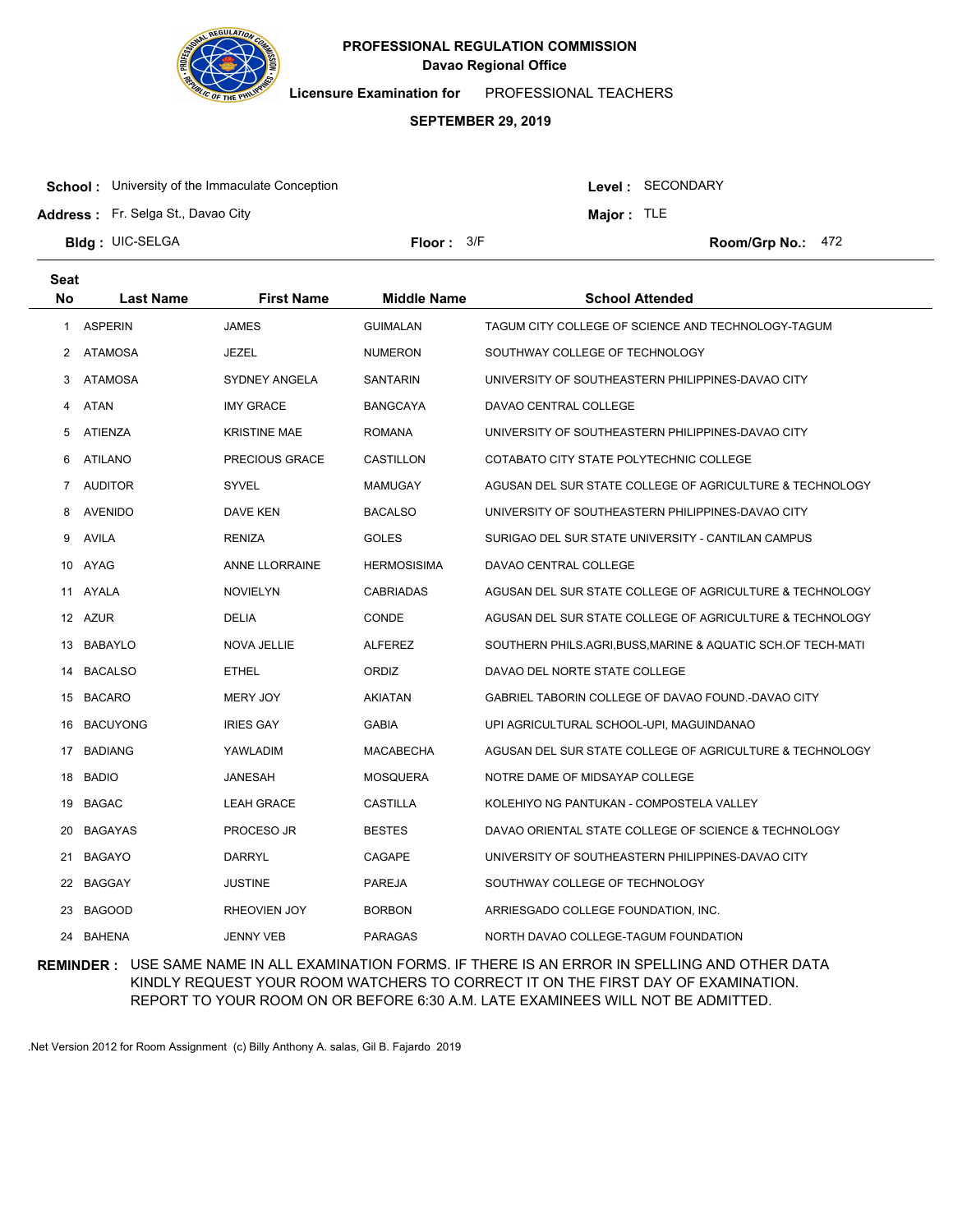**PROFESSIONAL REGULATION COMMISSION**
**Davao Regional Office**

**Licensure Examination for** PROFESSIONAL TEACHERS

**SEPTEMBER 29, 2019**

**School :** University of the Immaculate Conception
**Address :** Fr. Selga St., Davao City
**Bldg :** UIC-SELGA
**Floor :** 3/F
**Level :** SECONDARY
**Major :** TLE
**Room/Grp No.:** 472

| Seat No | Last Name | First Name | Middle Name | School Attended |
|---|---|---|---|---|
| 1 | ASPERIN | JAMES | GUIMALAN | TAGUM CITY COLLEGE OF SCIENCE AND TECHNOLOGY-TAGUM |
| 2 | ATAMOSA | JEZEL | NUMERON | SOUTHWAY COLLEGE OF TECHNOLOGY |
| 3 | ATAMOSA | SYDNEY ANGELA | SANTARIN | UNIVERSITY OF SOUTHEASTERN PHILIPPINES-DAVAO CITY |
| 4 | ATAN | IMY GRACE | BANGCAYA | DAVAO CENTRAL COLLEGE |
| 5 | ATIENZA | KRISTINE MAE | ROMANA | UNIVERSITY OF SOUTHEASTERN PHILIPPINES-DAVAO CITY |
| 6 | ATILANO | PRECIOUS GRACE | CASTILLON | COTABATO CITY STATE POLYTECHNIC COLLEGE |
| 7 | AUDITOR | SYVEL | MAMUGAY | AGUSAN DEL SUR STATE COLLEGE OF AGRICULTURE & TECHNOLOGY |
| 8 | AVENIDO | DAVE KEN | BACALSO | UNIVERSITY OF SOUTHEASTERN PHILIPPINES-DAVAO CITY |
| 9 | AVILA | RENIZA | GOLES | SURIGAO DEL SUR STATE UNIVERSITY - CANTILAN CAMPUS |
| 10 | AYAG | ANNE LLORRAINE | HERMOSISIMA | DAVAO CENTRAL COLLEGE |
| 11 | AYALA | NOVIELYN | CABRIADAS | AGUSAN DEL SUR STATE COLLEGE OF AGRICULTURE & TECHNOLOGY |
| 12 | AZUR | DELIA | CONDE | AGUSAN DEL SUR STATE COLLEGE OF AGRICULTURE & TECHNOLOGY |
| 13 | BABAYLO | NOVA JELLIE | ALFEREZ | SOUTHERN PHILS.AGRI,BUSS,MARINE & AQUATIC SCH.OF TECH-MATI |
| 14 | BACALSO | ETHEL | ORDIZ | DAVAO DEL NORTE STATE COLLEGE |
| 15 | BACARO | MERY JOY | AKIATAN | GABRIEL TABORIN COLLEGE OF DAVAO FOUND.-DAVAO CITY |
| 16 | BACUYONG | IRIES GAY | GABIA | UPI AGRICULTURAL SCHOOL-UPI, MAGUINDANAO |
| 17 | BADIANG | YAWLADIM | MACABECHA | AGUSAN DEL SUR STATE COLLEGE OF AGRICULTURE & TECHNOLOGY |
| 18 | BADIO | JANESAH | MOSQUERA | NOTRE DAME OF MIDSAYAP COLLEGE |
| 19 | BAGAC | LEAH GRACE | CASTILLA | KOLEHIYO NG PANTUKAN - COMPOSTELA VALLEY |
| 20 | BAGAYAS | PROCESO JR | BESTES | DAVAO ORIENTAL STATE COLLEGE OF SCIENCE & TECHNOLOGY |
| 21 | BAGAYO | DARRYL | CAGAPE | UNIVERSITY OF SOUTHEASTERN PHILIPPINES-DAVAO CITY |
| 22 | BAGGAY | JUSTINE | PAREJA | SOUTHWAY COLLEGE OF TECHNOLOGY |
| 23 | BAGOOD | RHEOVIEN JOY | BORBON | ARRIESGADO COLLEGE FOUNDATION, INC. |
| 24 | BAHENA | JENNY VEB | PARAGAS | NORTH DAVAO COLLEGE-TAGUM FOUNDATION |

**REMINDER :** USE SAME NAME IN ALL EXAMINATION FORMS. IF THERE IS AN ERROR IN SPELLING AND OTHER DATA KINDLY REQUEST YOUR ROOM WATCHERS TO CORRECT IT ON THE FIRST DAY OF EXAMINATION. REPORT TO YOUR ROOM ON OR BEFORE 6:30 A.M. LATE EXAMINEES WILL NOT BE ADMITTED.

.Net Version 2012 for Room Assignment (c) Billy Anthony A. salas, Gil B. Fajardo 2019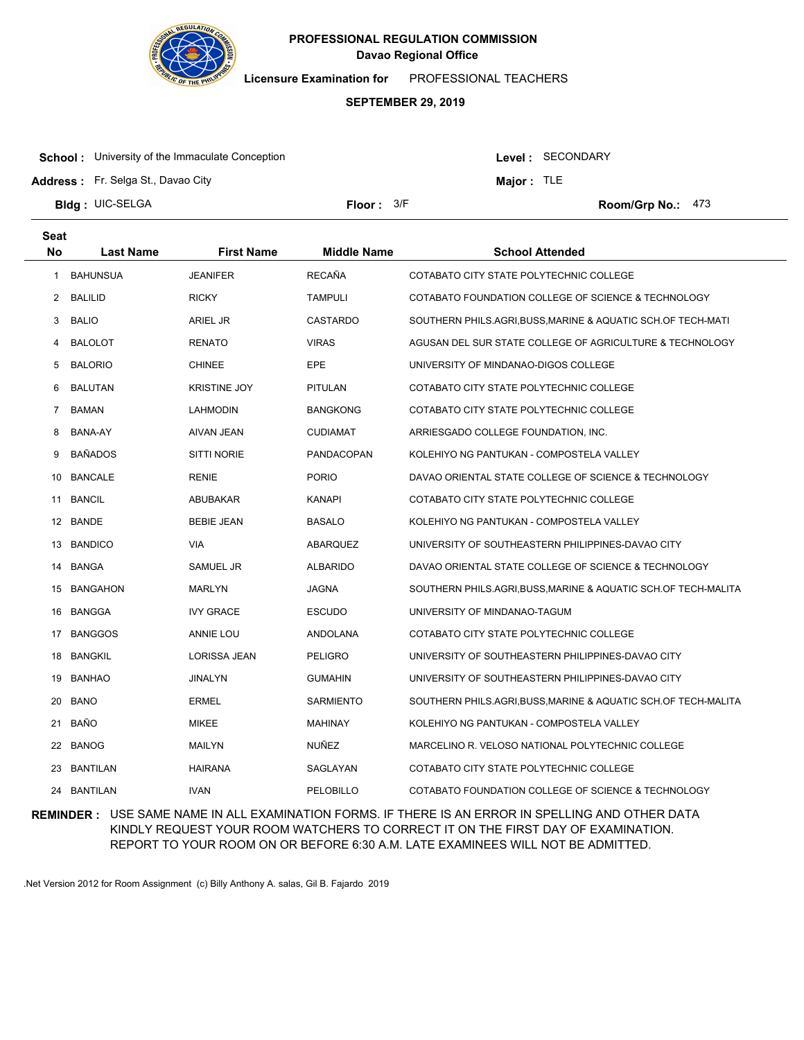**PROFESSIONAL REGULATION COMMISSION**
**Davao Regional Office**

**Licensure Examination for** PROFESSIONAL TEACHERS

**SEPTEMBER 29, 2019**

**School :** University of the Immaculate Conception
**Address :** Fr. Selga St., Davao City
**Bldg :** UIC-SELGA
**Floor :** 3/F
**Level :** SECONDARY
**Major :** TLE
**Room/Grp No.:** 473

| Seat No | Last Name | First Name | Middle Name | School Attended |
|---|---|---|---|---|
| 1 | BAHUNSUA | JEANIFER | RECAÑA | COTABATO CITY STATE POLYTECHNIC COLLEGE |
| 2 | BALILID | RICKY | TAMPULI | COTABATO FOUNDATION COLLEGE OF SCIENCE & TECHNOLOGY |
| 3 | BALIO | ARIEL JR | CASTARDO | SOUTHERN PHILS.AGRI,BUSS,MARINE & AQUATIC SCH.OF TECH-MATI |
| 4 | BALOLOT | RENATO | VIRAS | AGUSAN DEL SUR STATE COLLEGE OF AGRICULTURE & TECHNOLOGY |
| 5 | BALORIO | CHINEE | EPE | UNIVERSITY OF MINDANAO-DIGOS COLLEGE |
| 6 | BALUTAN | KRISTINE JOY | PITULAN | COTABATO CITY STATE POLYTECHNIC COLLEGE |
| 7 | BAMAN | LAHMODIN | BANGKONG | COTABATO CITY STATE POLYTECHNIC COLLEGE |
| 8 | BANA-AY | AIVAN JEAN | CUDIAMAT | ARRIESGADO COLLEGE FOUNDATION, INC. |
| 9 | BAÑADOS | SITTI NORIE | PANDACOPAN | KOLEHIYO NG PANTUKAN - COMPOSTELA VALLEY |
| 10 | BANCALE | RENIE | PORIO | DAVAO ORIENTAL STATE COLLEGE OF SCIENCE & TECHNOLOGY |
| 11 | BANCIL | ABUBAKAR | KANAPI | COTABATO CITY STATE POLYTECHNIC COLLEGE |
| 12 | BANDE | BEBIE JEAN | BASALO | KOLEHIYO NG PANTUKAN - COMPOSTELA VALLEY |
| 13 | BANDICO | VIA | ABARQUEZ | UNIVERSITY OF SOUTHEASTERN PHILIPPINES-DAVAO CITY |
| 14 | BANGA | SAMUEL JR | ALBARIDO | DAVAO ORIENTAL STATE COLLEGE OF SCIENCE & TECHNOLOGY |
| 15 | BANGAHON | MARLYN | JAGNA | SOUTHERN PHILS.AGRI,BUSS,MARINE & AQUATIC SCH.OF TECH-MALITA |
| 16 | BANGGA | IVY GRACE | ESCUDO | UNIVERSITY OF MINDANAO-TAGUM |
| 17 | BANGGOS | ANNIE LOU | ANDOLANA | COTABATO CITY STATE POLYTECHNIC COLLEGE |
| 18 | BANGKIL | LORISSA JEAN | PELIGRO | UNIVERSITY OF SOUTHEASTERN PHILIPPINES-DAVAO CITY |
| 19 | BANHAO | JINALYN | GUMAHIN | UNIVERSITY OF SOUTHEASTERN PHILIPPINES-DAVAO CITY |
| 20 | BANO | ERMEL | SARMIENTO | SOUTHERN PHILS.AGRI,BUSS,MARINE & AQUATIC SCH.OF TECH-MALITA |
| 21 | BAÑO | MIKEE | MAHINAY | KOLEHIYO NG PANTUKAN - COMPOSTELA VALLEY |
| 22 | BANOG | MAILYN | NUÑEZ | MARCELINO R. VELOSO NATIONAL POLYTECHNIC COLLEGE |
| 23 | BANTILAN | HAIRANA | SAGLAYAN | COTABATO CITY STATE POLYTECHNIC COLLEGE |
| 24 | BANTILAN | IVAN | PELOBILLO | COTABATO FOUNDATION COLLEGE OF SCIENCE & TECHNOLOGY |

**REMINDER :** USE SAME NAME IN ALL EXAMINATION FORMS. IF THERE IS AN ERROR IN SPELLING AND OTHER DATA KINDLY REQUEST YOUR ROOM WATCHERS TO CORRECT IT ON THE FIRST DAY OF EXAMINATION. REPORT TO YOUR ROOM ON OR BEFORE 6:30 A.M. LATE EXAMINEES WILL NOT BE ADMITTED.

.Net Version 2012 for Room Assignment (c) Billy Anthony A. salas, Gil B. Fajardo 2019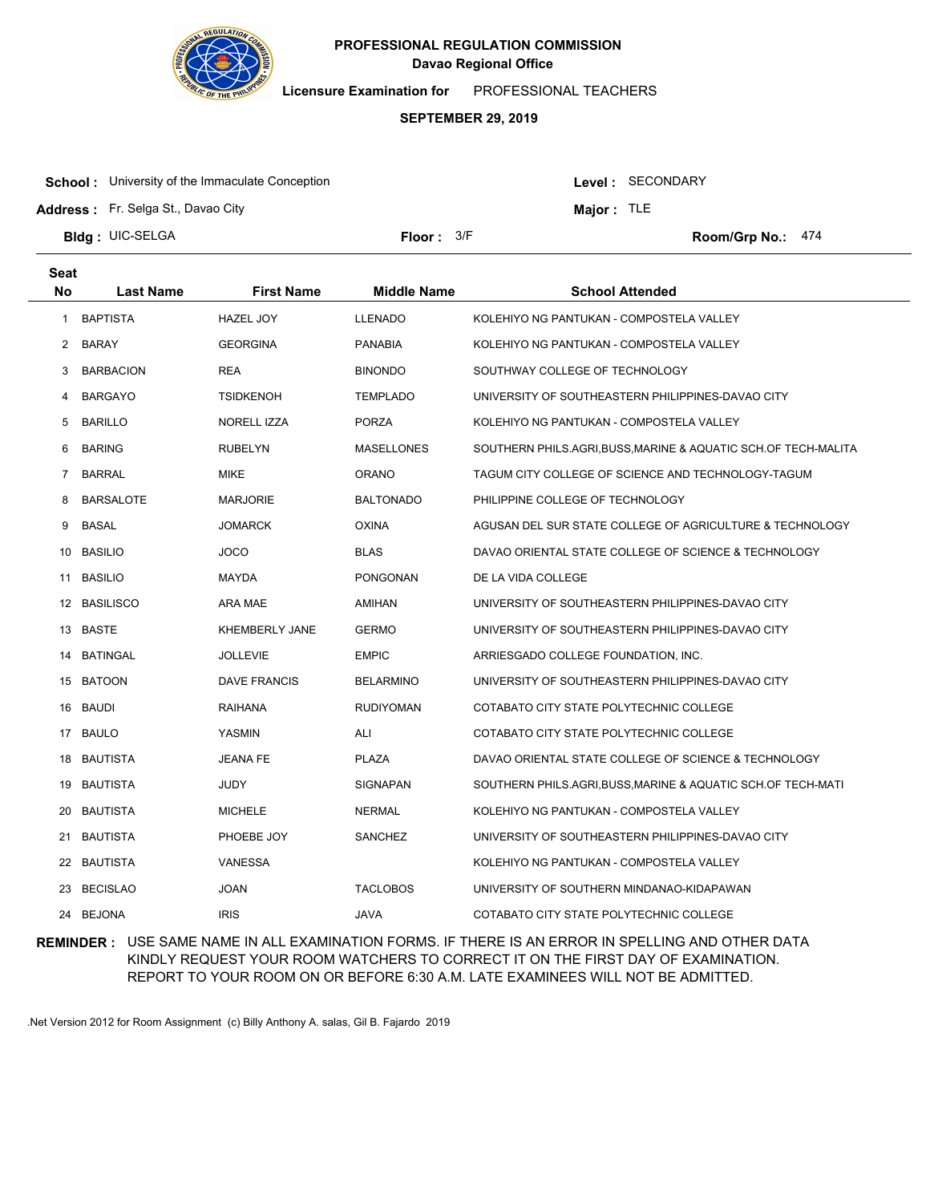**PROFESSIONAL REGULATION COMMISSION**
**Davao Regional Office**

**Licensure Examination for** PROFESSIONAL TEACHERS

**SEPTEMBER 29, 2019**

**School :** University of the Immaculate Conception
**Address :** Fr. Selga St., Davao City
**Bldg :** UIC-SELGA
**Floor :** 3/F
**Level :** SECONDARY
**Major :** TLE
**Room/Grp No.:** 474

| Seat No | Last Name | First Name | Middle Name | School Attended |
|---|---|---|---|---|
| 1 | BAPTISTA | HAZEL JOY | LLENADO | KOLEHIYO NG PANTUKAN - COMPOSTELA VALLEY |
| 2 | BARAY | GEORGINA | PANABIA | KOLEHIYO NG PANTUKAN - COMPOSTELA VALLEY |
| 3 | BARBACION | REA | BINONDO | SOUTHWAY COLLEGE OF TECHNOLOGY |
| 4 | BARGAYO | TSIDKENOH | TEMPLADO | UNIVERSITY OF SOUTHEASTERN PHILIPPINES-DAVAO CITY |
| 5 | BARILLO | NORELL IZZA | PORZA | KOLEHIYO NG PANTUKAN - COMPOSTELA VALLEY |
| 6 | BARING | RUBELYN | MASELLONES | SOUTHERN PHILS.AGRI,BUSS,MARINE & AQUATIC SCH.OF TECH-MALITA |
| 7 | BARRAL | MIKE | ORANO | TAGUM CITY COLLEGE OF SCIENCE AND TECHNOLOGY-TAGUM |
| 8 | BARSALOTE | MARJORIE | BALTONADO | PHILIPPINE COLLEGE OF TECHNOLOGY |
| 9 | BASAL | JOMARCK | OXINA | AGUSAN DEL SUR STATE COLLEGE OF AGRICULTURE & TECHNOLOGY |
| 10 | BASILIO | JOCO | BLAS | DAVAO ORIENTAL STATE COLLEGE OF SCIENCE & TECHNOLOGY |
| 11 | BASILIO | MAYDA | PONGONAN | DE LA VIDA COLLEGE |
| 12 | BASILISCO | ARA MAE | AMIHAN | UNIVERSITY OF SOUTHEASTERN PHILIPPINES-DAVAO CITY |
| 13 | BASTE | KHEMBERLY JANE | GERMO | UNIVERSITY OF SOUTHEASTERN PHILIPPINES-DAVAO CITY |
| 14 | BATINGAL | JOLLEVIE | EMPIC | ARRIESGADO COLLEGE FOUNDATION, INC. |
| 15 | BATOON | DAVE FRANCIS | BELARMINO | UNIVERSITY OF SOUTHEASTERN PHILIPPINES-DAVAO CITY |
| 16 | BAUDI | RAIHANA | RUDIYOMAN | COTABATO CITY STATE POLYTECHNIC COLLEGE |
| 17 | BAULO | YASMIN | ALI | COTABATO CITY STATE POLYTECHNIC COLLEGE |
| 18 | BAUTISTA | JEANA FE | PLAZA | DAVAO ORIENTAL STATE COLLEGE OF SCIENCE & TECHNOLOGY |
| 19 | BAUTISTA | JUDY | SIGNAPAN | SOUTHERN PHILS.AGRI,BUSS,MARINE & AQUATIC SCH.OF TECH-MATI |
| 20 | BAUTISTA | MICHELE | NERMAL | KOLEHIYO NG PANTUKAN - COMPOSTELA VALLEY |
| 21 | BAUTISTA | PHOEBE JOY | SANCHEZ | UNIVERSITY OF SOUTHEASTERN PHILIPPINES-DAVAO CITY |
| 22 | BAUTISTA | VANESSA | | KOLEHIYO NG PANTUKAN - COMPOSTELA VALLEY |
| 23 | BECISLAO | JOAN | TACLOBOS | UNIVERSITY OF SOUTHERN MINDANAO-KIDAPAWAN |
| 24 | BEJONA | IRIS | JAVA | COTABATO CITY STATE POLYTECHNIC COLLEGE |

**REMINDER :** USE SAME NAME IN ALL EXAMINATION FORMS. IF THERE IS AN ERROR IN SPELLING AND OTHER DATA KINDLY REQUEST YOUR ROOM WATCHERS TO CORRECT IT ON THE FIRST DAY OF EXAMINATION. REPORT TO YOUR ROOM ON OR BEFORE 6:30 A.M. LATE EXAMINEES WILL NOT BE ADMITTED.

.Net Version 2012 for Room Assignment (c) Billy Anthony A. salas, Gil B. Fajardo 2019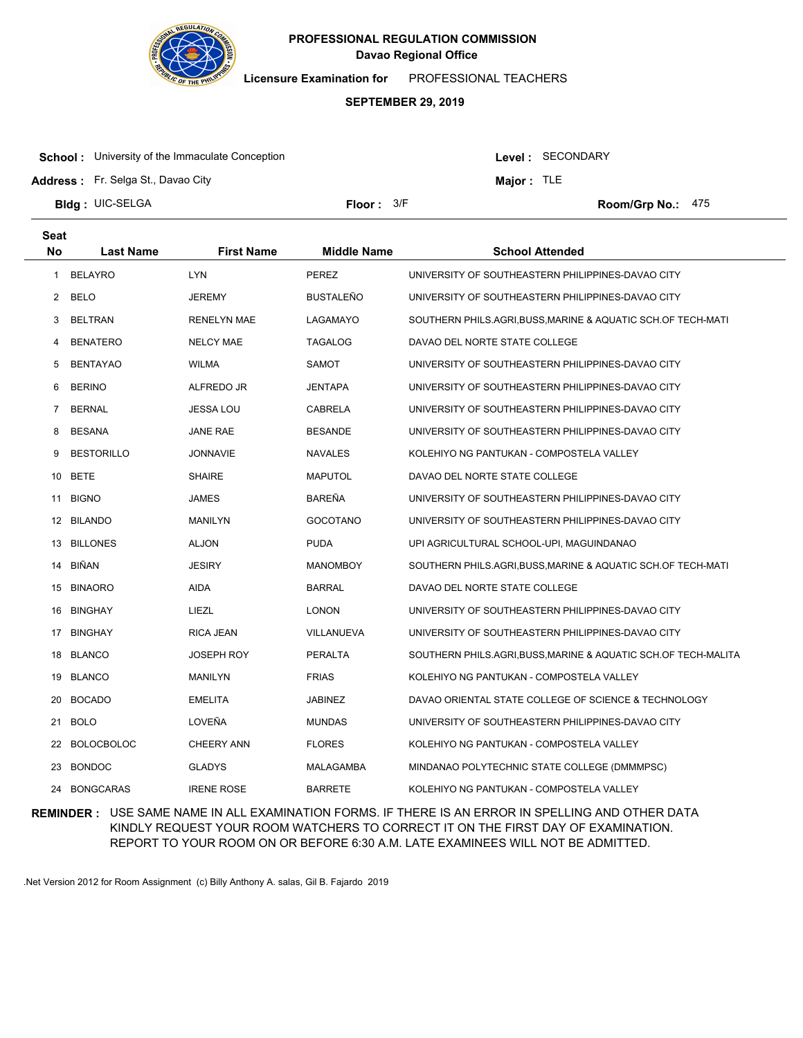**PROFESSIONAL REGULATION COMMISSION**
**Davao Regional Office**

**Licensure Examination for** PROFESSIONAL TEACHERS

**SEPTEMBER 29, 2019**

**School :** University of the Immaculate Conception
**Address :** Fr. Selga St., Davao City
**Bldg :** UIC-SELGA
**Floor :** 3/F
**Level :** SECONDARY
**Major :** TLE
**Room/Grp No.:** 475

| Seat No | Last Name | First Name | Middle Name | School Attended |
|---|---|---|---|---|
| 1 | BELAYRO | LYN | PEREZ | UNIVERSITY OF SOUTHEASTERN PHILIPPINES-DAVAO CITY |
| 2 | BELO | JEREMY | BUSTALEÑO | UNIVERSITY OF SOUTHEASTERN PHILIPPINES-DAVAO CITY |
| 3 | BELTRAN | RENELYN MAE | LAGAMAYO | SOUTHERN PHILS.AGRI,BUSS,MARINE & AQUATIC SCH.OF TECH-MATI |
| 4 | BENATERO | NELCY MAE | TAGALOG | DAVAO DEL NORTE STATE COLLEGE |
| 5 | BENTAYAO | WILMA | SAMOT | UNIVERSITY OF SOUTHEASTERN PHILIPPINES-DAVAO CITY |
| 6 | BERINO | ALFREDO JR | JENTAPA | UNIVERSITY OF SOUTHEASTERN PHILIPPINES-DAVAO CITY |
| 7 | BERNAL | JESSA LOU | CABRELA | UNIVERSITY OF SOUTHEASTERN PHILIPPINES-DAVAO CITY |
| 8 | BESANA | JANE RAE | BESANDE | UNIVERSITY OF SOUTHEASTERN PHILIPPINES-DAVAO CITY |
| 9 | BESTORILLO | JONNAVIE | NAVALES | KOLEHIYO NG PANTUKAN - COMPOSTELA VALLEY |
| 10 | BETE | SHAIRE | MAPUTOL | DAVAO DEL NORTE STATE COLLEGE |
| 11 | BIGNO | JAMES | BAREÑA | UNIVERSITY OF SOUTHEASTERN PHILIPPINES-DAVAO CITY |
| 12 | BILANDO | MANILYN | GOCOTANO | UNIVERSITY OF SOUTHEASTERN PHILIPPINES-DAVAO CITY |
| 13 | BILLONES | ALJON | PUDA | UPI AGRICULTURAL SCHOOL-UPI, MAGUINDANAO |
| 14 | BIÑAN | JESIRY | MANOMBOY | SOUTHERN PHILS.AGRI,BUSS,MARINE & AQUATIC SCH.OF TECH-MATI |
| 15 | BINAORO | AIDA | BARRAL | DAVAO DEL NORTE STATE COLLEGE |
| 16 | BINGHAY | LIEZL | LONON | UNIVERSITY OF SOUTHEASTERN PHILIPPINES-DAVAO CITY |
| 17 | BINGHAY | RICA JEAN | VILLANUEVA | UNIVERSITY OF SOUTHEASTERN PHILIPPINES-DAVAO CITY |
| 18 | BLANCO | JOSEPH ROY | PERALTA | SOUTHERN PHILS.AGRI,BUSS,MARINE & AQUATIC SCH.OF TECH-MALITA |
| 19 | BLANCO | MANILYN | FRIAS | KOLEHIYO NG PANTUKAN - COMPOSTELA VALLEY |
| 20 | BOCADO | EMELITA | JABINEZ | DAVAO ORIENTAL STATE COLLEGE OF SCIENCE & TECHNOLOGY |
| 21 | BOLO | LOVEÑA | MUNDAS | UNIVERSITY OF SOUTHEASTERN PHILIPPINES-DAVAO CITY |
| 22 | BOLOCBOLOC | CHEERY ANN | FLORES | KOLEHIYO NG PANTUKAN - COMPOSTELA VALLEY |
| 23 | BONDOC | GLADYS | MALAGAMBA | MINDANAO POLYTECHNIC STATE COLLEGE (DMMMPSC) |
| 24 | BONGCARAS | IRENE ROSE | BARRETE | KOLEHIYO NG PANTUKAN - COMPOSTELA VALLEY |

**REMINDER :** USE SAME NAME IN ALL EXAMINATION FORMS. IF THERE IS AN ERROR IN SPELLING AND OTHER DATA KINDLY REQUEST YOUR ROOM WATCHERS TO CORRECT IT ON THE FIRST DAY OF EXAMINATION. REPORT TO YOUR ROOM ON OR BEFORE 6:30 A.M. LATE EXAMINEES WILL NOT BE ADMITTED.

.Net Version 2012 for Room Assignment (c) Billy Anthony A. salas, Gil B. Fajardo 2019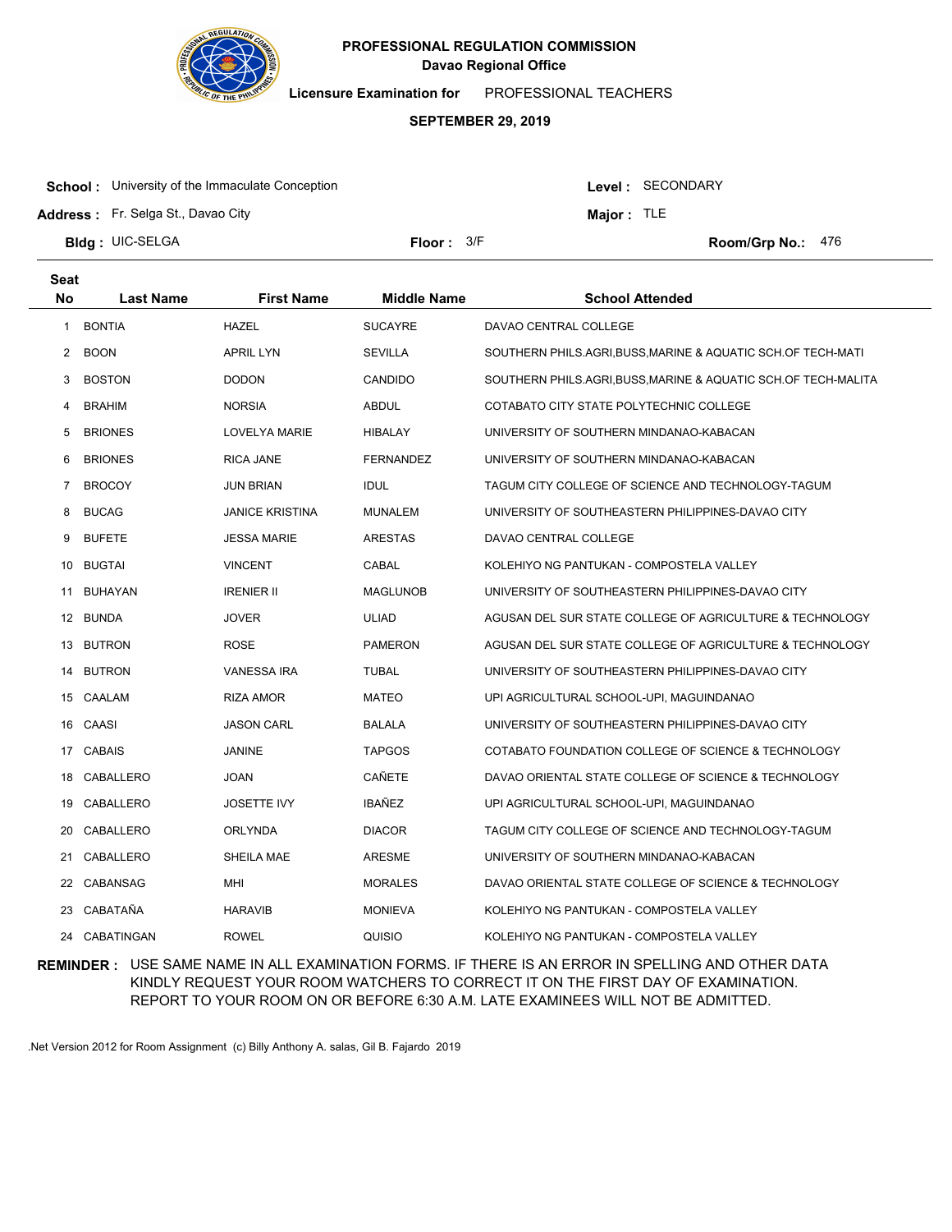**PROFESSIONAL REGULATION COMMISSION**
**Davao Regional Office**

**Licensure Examination for** PROFESSIONAL TEACHERS

**SEPTEMBER 29, 2019**

**School :** University of the Immaculate Conception
**Level :** SECONDARY
**Address :** Fr. Selga St., Davao City
**Major :** TLE
**Bldg :** UIC-SELGA
**Floor :** 3/F
**Room/Grp No.:** 476

| Seat No | Last Name | First Name | Middle Name | School Attended |
|---|---|---|---|---|
| 1 | BONTIA | HAZEL | SUCAYRE | DAVAO CENTRAL COLLEGE |
| 2 | BOON | APRIL LYN | SEVILLA | SOUTHERN PHILS.AGRI,BUSS,MARINE & AQUATIC SCH.OF TECH-MATI |
| 3 | BOSTON | DODON | CANDIDO | SOUTHERN PHILS.AGRI,BUSS,MARINE & AQUATIC SCH.OF TECH-MALITA |
| 4 | BRAHIM | NORSIA | ABDUL | COTABATO CITY STATE POLYTECHNIC COLLEGE |
| 5 | BRIONES | LOVELYA MARIE | HIBALAY | UNIVERSITY OF SOUTHERN MINDANAO-KABACAN |
| 6 | BRIONES | RICA JANE | FERNANDEZ | UNIVERSITY OF SOUTHERN MINDANAO-KABACAN |
| 7 | BROCOY | JUN BRIAN | IDUL | TAGUM CITY COLLEGE OF SCIENCE AND TECHNOLOGY-TAGUM |
| 8 | BUCAG | JANICE KRISTINA | MUNALEM | UNIVERSITY OF SOUTHEASTERN PHILIPPINES-DAVAO CITY |
| 9 | BUFETE | JESSA MARIE | ARESTAS | DAVAO CENTRAL COLLEGE |
| 10 | BUGTAI | VINCENT | CABAL | KOLEHIYO NG PANTUKAN - COMPOSTELA VALLEY |
| 11 | BUHAYAN | IRENIER II | MAGLUNOB | UNIVERSITY OF SOUTHEASTERN PHILIPPINES-DAVAO CITY |
| 12 | BUNDA | JOVER | ULIAD | AGUSAN DEL SUR STATE COLLEGE OF AGRICULTURE & TECHNOLOGY |
| 13 | BUTRON | ROSE | PAMERON | AGUSAN DEL SUR STATE COLLEGE OF AGRICULTURE & TECHNOLOGY |
| 14 | BUTRON | VANESSA IRA | TUBAL | UNIVERSITY OF SOUTHEASTERN PHILIPPINES-DAVAO CITY |
| 15 | CAALAM | RIZA AMOR | MATEO | UPI AGRICULTURAL SCHOOL-UPI, MAGUINDANAO |
| 16 | CAASI | JASON CARL | BALALA | UNIVERSITY OF SOUTHEASTERN PHILIPPINES-DAVAO CITY |
| 17 | CABAIS | JANINE | TAPGOS | COTABATO FOUNDATION COLLEGE OF SCIENCE & TECHNOLOGY |
| 18 | CABALLERO | JOAN | CAÑETE | DAVAO ORIENTAL STATE COLLEGE OF SCIENCE & TECHNOLOGY |
| 19 | CABALLERO | JOSETTE IVY | IBAÑEZ | UPI AGRICULTURAL SCHOOL-UPI, MAGUINDANAO |
| 20 | CABALLERO | ORLYNDA | DIACOR | TAGUM CITY COLLEGE OF SCIENCE AND TECHNOLOGY-TAGUM |
| 21 | CABALLERO | SHEILA MAE | ARESME | UNIVERSITY OF SOUTHERN MINDANAO-KABACAN |
| 22 | CABANSAG | MHI | MORALES | DAVAO ORIENTAL STATE COLLEGE OF SCIENCE & TECHNOLOGY |
| 23 | CABATAÑA | HARAVIB | MONIEVA | KOLEHIYO NG PANTUKAN - COMPOSTELA VALLEY |
| 24 | CABATINGAN | ROWEL | QUISIO | KOLEHIYO NG PANTUKAN - COMPOSTELA VALLEY |

**REMINDER :** USE SAME NAME IN ALL EXAMINATION FORMS. IF THERE IS AN ERROR IN SPELLING AND OTHER DATA KINDLY REQUEST YOUR ROOM WATCHERS TO CORRECT IT ON THE FIRST DAY OF EXAMINATION. REPORT TO YOUR ROOM ON OR BEFORE 6:30 A.M. LATE EXAMINEES WILL NOT BE ADMITTED.

.Net Version 2012 for Room Assignment (c) Billy Anthony A. salas, Gil B. Fajardo 2019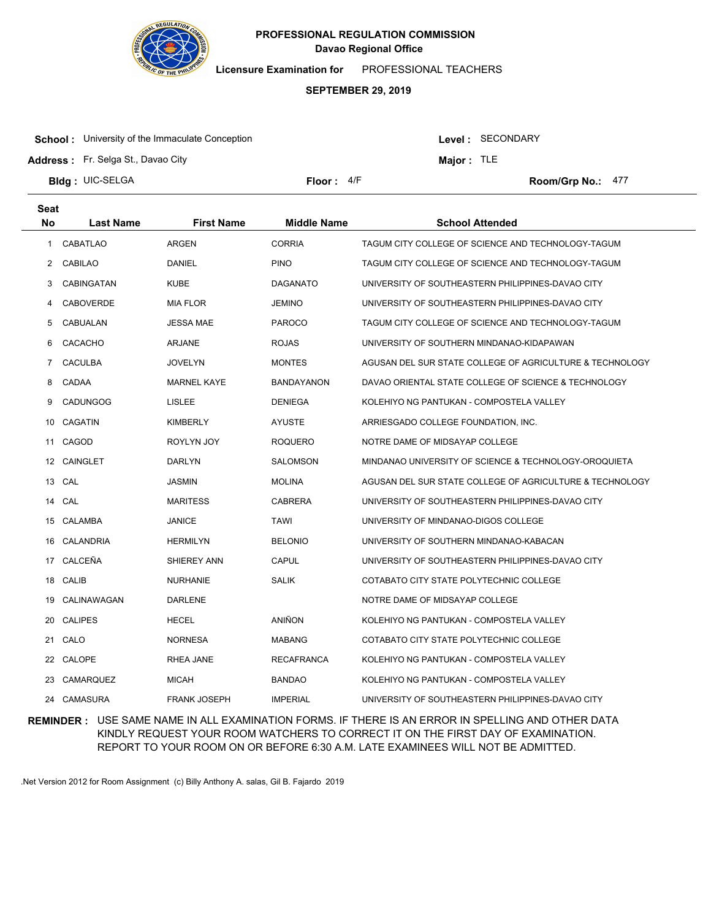**PROFESSIONAL REGULATION COMMISSION**
**Davao Regional Office**

**Licensure Examination for** PROFESSIONAL TEACHERS

**SEPTEMBER 29, 2019**

**School :** University of the Immaculate Conception
**Address :** Fr. Selga St., Davao City
**Bldg :** UIC-SELGA
**Floor :** 4/F
**Level :** SECONDARY
**Major :** TLE
**Room/Grp No.:** 477

| Seat No | Last Name | First Name | Middle Name | School Attended |
|---|---|---|---|---|
| 1 | CABATLAO | ARGEN | CORRIA | TAGUM CITY COLLEGE OF SCIENCE AND TECHNOLOGY-TAGUM |
| 2 | CABILAO | DANIEL | PINO | TAGUM CITY COLLEGE OF SCIENCE AND TECHNOLOGY-TAGUM |
| 3 | CABINGATAN | KUBE | DAGANATO | UNIVERSITY OF SOUTHEASTERN PHILIPPINES-DAVAO CITY |
| 4 | CABOVERDE | MIA FLOR | JEMINO | UNIVERSITY OF SOUTHEASTERN PHILIPPINES-DAVAO CITY |
| 5 | CABUALAN | JESSA MAE | PAROCO | TAGUM CITY COLLEGE OF SCIENCE AND TECHNOLOGY-TAGUM |
| 6 | CACACHO | ARJANE | ROJAS | UNIVERSITY OF SOUTHERN MINDANAO-KIDAPAWAN |
| 7 | CACULBA | JOVELYN | MONTES | AGUSAN DEL SUR STATE COLLEGE OF AGRICULTURE & TECHNOLOGY |
| 8 | CADAA | MARNEL KAYE | BANDAYANON | DAVAO ORIENTAL STATE COLLEGE OF SCIENCE & TECHNOLOGY |
| 9 | CADUNGOG | LISLEE | DENIEGA | KOLEHIYO NG PANTUKAN - COMPOSTELA VALLEY |
| 10 | CAGATIN | KIMBERLY | AYUSTE | ARRIESGADO COLLEGE FOUNDATION, INC. |
| 11 | CAGOD | ROYLYN JOY | ROQUERO | NOTRE DAME OF MIDSAYAP COLLEGE |
| 12 | CAINGLET | DARLYN | SALOMSON | MINDANAO UNIVERSITY OF SCIENCE & TECHNOLOGY-OROQUIETA |
| 13 | CAL | JASMIN | MOLINA | AGUSAN DEL SUR STATE COLLEGE OF AGRICULTURE & TECHNOLOGY |
| 14 | CAL | MARITESS | CABRERA | UNIVERSITY OF SOUTHEASTERN PHILIPPINES-DAVAO CITY |
| 15 | CALAMBA | JANICE | TAWI | UNIVERSITY OF MINDANAO-DIGOS COLLEGE |
| 16 | CALANDRIA | HERMILYN | BELONIO | UNIVERSITY OF SOUTHERN MINDANAO-KABACAN |
| 17 | CALCEÑA | SHIEREY ANN | CAPUL | UNIVERSITY OF SOUTHEASTERN PHILIPPINES-DAVAO CITY |
| 18 | CALIB | NURHANIE | SALIK | COTABATO CITY STATE POLYTECHNIC COLLEGE |
| 19 | CALINAWAGAN | DARLENE | | NOTRE DAME OF MIDSAYAP COLLEGE |
| 20 | CALIPES | HECEL | ANIÑON | KOLEHIYO NG PANTUKAN - COMPOSTELA VALLEY |
| 21 | CALO | NORNESA | MABANG | COTABATO CITY STATE POLYTECHNIC COLLEGE |
| 22 | CALOPE | RHEA JANE | RECAFRANCA | KOLEHIYO NG PANTUKAN - COMPOSTELA VALLEY |
| 23 | CAMARQUEZ | MICAH | BANDAO | KOLEHIYO NG PANTUKAN - COMPOSTELA VALLEY |
| 24 | CAMASURA | FRANK JOSEPH | IMPERIAL | UNIVERSITY OF SOUTHEASTERN PHILIPPINES-DAVAO CITY |

**REMINDER :** USE SAME NAME IN ALL EXAMINATION FORMS. IF THERE IS AN ERROR IN SPELLING AND OTHER DATA KINDLY REQUEST YOUR ROOM WATCHERS TO CORRECT IT ON THE FIRST DAY OF EXAMINATION. REPORT TO YOUR ROOM ON OR BEFORE 6:30 A.M. LATE EXAMINEES WILL NOT BE ADMITTED.

.Net Version 2012 for Room Assignment (c) Billy Anthony A. salas, Gil B. Fajardo 2019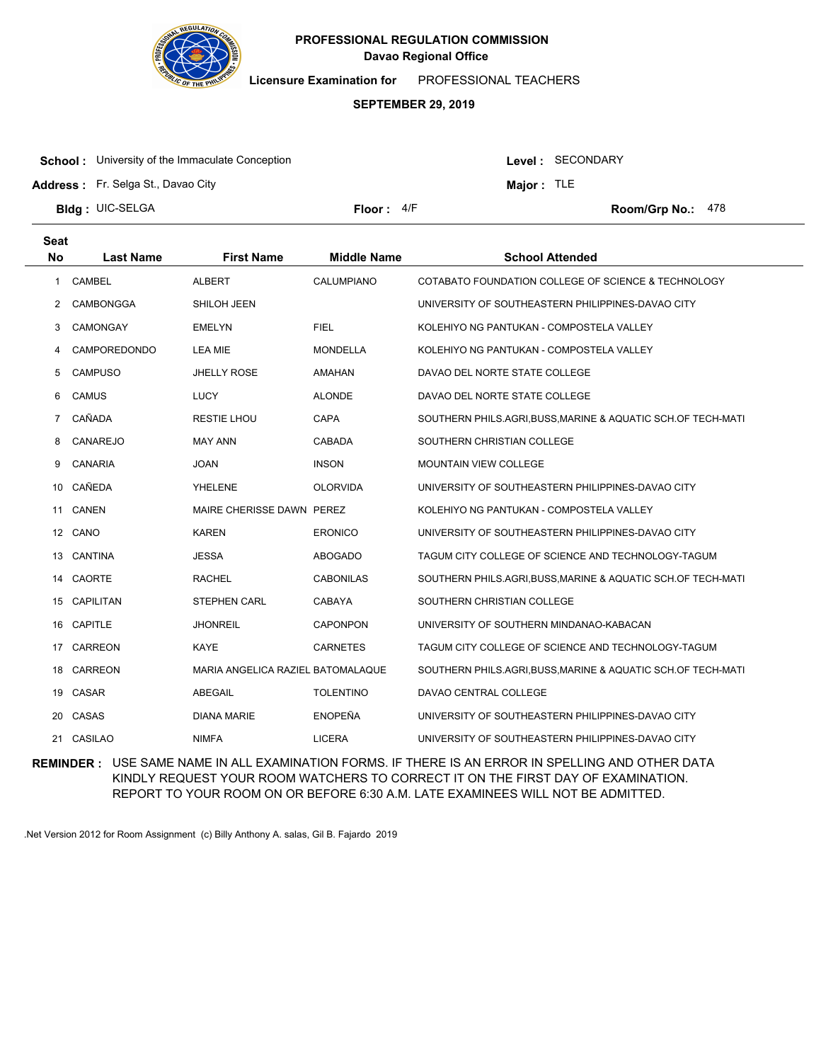**PROFESSIONAL REGULATION COMMISSION**
**Davao Regional Office**

**Licensure Examination for** PROFESSIONAL TEACHERS

**SEPTEMBER 29, 2019**

**School :** University of the Immaculate Conception
**Address :** Fr. Selga St., Davao City
**Bldg :** UIC-SELGA
**Floor :** 4/F

**Level :** SECONDARY
**Major :** TLE
**Room/Grp No.:** 478

| Seat No | Last Name | First Name | Middle Name | School Attended |
|---|---|---|---|---|
| 1 | CAMBEL | ALBERT | CALUMPIANO | COTABATO FOUNDATION COLLEGE OF SCIENCE & TECHNOLOGY |
| 2 | CAMBONGGA | SHILOH JEEN | | UNIVERSITY OF SOUTHEASTERN PHILIPPINES-DAVAO CITY |
| 3 | CAMONGAY | EMELYN | FIEL | KOLEHIYO NG PANTUKAN - COMPOSTELA VALLEY |
| 4 | CAMPOREDONDO | LEA MIE | MONDELLA | KOLEHIYO NG PANTUKAN - COMPOSTELA VALLEY |
| 5 | CAMPUSO | JHELLY ROSE | AMAHAN | DAVAO DEL NORTE STATE COLLEGE |
| 6 | CAMUS | LUCY | ALONDE | DAVAO DEL NORTE STATE COLLEGE |
| 7 | CAÑADA | RESTIE LHOU | CAPA | SOUTHERN PHILS.AGRI,BUSS,MARINE & AQUATIC SCH.OF TECH-MATI |
| 8 | CANAREJO | MAY ANN | CABADA | SOUTHERN CHRISTIAN COLLEGE |
| 9 | CANARIA | JOAN | INSON | MOUNTAIN VIEW COLLEGE |
| 10 | CAÑEDA | YHELENE | OLORVIDA | UNIVERSITY OF SOUTHEASTERN PHILIPPINES-DAVAO CITY |
| 11 | CANEN | MAIRE CHERISSE DAWN | PEREZ | KOLEHIYO NG PANTUKAN - COMPOSTELA VALLEY |
| 12 | CANO | KAREN | ERONICO | UNIVERSITY OF SOUTHEASTERN PHILIPPINES-DAVAO CITY |
| 13 | CANTINA | JESSA | ABOGADO | TAGUM CITY COLLEGE OF SCIENCE AND TECHNOLOGY-TAGUM |
| 14 | CAORTE | RACHEL | CABONILAS | SOUTHERN PHILS.AGRI,BUSS,MARINE & AQUATIC SCH.OF TECH-MATI |
| 15 | CAPILITAN | STEPHEN CARL | CABAYA | SOUTHERN CHRISTIAN COLLEGE |
| 16 | CAPITLE | JHONREIL | CAPONPON | UNIVERSITY OF SOUTHERN MINDANAO-KABACAN |
| 17 | CARREON | KAYE | CARNETES | TAGUM CITY COLLEGE OF SCIENCE AND TECHNOLOGY-TAGUM |
| 18 | CARREON | MARIA ANGELICA RAZIEL | BATOMALAQUE | SOUTHERN PHILS.AGRI,BUSS,MARINE & AQUATIC SCH.OF TECH-MATI |
| 19 | CASAR | ABEGAIL | TOLENTINO | DAVAO CENTRAL COLLEGE |
| 20 | CASAS | DIANA MARIE | ENOPEÑA | UNIVERSITY OF SOUTHEASTERN PHILIPPINES-DAVAO CITY |
| 21 | CASILAO | NIMFA | LICERA | UNIVERSITY OF SOUTHEASTERN PHILIPPINES-DAVAO CITY |

**REMINDER :** USE SAME NAME IN ALL EXAMINATION FORMS. IF THERE IS AN ERROR IN SPELLING AND OTHER DATA KINDLY REQUEST YOUR ROOM WATCHERS TO CORRECT IT ON THE FIRST DAY OF EXAMINATION. REPORT TO YOUR ROOM ON OR BEFORE 6:30 A.M. LATE EXAMINEES WILL NOT BE ADMITTED.

.Net Version 2012 for Room Assignment (c) Billy Anthony A. salas, Gil B. Fajardo 2019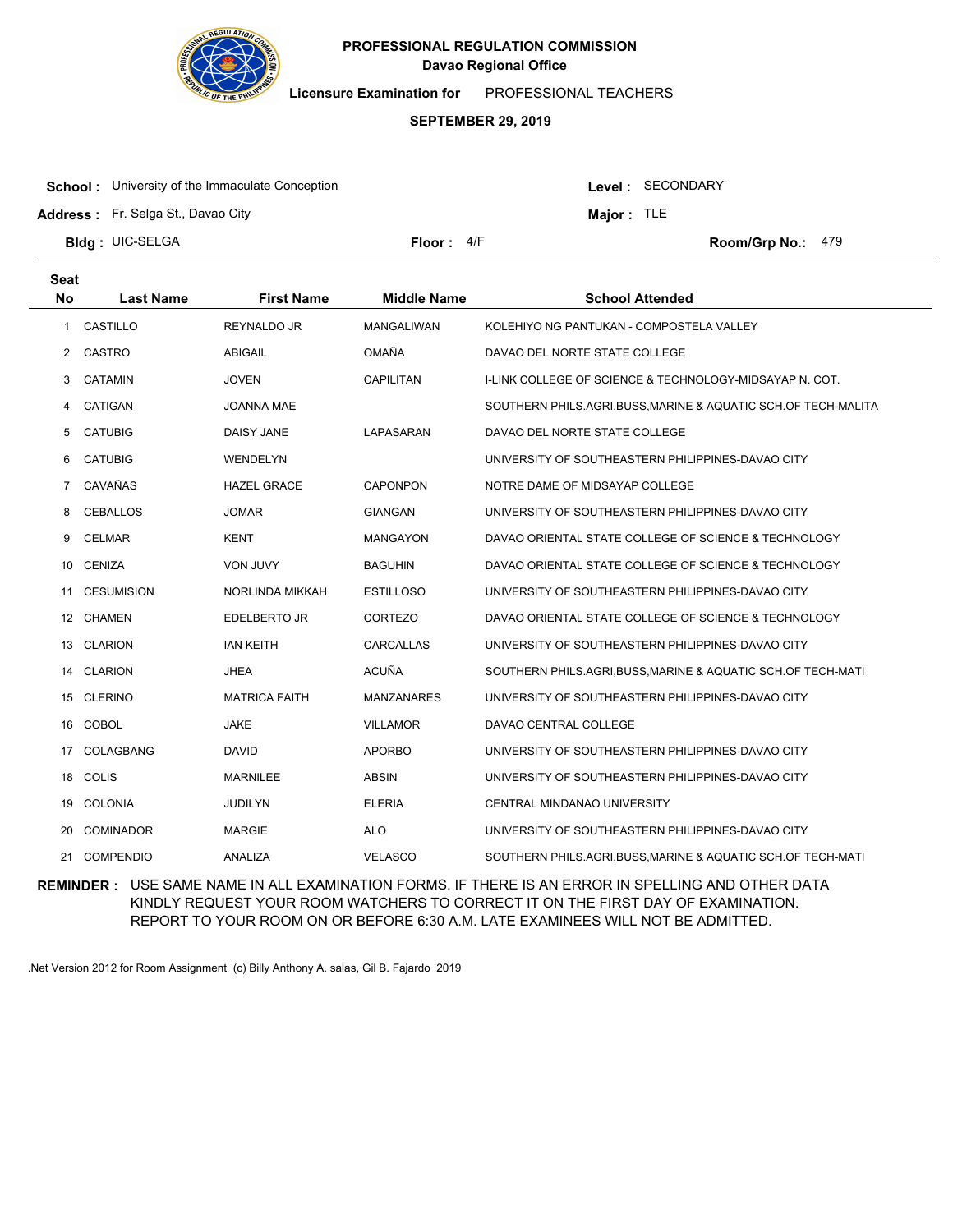**PROFESSIONAL REGULATION COMMISSION**
**Davao Regional Office**

**Licensure Examination for** PROFESSIONAL TEACHERS

**SEPTEMBER 29, 2019**

**School :** University of the Immaculate Conception
**Level :** SECONDARY
**Address :** Fr. Selga St., Davao City
**Major :** TLE
**Bldg :** UIC-SELGA
**Floor :** 4/F
**Room/Grp No.:** 479

| Seat No | Last Name | First Name | Middle Name | School Attended |
|---|---|---|---|---|
| 1 | CASTILLO | REYNALDO JR | MANGALIWAN | KOLEHIYO NG PANTUKAN - COMPOSTELA VALLEY |
| 2 | CASTRO | ABIGAIL | OMAÑA | DAVAO DEL NORTE STATE COLLEGE |
| 3 | CATAMIN | JOVEN | CAPILITAN | I-LINK COLLEGE OF SCIENCE & TECHNOLOGY-MIDSAYAP N. COT. |
| 4 | CATIGAN | JOANNA MAE | | SOUTHERN PHILS.AGRI,BUSS,MARINE & AQUATIC SCH.OF TECH-MALITA |
| 5 | CATUBIG | DAISY JANE | LAPASARAN | DAVAO DEL NORTE STATE COLLEGE |
| 6 | CATUBIG | WENDELYN | | UNIVERSITY OF SOUTHEASTERN PHILIPPINES-DAVAO CITY |
| 7 | CAVAÑAS | HAZEL GRACE | CAPONPON | NOTRE DAME OF MIDSAYAP COLLEGE |
| 8 | CEBALLOS | JOMAR | GIANGAN | UNIVERSITY OF SOUTHEASTERN PHILIPPINES-DAVAO CITY |
| 9 | CELMAR | KENT | MANGAYON | DAVAO ORIENTAL STATE COLLEGE OF SCIENCE & TECHNOLOGY |
| 10 | CENIZA | VON JUVY | BAGUHIN | DAVAO ORIENTAL STATE COLLEGE OF SCIENCE & TECHNOLOGY |
| 11 | CESUMISION | NORLINDA MIKKAH | ESTILLOSO | UNIVERSITY OF SOUTHEASTERN PHILIPPINES-DAVAO CITY |
| 12 | CHAMEN | EDELBERTO JR | CORTEZO | DAVAO ORIENTAL STATE COLLEGE OF SCIENCE & TECHNOLOGY |
| 13 | CLARION | IAN KEITH | CARCALLAS | UNIVERSITY OF SOUTHEASTERN PHILIPPINES-DAVAO CITY |
| 14 | CLARION | JHEA | ACUÑA | SOUTHERN PHILS.AGRI,BUSS,MARINE & AQUATIC SCH.OF TECH-MATI |
| 15 | CLERINO | MATRICA FAITH | MANZANARES | UNIVERSITY OF SOUTHEASTERN PHILIPPINES-DAVAO CITY |
| 16 | COBOL | JAKE | VILLAMOR | DAVAO CENTRAL COLLEGE |
| 17 | COLAGBANG | DAVID | APORBO | UNIVERSITY OF SOUTHEASTERN PHILIPPINES-DAVAO CITY |
| 18 | COLIS | MARNILEE | ABSIN | UNIVERSITY OF SOUTHEASTERN PHILIPPINES-DAVAO CITY |
| 19 | COLONIA | JUDILYN | ELERIA | CENTRAL MINDANAO UNIVERSITY |
| 20 | COMINADOR | MARGIE | ALO | UNIVERSITY OF SOUTHEASTERN PHILIPPINES-DAVAO CITY |
| 21 | COMPENDIO | ANALIZA | VELASCO | SOUTHERN PHILS.AGRI,BUSS,MARINE & AQUATIC SCH.OF TECH-MATI |

**REMINDER :** USE SAME NAME IN ALL EXAMINATION FORMS. IF THERE IS AN ERROR IN SPELLING AND OTHER DATA KINDLY REQUEST YOUR ROOM WATCHERS TO CORRECT IT ON THE FIRST DAY OF EXAMINATION. REPORT TO YOUR ROOM ON OR BEFORE 6:30 A.M. LATE EXAMINEES WILL NOT BE ADMITTED.

.Net Version 2012 for Room Assignment (c) Billy Anthony A. salas, Gil B. Fajardo 2019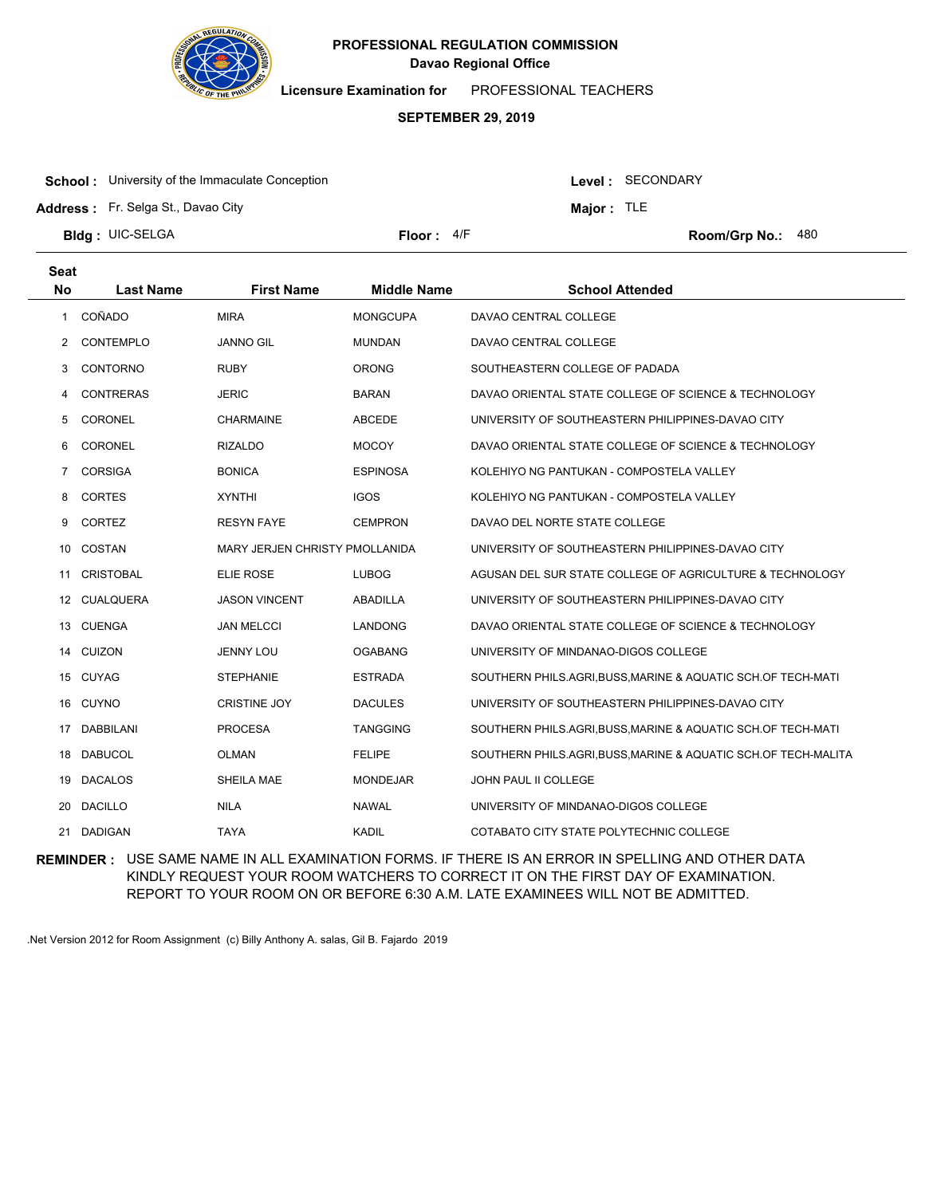**PROFESSIONAL REGULATION COMMISSION**
**Davao Regional Office**

**Licensure Examination for** PROFESSIONAL TEACHERS

**SEPTEMBER 29, 2019**

**School :** University of the Immaculate Conception
**Address :** Fr. Selga St., Davao City
**Bldg :** UIC-SELGA
**Floor :** 4/F

**Level :** SECONDARY
**Major :** TLE
**Room/Grp No.:** 480

| Seat No | Last Name | First Name | Middle Name | School Attended |
|---|---|---|---|---|
| 1 | COÑADO | MIRA | MONGCUPA | DAVAO CENTRAL COLLEGE |
| 2 | CONTEMPLO | JANNO GIL | MUNDAN | DAVAO CENTRAL COLLEGE |
| 3 | CONTORNO | RUBY | ORONG | SOUTHEASTERN COLLEGE OF PADADA |
| 4 | CONTRERAS | JERIC | BARAN | DAVAO ORIENTAL STATE COLLEGE OF SCIENCE & TECHNOLOGY |
| 5 | CORONEL | CHARMAINE | ABCEDE | UNIVERSITY OF SOUTHEASTERN PHILIPPINES-DAVAO CITY |
| 6 | CORONEL | RIZALDO | MOCOY | DAVAO ORIENTAL STATE COLLEGE OF SCIENCE & TECHNOLOGY |
| 7 | CORSIGA | BONICA | ESPINOSA | KOLEHIYO NG PANTUKAN - COMPOSTELA VALLEY |
| 8 | CORTES | XYNTHI | IGOS | KOLEHIYO NG PANTUKAN - COMPOSTELA VALLEY |
| 9 | CORTEZ | RESYN FAYE | CEMPRON | DAVAO DEL NORTE STATE COLLEGE |
| 10 | COSTAN | MARY JERJEN CHRISTY P | MOLLANIDA | UNIVERSITY OF SOUTHEASTERN PHILIPPINES-DAVAO CITY |
| 11 | CRISTOBAL | ELIE ROSE | LUBOG | AGUSAN DEL SUR STATE COLLEGE OF AGRICULTURE & TECHNOLOGY |
| 12 | CUALQUERA | JASON VINCENT | ABADILLA | UNIVERSITY OF SOUTHEASTERN PHILIPPINES-DAVAO CITY |
| 13 | CUENGA | JAN MELCCI | LANDONG | DAVAO ORIENTAL STATE COLLEGE OF SCIENCE & TECHNOLOGY |
| 14 | CUIZON | JENNY LOU | OGABANG | UNIVERSITY OF MINDANAO-DIGOS COLLEGE |
| 15 | CUYAG | STEPHANIE | ESTRADA | SOUTHERN PHILS.AGRI,BUSS,MARINE & AQUATIC SCH.OF TECH-MATI |
| 16 | CUYNO | CRISTINE JOY | DACULES | UNIVERSITY OF SOUTHEASTERN PHILIPPINES-DAVAO CITY |
| 17 | DABBILANI | PROCESA | TANGGING | SOUTHERN PHILS.AGRI,BUSS,MARINE & AQUATIC SCH.OF TECH-MATI |
| 18 | DABUCOL | OLMAN | FELIPE | SOUTHERN PHILS.AGRI,BUSS,MARINE & AQUATIC SCH.OF TECH-MALITA |
| 19 | DACALOS | SHEILA MAE | MONDEJAR | JOHN PAUL II COLLEGE |
| 20 | DACILLO | NILA | NAWAL | UNIVERSITY OF MINDANAO-DIGOS COLLEGE |
| 21 | DADIGAN | TAYA | KADIL | COTABATO CITY STATE POLYTECHNIC COLLEGE |

**REMINDER :** USE SAME NAME IN ALL EXAMINATION FORMS. IF THERE IS AN ERROR IN SPELLING AND OTHER DATA KINDLY REQUEST YOUR ROOM WATCHERS TO CORRECT IT ON THE FIRST DAY OF EXAMINATION. REPORT TO YOUR ROOM ON OR BEFORE 6:30 A.M. LATE EXAMINEES WILL NOT BE ADMITTED.

.Net Version 2012 for Room Assignment (c) Billy Anthony A. salas, Gil B. Fajardo 2019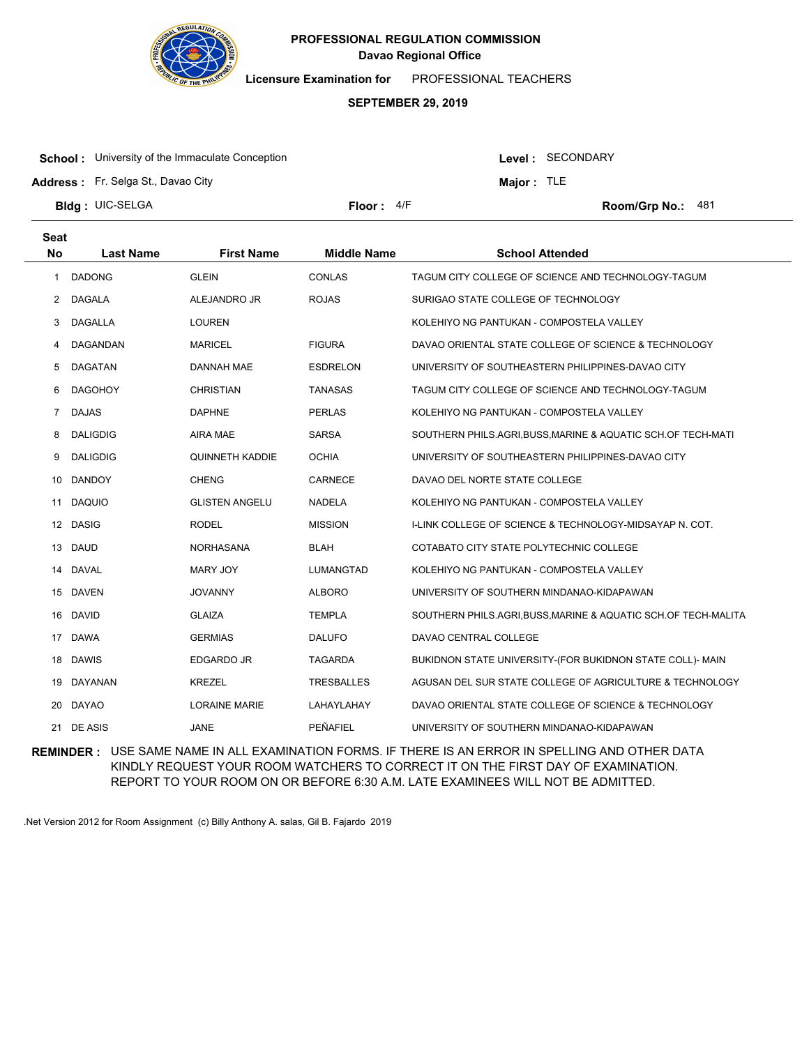**PROFESSIONAL REGULATION COMMISSION**
**Davao Regional Office**

**Licensure Examination for** PROFESSIONAL TEACHERS

**SEPTEMBER 29, 2019**

**School :** University of the Immaculate Conception
**Address :** Fr. Selga St., Davao City
**Bldg :** UIC-SELGA
**Floor :** 4/F

**Level :** SECONDARY
**Major :** TLE
**Room/Grp No.:** 481

| Seat No | Last Name | First Name | Middle Name | School Attended |
|---|---|---|---|---|
| 1 | DADONG | GLEIN | CONLAS | TAGUM CITY COLLEGE OF SCIENCE AND TECHNOLOGY-TAGUM |
| 2 | DAGALA | ALEJANDRO JR | ROJAS | SURIGAO STATE COLLEGE OF TECHNOLOGY |
| 3 | DAGALLA | LOUREN | | KOLEHIYO NG PANTUKAN - COMPOSTELA VALLEY |
| 4 | DAGANDAN | MARICEL | FIGURA | DAVAO ORIENTAL STATE COLLEGE OF SCIENCE & TECHNOLOGY |
| 5 | DAGATAN | DANNAH MAE | ESDRELON | UNIVERSITY OF SOUTHEASTERN PHILIPPINES-DAVAO CITY |
| 6 | DAGOHOY | CHRISTIAN | TANASAS | TAGUM CITY COLLEGE OF SCIENCE AND TECHNOLOGY-TAGUM |
| 7 | DAJAS | DAPHNE | PERLAS | KOLEHIYO NG PANTUKAN - COMPOSTELA VALLEY |
| 8 | DALIGDIG | AIRA MAE | SARSA | SOUTHERN PHILS.AGRI,BUSS,MARINE & AQUATIC SCH.OF TECH-MATI |
| 9 | DALIGDIG | QUINNETH KADDIE | OCHIA | UNIVERSITY OF SOUTHEASTERN PHILIPPINES-DAVAO CITY |
| 10 | DANDOY | CHENG | CARNECE | DAVAO DEL NORTE STATE COLLEGE |
| 11 | DAQUIO | GLISTEN ANGELU | NADELA | KOLEHIYO NG PANTUKAN - COMPOSTELA VALLEY |
| 12 | DASIG | RODEL | MISSION | I-LINK COLLEGE OF SCIENCE & TECHNOLOGY-MIDSAYAP N. COT. |
| 13 | DAUD | NORHASANA | BLAH | COTABATO CITY STATE POLYTECHNIC COLLEGE |
| 14 | DAVAL | MARY JOY | LUMANGTAD | KOLEHIYO NG PANTUKAN - COMPOSTELA VALLEY |
| 15 | DAVEN | JOVANNY | ALBORO | UNIVERSITY OF SOUTHERN MINDANAO-KIDAPAWAN |
| 16 | DAVID | GLAIZA | TEMPLA | SOUTHERN PHILS.AGRI,BUSS,MARINE & AQUATIC SCH.OF TECH-MALITA |
| 17 | DAWA | GERMIAS | DALUFO | DAVAO CENTRAL COLLEGE |
| 18 | DAWIS | EDGARDO JR | TAGARDA | BUKIDNON STATE UNIVERSITY-(FOR BUKIDNON STATE COLL)- MAIN |
| 19 | DAYANAN | KREZEL | TRESBALLES | AGUSAN DEL SUR STATE COLLEGE OF AGRICULTURE & TECHNOLOGY |
| 20 | DAYAO | LORAINE MARIE | LAHAYLAHAY | DAVAO ORIENTAL STATE COLLEGE OF SCIENCE & TECHNOLOGY |
| 21 | DE ASIS | JANE | PEÑAFIEL | UNIVERSITY OF SOUTHERN MINDANAO-KIDAPAWAN |

**REMINDER :** USE SAME NAME IN ALL EXAMINATION FORMS. IF THERE IS AN ERROR IN SPELLING AND OTHER DATA KINDLY REQUEST YOUR ROOM WATCHERS TO CORRECT IT ON THE FIRST DAY OF EXAMINATION. REPORT TO YOUR ROOM ON OR BEFORE 6:30 A.M. LATE EXAMINEES WILL NOT BE ADMITTED.

.Net Version 2012 for Room Assignment (c) Billy Anthony A. salas, Gil B. Fajardo 2019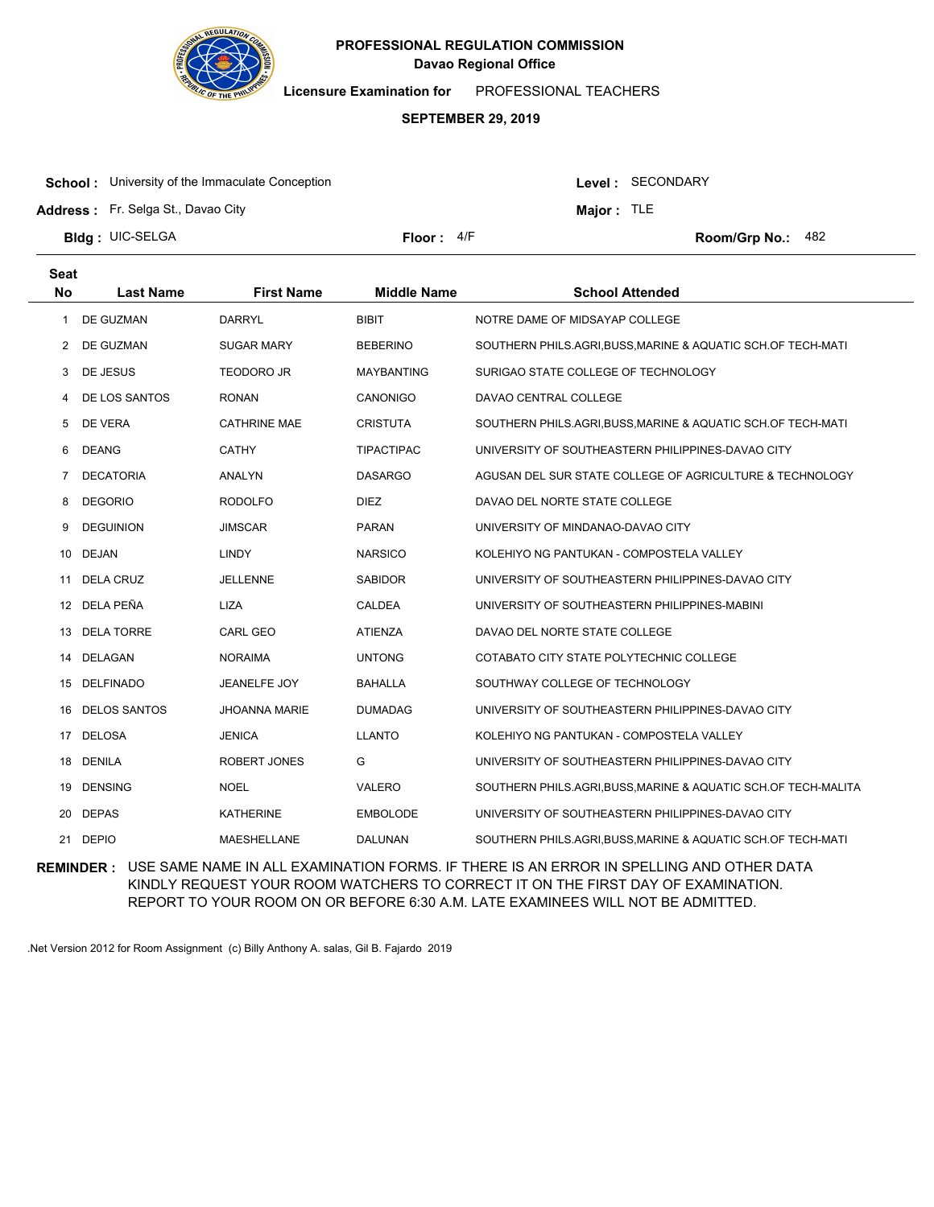**PROFESSIONAL REGULATION COMMISSION**
**Davao Regional Office**

**Licensure Examination for** PROFESSIONAL TEACHERS

**SEPTEMBER 29, 2019**

**School :** University of the Immaculate Conception
**Address :** Fr. Selga St., Davao City
**Bldg :** UIC-SELGA
**Floor :** 4/F
**Level :** SECONDARY
**Major :** TLE
**Room/Grp No.:** 482

| Seat No | Last Name | First Name | Middle Name | School Attended |
|---|---|---|---|---|
| 1 | DE GUZMAN | DARRYL | BIBIT | NOTRE DAME OF MIDSAYAP COLLEGE |
| 2 | DE GUZMAN | SUGAR MARY | BEBERINO | SOUTHERN PHILS.AGRI,BUSS,MARINE & AQUATIC SCH.OF TECH-MATI |
| 3 | DE JESUS | TEODORO JR | MAYBANTING | SURIGAO STATE COLLEGE OF TECHNOLOGY |
| 4 | DE LOS SANTOS | RONAN | CANONIGO | DAVAO CENTRAL COLLEGE |
| 5 | DE VERA | CATHRINE MAE | CRISTUTA | SOUTHERN PHILS.AGRI,BUSS,MARINE & AQUATIC SCH.OF TECH-MATI |
| 6 | DEANG | CATHY | TIPACTIPAC | UNIVERSITY OF SOUTHEASTERN PHILIPPINES-DAVAO CITY |
| 7 | DECATORIA | ANALYN | DASARGO | AGUSAN DEL SUR STATE COLLEGE OF AGRICULTURE & TECHNOLOGY |
| 8 | DEGORIO | RODOLFO | DIEZ | DAVAO DEL NORTE STATE COLLEGE |
| 9 | DEGUINION | JIMSCAR | PARAN | UNIVERSITY OF MINDANAO-DAVAO CITY |
| 10 | DEJAN | LINDY | NARSICO | KOLEHIYO NG PANTUKAN - COMPOSTELA VALLEY |
| 11 | DELA CRUZ | JELLENNE | SABIDOR | UNIVERSITY OF SOUTHEASTERN PHILIPPINES-DAVAO CITY |
| 12 | DELA PEÑA | LIZA | CALDEA | UNIVERSITY OF SOUTHEASTERN PHILIPPINES-MABINI |
| 13 | DELA TORRE | CARL GEO | ATIENZA | DAVAO DEL NORTE STATE COLLEGE |
| 14 | DELAGAN | NORAIMA | UNTONG | COTABATO CITY STATE POLYTECHNIC COLLEGE |
| 15 | DELFINADO | JEANELFE JOY | BAHALLA | SOUTHWAY COLLEGE OF TECHNOLOGY |
| 16 | DELOS SANTOS | JHOANNA MARIE | DUMADAG | UNIVERSITY OF SOUTHEASTERN PHILIPPINES-DAVAO CITY |
| 17 | DELOSA | JENICA | LLANTO | KOLEHIYO NG PANTUKAN - COMPOSTELA VALLEY |
| 18 | DENILA | ROBERT JONES | G | UNIVERSITY OF SOUTHEASTERN PHILIPPINES-DAVAO CITY |
| 19 | DENSING | NOEL | VALERO | SOUTHERN PHILS.AGRI,BUSS,MARINE & AQUATIC SCH.OF TECH-MALITA |
| 20 | DEPAS | KATHERINE | EMBOLODE | UNIVERSITY OF SOUTHEASTERN PHILIPPINES-DAVAO CITY |
| 21 | DEPIO | MAESHELLANE | DALUNAN | SOUTHERN PHILS.AGRI,BUSS,MARINE & AQUATIC SCH.OF TECH-MATI |

**REMINDER :** USE SAME NAME IN ALL EXAMINATION FORMS. IF THERE IS AN ERROR IN SPELLING AND OTHER DATA KINDLY REQUEST YOUR ROOM WATCHERS TO CORRECT IT ON THE FIRST DAY OF EXAMINATION. REPORT TO YOUR ROOM ON OR BEFORE 6:30 A.M. LATE EXAMINEES WILL NOT BE ADMITTED.

.Net Version 2012 for Room Assignment (c) Billy Anthony A. salas, Gil B. Fajardo 2019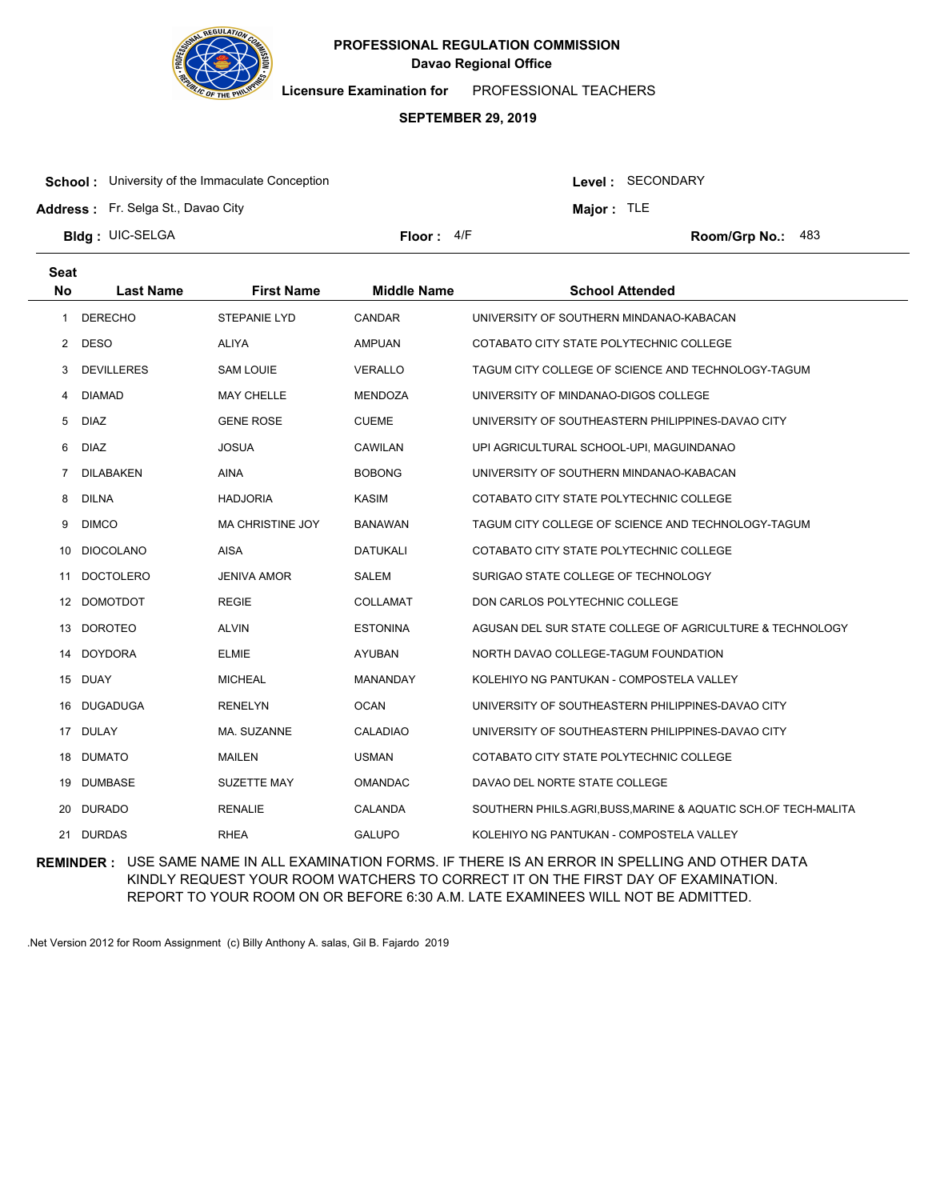**PROFESSIONAL REGULATION COMMISSION**
**Davao Regional Office**

**Licensure Examination for** PROFESSIONAL TEACHERS

**SEPTEMBER 29, 2019**

**School :** University of the Immaculate Conception
**Level :** SECONDARY
**Address :** Fr. Selga St., Davao City
**Major :** TLE
**Bldg :** UIC-SELGA
**Floor :** 4/F
**Room/Grp No.:** 483

| Seat No | Last Name | First Name | Middle Name | School Attended |
|---|---|---|---|---|
| 1 | DERECHO | STEPANIE LYD | CANDAR | UNIVERSITY OF SOUTHERN MINDANAO-KABACAN |
| 2 | DESO | ALIYA | AMPUAN | COTABATO CITY STATE POLYTECHNIC COLLEGE |
| 3 | DEVILLERES | SAM LOUIE | VERALLO | TAGUM CITY COLLEGE OF SCIENCE AND TECHNOLOGY-TAGUM |
| 4 | DIAMAD | MAY CHELLE | MENDOZA | UNIVERSITY OF MINDANAO-DIGOS COLLEGE |
| 5 | DIAZ | GENE ROSE | CUEME | UNIVERSITY OF SOUTHEASTERN PHILIPPINES-DAVAO CITY |
| 6 | DIAZ | JOSUA | CAWILAN | UPI AGRICULTURAL SCHOOL-UPI, MAGUINDANAO |
| 7 | DILABAKEN | AINA | BOBONG | UNIVERSITY OF SOUTHERN MINDANAO-KABACAN |
| 8 | DILNA | HADJORIA | KASIM | COTABATO CITY STATE POLYTECHNIC COLLEGE |
| 9 | DIMCO | MA CHRISTINE JOY | BANAWAN | TAGUM CITY COLLEGE OF SCIENCE AND TECHNOLOGY-TAGUM |
| 10 | DIOCOLANO | AISA | DATUKALI | COTABATO CITY STATE POLYTECHNIC COLLEGE |
| 11 | DOCTOLERO | JENIVA AMOR | SALEM | SURIGAO STATE COLLEGE OF TECHNOLOGY |
| 12 | DOMOTDOT | REGIE | COLLAMAT | DON CARLOS POLYTECHNIC COLLEGE |
| 13 | DOROTEO | ALVIN | ESTONINA | AGUSAN DEL SUR STATE COLLEGE OF AGRICULTURE & TECHNOLOGY |
| 14 | DOYDORA | ELMIE | AYUBAN | NORTH DAVAO COLLEGE-TAGUM FOUNDATION |
| 15 | DUAY | MICHEAL | MANANDAY | KOLEHIYO NG PANTUKAN - COMPOSTELA VALLEY |
| 16 | DUGADUGA | RENELYN | OCAN | UNIVERSITY OF SOUTHEASTERN PHILIPPINES-DAVAO CITY |
| 17 | DULAY | MA. SUZANNE | CALADIAO | UNIVERSITY OF SOUTHEASTERN PHILIPPINES-DAVAO CITY |
| 18 | DUMATO | MAILEN | USMAN | COTABATO CITY STATE POLYTECHNIC COLLEGE |
| 19 | DUMBASE | SUZETTE MAY | OMANDAC | DAVAO DEL NORTE STATE COLLEGE |
| 20 | DURADO | RENALIE | CALANDA | SOUTHERN PHILS.AGRI,BUSS,MARINE & AQUATIC SCH.OF TECH-MALITA |
| 21 | DURDAS | RHEA | GALUPO | KOLEHIYO NG PANTUKAN - COMPOSTELA VALLEY |

**REMINDER :** USE SAME NAME IN ALL EXAMINATION FORMS. IF THERE IS AN ERROR IN SPELLING AND OTHER DATA KINDLY REQUEST YOUR ROOM WATCHERS TO CORRECT IT ON THE FIRST DAY OF EXAMINATION. REPORT TO YOUR ROOM ON OR BEFORE 6:30 A.M. LATE EXAMINEES WILL NOT BE ADMITTED.

.Net Version 2012 for Room Assignment (c) Billy Anthony A. salas, Gil B. Fajardo 2019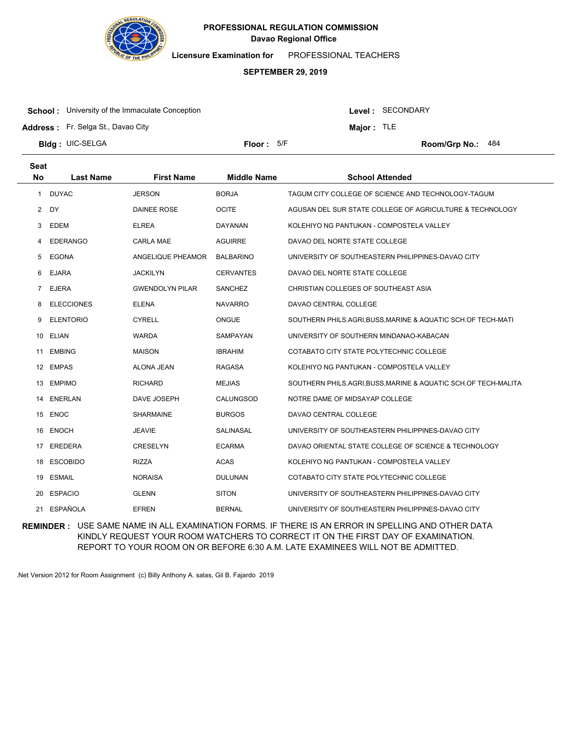**PROFESSIONAL REGULATION COMMISSION**
**Davao Regional Office**

**Licensure Examination for** PROFESSIONAL TEACHERS

**SEPTEMBER 29, 2019**

**School :** University of the Immaculate Conception
**Address :** Fr. Selga St., Davao City
**Bldg :** UIC-SELGA
**Floor :** 5/F
**Level :** SECONDARY
**Major :** TLE
**Room/Grp No.:** 484

| Seat No | Last Name | First Name | Middle Name | School Attended |
|---|---|---|---|---|
| 1 | DUYAC | JERSON | BORJA | TAGUM CITY COLLEGE OF SCIENCE AND TECHNOLOGY-TAGUM |
| 2 | DY | DAINEE ROSE | OCITE | AGUSAN DEL SUR STATE COLLEGE OF AGRICULTURE & TECHNOLOGY |
| 3 | EDEM | ELREA | DAYANAN | KOLEHIYO NG PANTUKAN - COMPOSTELA VALLEY |
| 4 | EDERANGO | CARLA MAE | AGUIRRE | DAVAO DEL NORTE STATE COLLEGE |
| 5 | EGONA | ANGELIQUE PHEAMOR | BALBARINO | UNIVERSITY OF SOUTHEASTERN PHILIPPINES-DAVAO CITY |
| 6 | EJARA | JACKILYN | CERVANTES | DAVAO DEL NORTE STATE COLLEGE |
| 7 | EJERA | GWENDOLYN PILAR | SANCHEZ | CHRISTIAN COLLEGES OF SOUTHEAST ASIA |
| 8 | ELECCIONES | ELENA | NAVARRO | DAVAO CENTRAL COLLEGE |
| 9 | ELENTORIO | CYRELL | ONGUE | SOUTHERN PHILS.AGRI,BUSS,MARINE & AQUATIC SCH.OF TECH-MATI |
| 10 | ELIAN | WARDA | SAMPAYAN | UNIVERSITY OF SOUTHERN MINDANAO-KABACAN |
| 11 | EMBING | MAISON | IBRAHIM | COTABATO CITY STATE POLYTECHNIC COLLEGE |
| 12 | EMPAS | ALONA JEAN | RAGASA | KOLEHIYO NG PANTUKAN - COMPOSTELA VALLEY |
| 13 | EMPIMO | RICHARD | MEJIAS | SOUTHERN PHILS.AGRI,BUSS,MARINE & AQUATIC SCH.OF TECH-MALITA |
| 14 | ENERLAN | DAVE JOSEPH | CALUNGSOD | NOTRE DAME OF MIDSAYAP COLLEGE |
| 15 | ENOC | SHARMAINE | BURGOS | DAVAO CENTRAL COLLEGE |
| 16 | ENOCH | JEAVIE | SALINASAL | UNIVERSITY OF SOUTHEASTERN PHILIPPINES-DAVAO CITY |
| 17 | EREDERA | CRESELYN | ECARMA | DAVAO ORIENTAL STATE COLLEGE OF SCIENCE & TECHNOLOGY |
| 18 | ESCOBIDO | RIZZA | ACAS | KOLEHIYO NG PANTUKAN - COMPOSTELA VALLEY |
| 19 | ESMAIL | NORAISA | DULUNAN | COTABATO CITY STATE POLYTECHNIC COLLEGE |
| 20 | ESPACIO | GLENN | SITON | UNIVERSITY OF SOUTHEASTERN PHILIPPINES-DAVAO CITY |
| 21 | ESPAÑOLA | EFREN | BERNAL | UNIVERSITY OF SOUTHEASTERN PHILIPPINES-DAVAO CITY |

**REMINDER :** USE SAME NAME IN ALL EXAMINATION FORMS. IF THERE IS AN ERROR IN SPELLING AND OTHER DATA KINDLY REQUEST YOUR ROOM WATCHERS TO CORRECT IT ON THE FIRST DAY OF EXAMINATION. REPORT TO YOUR ROOM ON OR BEFORE 6:30 A.M. LATE EXAMINEES WILL NOT BE ADMITTED.

.Net Version 2012 for Room Assignment (c) Billy Anthony A. salas, Gil B. Fajardo 2019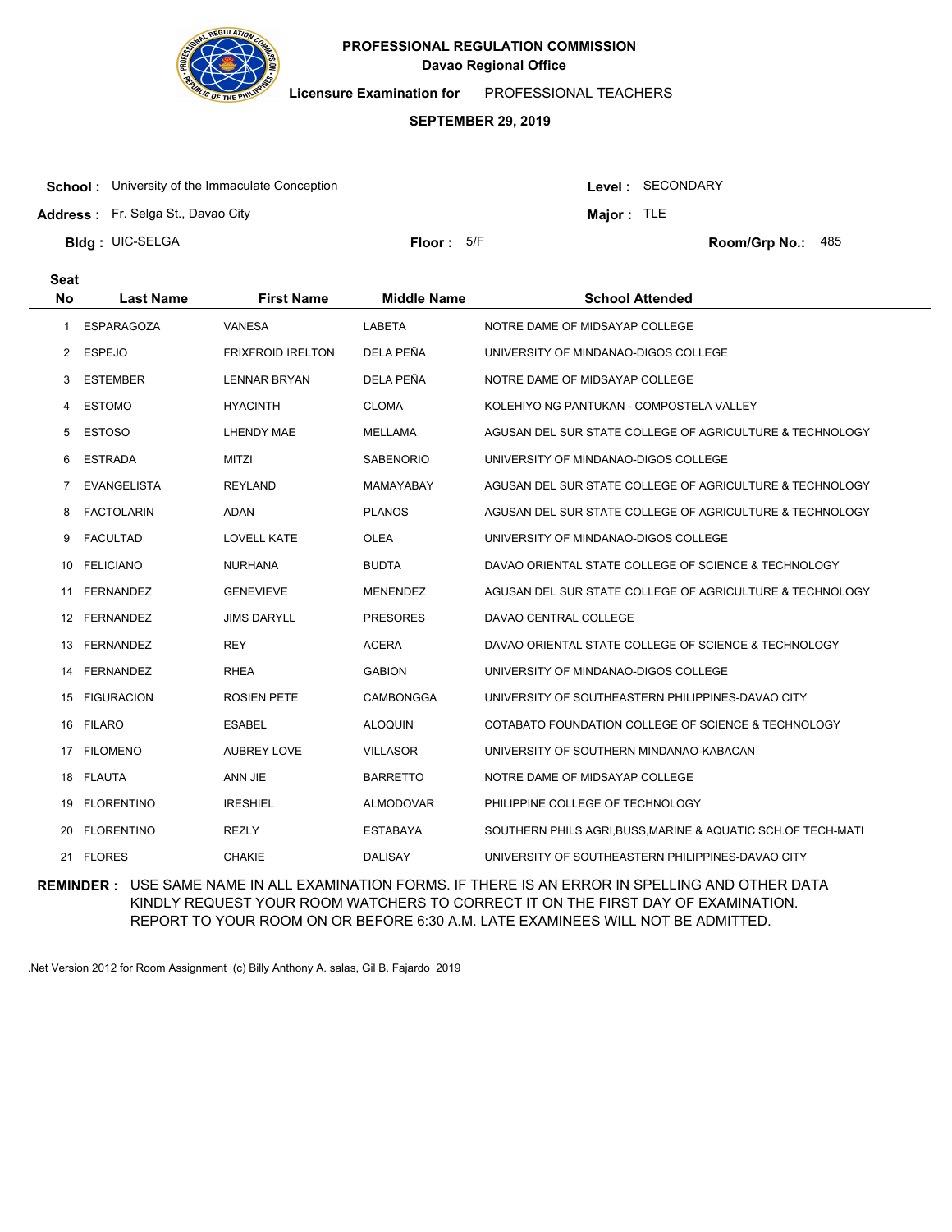**PROFESSIONAL REGULATION COMMISSION**
**Davao Regional Office**

**Licensure Examination for** PROFESSIONAL TEACHERS

**SEPTEMBER 29, 2019**

**School :** University of the Immaculate Conception
**Address :** Fr. Selga St., Davao City
**Bldg :** UIC-SELGA
**Floor :** 5/F

**Level :** SECONDARY
**Major :** TLE
**Room/Grp No.:** 485

| Seat No | Last Name | First Name | Middle Name | School Attended |
|---|---|---|---|---|
| 1 | ESPARAGOZA | VANESA | LABETA | NOTRE DAME OF MIDSAYAP COLLEGE |
| 2 | ESPEJO | FRIXFROID IRELTON | DELA PEÑA | UNIVERSITY OF MINDANAO-DIGOS COLLEGE |
| 3 | ESTEMBER | LENNAR BRYAN | DELA PEÑA | NOTRE DAME OF MIDSAYAP COLLEGE |
| 4 | ESTOMO | HYACINTH | CLOMA | KOLEHIYO NG PANTUKAN - COMPOSTELA VALLEY |
| 5 | ESTOSO | LHENDY MAE | MELLAMA | AGUSAN DEL SUR STATE COLLEGE OF AGRICULTURE & TECHNOLOGY |
| 6 | ESTRADA | MITZI | SABENORIO | UNIVERSITY OF MINDANAO-DIGOS COLLEGE |
| 7 | EVANGELISTA | REYLAND | MAMAYABAY | AGUSAN DEL SUR STATE COLLEGE OF AGRICULTURE & TECHNOLOGY |
| 8 | FACTOLARIN | ADAN | PLANOS | AGUSAN DEL SUR STATE COLLEGE OF AGRICULTURE & TECHNOLOGY |
| 9 | FACULTAD | LOVELL KATE | OLEA | UNIVERSITY OF MINDANAO-DIGOS COLLEGE |
| 10 | FELICIANO | NURHANA | BUDTA | DAVAO ORIENTAL STATE COLLEGE OF SCIENCE & TECHNOLOGY |
| 11 | FERNANDEZ | GENEVIEVE | MENENDEZ | AGUSAN DEL SUR STATE COLLEGE OF AGRICULTURE & TECHNOLOGY |
| 12 | FERNANDEZ | JIMS DARYLL | PRESORES | DAVAO CENTRAL COLLEGE |
| 13 | FERNANDEZ | REY | ACERA | DAVAO ORIENTAL STATE COLLEGE OF SCIENCE & TECHNOLOGY |
| 14 | FERNANDEZ | RHEA | GABION | UNIVERSITY OF MINDANAO-DIGOS COLLEGE |
| 15 | FIGURACION | ROSIEN PETE | CAMBONGGA | UNIVERSITY OF SOUTHEASTERN PHILIPPINES-DAVAO CITY |
| 16 | FILARO | ESABEL | ALOQUIN | COTABATO FOUNDATION COLLEGE OF SCIENCE & TECHNOLOGY |
| 17 | FILOMENO | AUBREY LOVE | VILLASOR | UNIVERSITY OF SOUTHERN MINDANAO-KABACAN |
| 18 | FLAUTA | ANN JIE | BARRETTO | NOTRE DAME OF MIDSAYAP COLLEGE |
| 19 | FLORENTINO | IRESHIEL | ALMODOVAR | PHILIPPINE COLLEGE OF TECHNOLOGY |
| 20 | FLORENTINO | REZLY | ESTABAYA | SOUTHERN PHILS.AGRI,BUSS,MARINE & AQUATIC SCH.OF TECH-MATI |
| 21 | FLORES | CHAKIE | DALISAY | UNIVERSITY OF SOUTHEASTERN PHILIPPINES-DAVAO CITY |

**REMINDER :** USE SAME NAME IN ALL EXAMINATION FORMS. IF THERE IS AN ERROR IN SPELLING AND OTHER DATA KINDLY REQUEST YOUR ROOM WATCHERS TO CORRECT IT ON THE FIRST DAY OF EXAMINATION. REPORT TO YOUR ROOM ON OR BEFORE 6:30 A.M. LATE EXAMINEES WILL NOT BE ADMITTED.

.Net Version 2012 for Room Assignment (c) Billy Anthony A. salas, Gil B. Fajardo 2019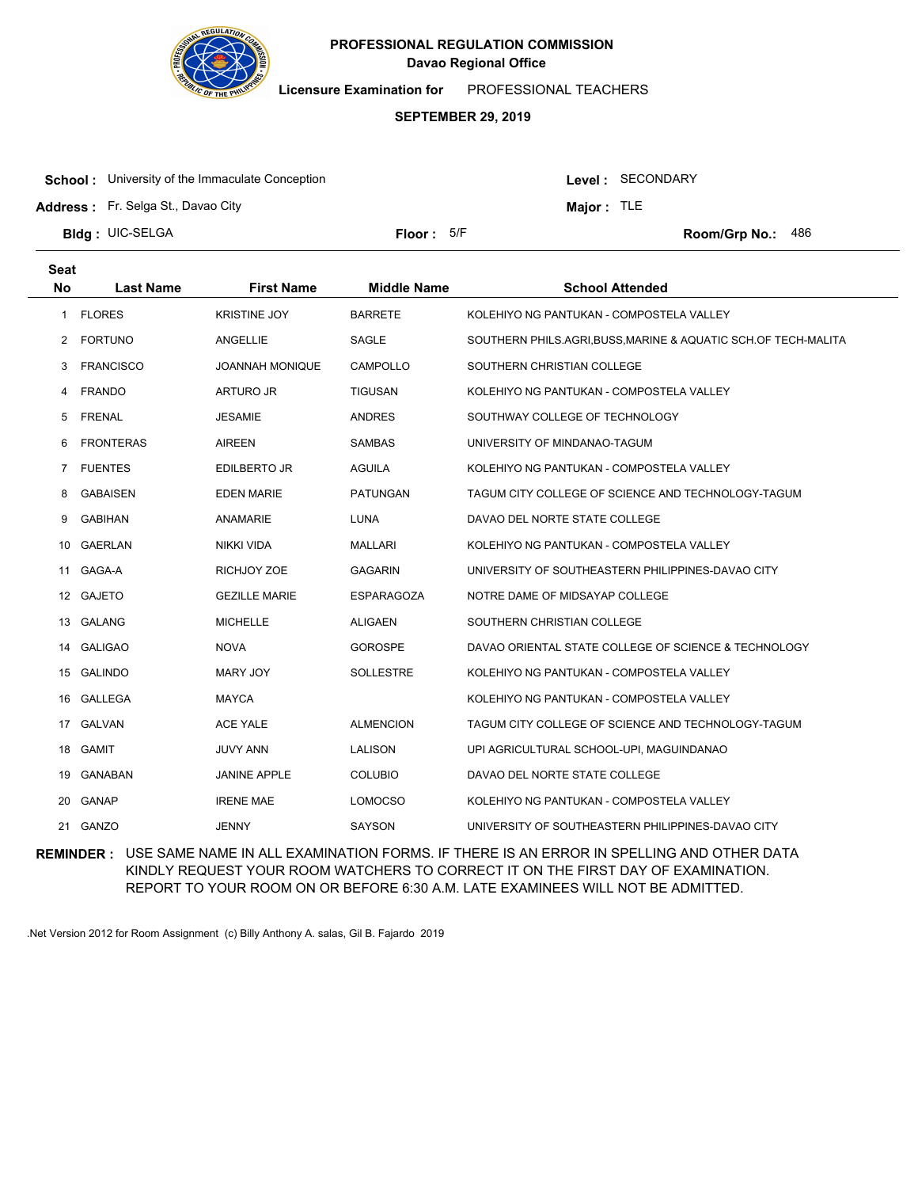**PROFESSIONAL REGULATION COMMISSION**
**Davao Regional Office**

**Licensure Examination for** PROFESSIONAL TEACHERS

**SEPTEMBER 29, 2019**

**School :** University of the Immaculate Conception
**Address :** Fr. Selga St., Davao City
**Bldg :** UIC-SELGA
**Floor :** 5/F
**Level :** SECONDARY
**Major :** TLE
**Room/Grp No.:** 486

| Seat No | Last Name | First Name | Middle Name | School Attended |
|---|---|---|---|---|
| 1 | FLORES | KRISTINE JOY | BARRETE | KOLEHIYO NG PANTUKAN - COMPOSTELA VALLEY |
| 2 | FORTUNO | ANGELLIE | SAGLE | SOUTHERN PHILS.AGRI,BUSS,MARINE & AQUATIC SCH.OF TECH-MALITA |
| 3 | FRANCISCO | JOANNAH MONIQUE | CAMPOLLO | SOUTHERN CHRISTIAN COLLEGE |
| 4 | FRANDO | ARTURO JR | TIGUSAN | KOLEHIYO NG PANTUKAN - COMPOSTELA VALLEY |
| 5 | FRENAL | JESAMIE | ANDRES | SOUTHWAY COLLEGE OF TECHNOLOGY |
| 6 | FRONTERAS | AIREEN | SAMBAS | UNIVERSITY OF MINDANAO-TAGUM |
| 7 | FUENTES | EDILBERTO JR | AGUILA | KOLEHIYO NG PANTUKAN - COMPOSTELA VALLEY |
| 8 | GABAISEN | EDEN MARIE | PATUNGAN | TAGUM CITY COLLEGE OF SCIENCE AND TECHNOLOGY-TAGUM |
| 9 | GABIHAN | ANAMARIE | LUNA | DAVAO DEL NORTE STATE COLLEGE |
| 10 | GAERLAN | NIKKI VIDA | MALLARI | KOLEHIYO NG PANTUKAN - COMPOSTELA VALLEY |
| 11 | GAGA-A | RICHJOY ZOE | GAGARIN | UNIVERSITY OF SOUTHEASTERN PHILIPPINES-DAVAO CITY |
| 12 | GAJETO | GEZILLE MARIE | ESPARAGOZA | NOTRE DAME OF MIDSAYAP COLLEGE |
| 13 | GALANG | MICHELLE | ALIGAEN | SOUTHERN CHRISTIAN COLLEGE |
| 14 | GALIGAO | NOVA | GOROSPE | DAVAO ORIENTAL STATE COLLEGE OF SCIENCE & TECHNOLOGY |
| 15 | GALINDO | MARY JOY | SOLLESTRE | KOLEHIYO NG PANTUKAN - COMPOSTELA VALLEY |
| 16 | GALLEGA | MAYCA | | KOLEHIYO NG PANTUKAN - COMPOSTELA VALLEY |
| 17 | GALVAN | ACE YALE | ALMENCION | TAGUM CITY COLLEGE OF SCIENCE AND TECHNOLOGY-TAGUM |
| 18 | GAMIT | JUVY ANN | LALISON | UPI AGRICULTURAL SCHOOL-UPI, MAGUINDANAO |
| 19 | GANABAN | JANINE APPLE | COLUBIO | DAVAO DEL NORTE STATE COLLEGE |
| 20 | GANAP | IRENE MAE | LOMOCSO | KOLEHIYO NG PANTUKAN - COMPOSTELA VALLEY |
| 21 | GANZO | JENNY | SAYSON | UNIVERSITY OF SOUTHEASTERN PHILIPPINES-DAVAO CITY |

**REMINDER :** USE SAME NAME IN ALL EXAMINATION FORMS. IF THERE IS AN ERROR IN SPELLING AND OTHER DATA KINDLY REQUEST YOUR ROOM WATCHERS TO CORRECT IT ON THE FIRST DAY OF EXAMINATION. REPORT TO YOUR ROOM ON OR BEFORE 6:30 A.M. LATE EXAMINEES WILL NOT BE ADMITTED.

.Net Version 2012 for Room Assignment (c) Billy Anthony A. salas, Gil B. Fajardo 2019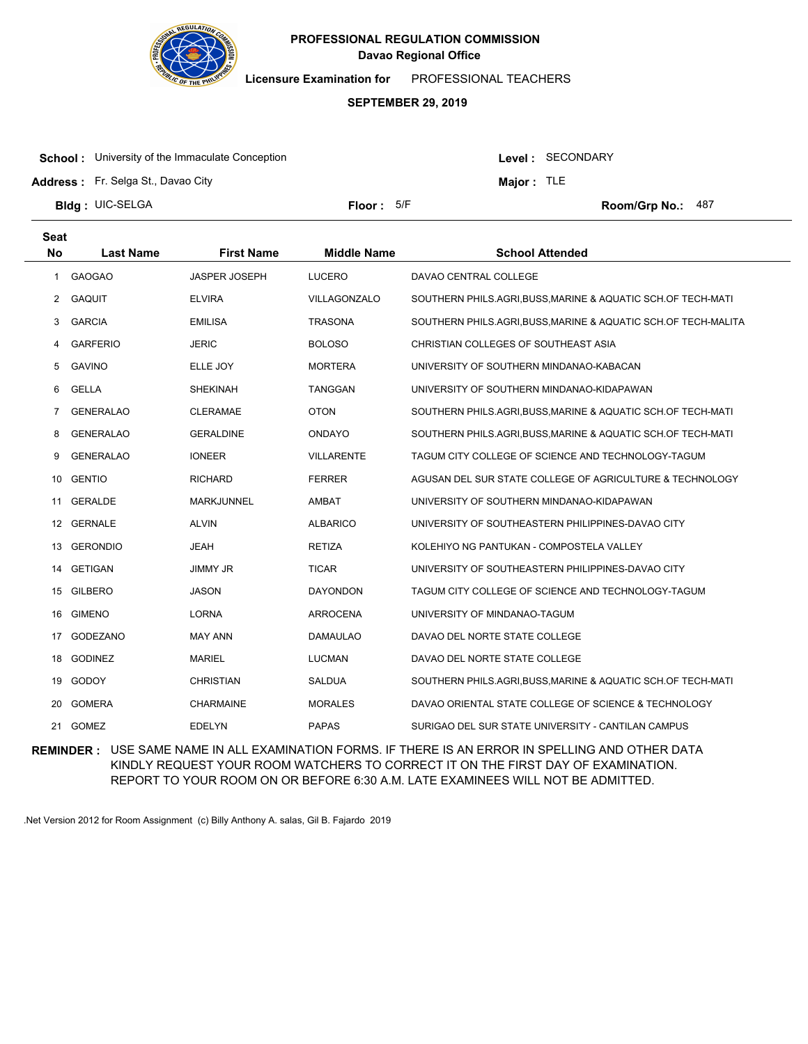# PROFESSIONAL REGULATION COMMISSION

**Davao Regional Office**

**Licensure Examination for** PROFESSIONAL TEACHERS

**SEPTEMBER 29, 2019**

**School :** University of the Immaculate Conception **Level :** SECONDARY

**Address :** Fr. Selga St., Davao City **Major :** TLE

**Bldg :** UIC-SELGA **Floor :** 5/F **Room/Grp No.:** 487

| Seat No | Last Name | First Name | Middle Name | School Attended |
|---|---|---|---|---|
| 1 | GAOGAO | JASPER JOSEPH | LUCERO | DAVAO CENTRAL COLLEGE |
| 2 | GAQUIT | ELVIRA | VILLAGONZALO | SOUTHERN PHILS.AGRI,BUSS,MARINE & AQUATIC SCH.OF TECH-MATI |
| 3 | GARCIA | EMILISA | TRASONA | SOUTHERN PHILS.AGRI,BUSS,MARINE & AQUATIC SCH.OF TECH-MALITA |
| 4 | GARFERIO | JERIC | BOLOSO | CHRISTIAN COLLEGES OF SOUTHEAST ASIA |
| 5 | GAVINO | ELLE JOY | MORTERA | UNIVERSITY OF SOUTHERN MINDANAO-KABACAN |
| 6 | GELLA | SHEKINAH | TANGGAN | UNIVERSITY OF SOUTHERN MINDANAO-KIDAPAWAN |
| 7 | GENERALAO | CLERAMAE | OTON | SOUTHERN PHILS.AGRI,BUSS,MARINE & AQUATIC SCH.OF TECH-MATI |
| 8 | GENERALAO | GERALDINE | ONDAYO | SOUTHERN PHILS.AGRI,BUSS,MARINE & AQUATIC SCH.OF TECH-MATI |
| 9 | GENERALAO | IONEER | VILLARENTE | TAGUM CITY COLLEGE OF SCIENCE AND TECHNOLOGY-TAGUM |
| 10 | GENTIO | RICHARD | FERRER | AGUSAN DEL SUR STATE COLLEGE OF AGRICULTURE & TECHNOLOGY |
| 11 | GERALDE | MARKJUNNEL | AMBAT | UNIVERSITY OF SOUTHERN MINDANAO-KIDAPAWAN |
| 12 | GERNALE | ALVIN | ALBARICO | UNIVERSITY OF SOUTHEASTERN PHILIPPINES-DAVAO CITY |
| 13 | GERONDIO | JEAH | RETIZA | KOLEHIYO NG PANTUKAN - COMPOSTELA VALLEY |
| 14 | GETIGAN | JIMMY JR | TICAR | UNIVERSITY OF SOUTHEASTERN PHILIPPINES-DAVAO CITY |
| 15 | GILBERO | JASON | DAYONDON | TAGUM CITY COLLEGE OF SCIENCE AND TECHNOLOGY-TAGUM |
| 16 | GIMENO | LORNA | ARROCENA | UNIVERSITY OF MINDANAO-TAGUM |
| 17 | GODEZANO | MAY ANN | DAMAULAO | DAVAO DEL NORTE STATE COLLEGE |
| 18 | GODINEZ | MARIEL | LUCMAN | DAVAO DEL NORTE STATE COLLEGE |
| 19 | GODOY | CHRISTIAN | SALDUA | SOUTHERN PHILS.AGRI,BUSS,MARINE & AQUATIC SCH.OF TECH-MATI |
| 20 | GOMERA | CHARMAINE | MORALES | DAVAO ORIENTAL STATE COLLEGE OF SCIENCE & TECHNOLOGY |
| 21 | GOMEZ | EDELYN | PAPAS | SURIGAO DEL SUR STATE UNIVERSITY - CANTILAN CAMPUS |

**REMINDER :** USE SAME NAME IN ALL EXAMINATION FORMS. IF THERE IS AN ERROR IN SPELLING AND OTHER DATA KINDLY REQUEST YOUR ROOM WATCHERS TO CORRECT IT ON THE FIRST DAY OF EXAMINATION. REPORT TO YOUR ROOM ON OR BEFORE 6:30 A.M. LATE EXAMINEES WILL NOT BE ADMITTED.

.Net Version 2012 for Room Assignment (c) Billy Anthony A. salas, Gil B. Fajardo 2019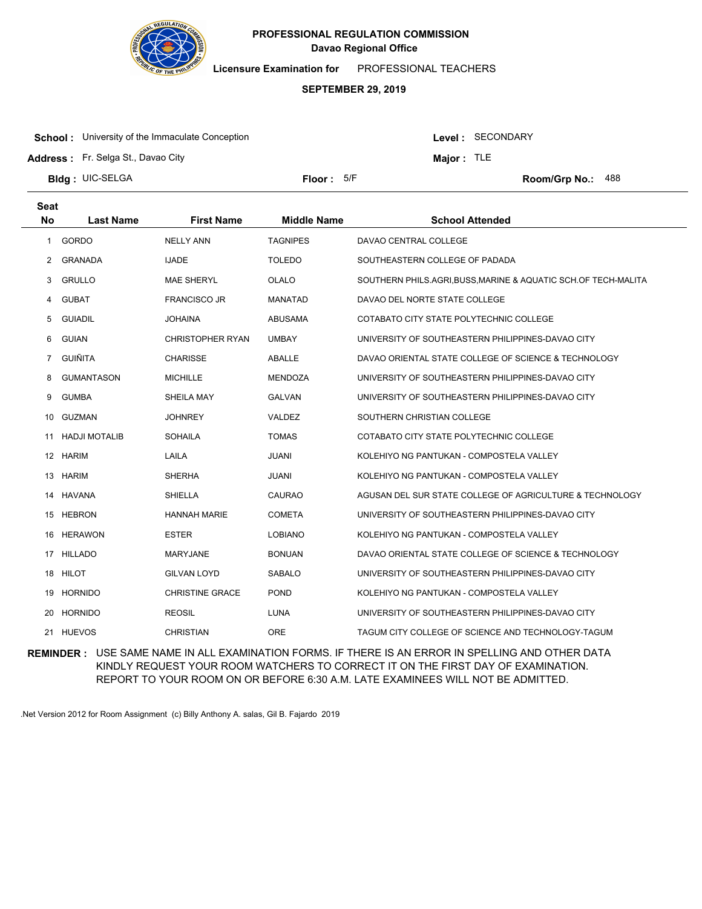**PROFESSIONAL REGULATION COMMISSION**
**Davao Regional Office**

**Licensure Examination for** PROFESSIONAL TEACHERS

**SEPTEMBER 29, 2019**

**School :** University of the Immaculate Conception
**Address :** Fr. Selga St., Davao City
**Bldg :** UIC-SELGA
**Floor :** 5/F

**Level :** SECONDARY
**Major :** TLE
**Room/Grp No.:** 488

| Seat No | Last Name | First Name | Middle Name | School Attended |
|---|---|---|---|---|
| 1 | GORDO | NELLY ANN | TAGNIPES | DAVAO CENTRAL COLLEGE |
| 2 | GRANADA | IJADE | TOLEDO | SOUTHEASTERN COLLEGE OF PADADA |
| 3 | GRULLO | MAE SHERYL | OLALO | SOUTHERN PHILS.AGRI,BUSS,MARINE & AQUATIC SCH.OF TECH-MALITA |
| 4 | GUBAT | FRANCISCO JR | MANATAD | DAVAO DEL NORTE STATE COLLEGE |
| 5 | GUIADIL | JOHAINA | ABUSAMA | COTABATO CITY STATE POLYTECHNIC COLLEGE |
| 6 | GUIAN | CHRISTOPHER RYAN | UMBAY | UNIVERSITY OF SOUTHEASTERN PHILIPPINES-DAVAO CITY |
| 7 | GUIÑITA | CHARISSE | ABALLE | DAVAO ORIENTAL STATE COLLEGE OF SCIENCE & TECHNOLOGY |
| 8 | GUMANTASON | MICHILLE | MENDOZA | UNIVERSITY OF SOUTHEASTERN PHILIPPINES-DAVAO CITY |
| 9 | GUMBA | SHEILA MAY | GALVAN | UNIVERSITY OF SOUTHEASTERN PHILIPPINES-DAVAO CITY |
| 10 | GUZMAN | JOHNREY | VALDEZ | SOUTHERN CHRISTIAN COLLEGE |
| 11 | HADJI MOTALIB | SOHAILA | TOMAS | COTABATO CITY STATE POLYTECHNIC COLLEGE |
| 12 | HARIM | LAILA | JUANI | KOLEHIYO NG PANTUKAN - COMPOSTELA VALLEY |
| 13 | HARIM | SHERHA | JUANI | KOLEHIYO NG PANTUKAN - COMPOSTELA VALLEY |
| 14 | HAVANA | SHIELLA | CAURAO | AGUSAN DEL SUR STATE COLLEGE OF AGRICULTURE & TECHNOLOGY |
| 15 | HEBRON | HANNAH MARIE | COMETA | UNIVERSITY OF SOUTHEASTERN PHILIPPINES-DAVAO CITY |
| 16 | HERAWON | ESTER | LOBIANO | KOLEHIYO NG PANTUKAN - COMPOSTELA VALLEY |
| 17 | HILLADO | MARYJANE | BONUAN | DAVAO ORIENTAL STATE COLLEGE OF SCIENCE & TECHNOLOGY |
| 18 | HILOT | GILVAN LOYD | SABALO | UNIVERSITY OF SOUTHEASTERN PHILIPPINES-DAVAO CITY |
| 19 | HORNIDO | CHRISTINE GRACE | POND | KOLEHIYO NG PANTUKAN - COMPOSTELA VALLEY |
| 20 | HORNIDO | REOSIL | LUNA | UNIVERSITY OF SOUTHEASTERN PHILIPPINES-DAVAO CITY |
| 21 | HUEVOS | CHRISTIAN | ORE | TAGUM CITY COLLEGE OF SCIENCE AND TECHNOLOGY-TAGUM |

**REMINDER :** USE SAME NAME IN ALL EXAMINATION FORMS. IF THERE IS AN ERROR IN SPELLING AND OTHER DATA KINDLY REQUEST YOUR ROOM WATCHERS TO CORRECT IT ON THE FIRST DAY OF EXAMINATION. REPORT TO YOUR ROOM ON OR BEFORE 6:30 A.M. LATE EXAMINEES WILL NOT BE ADMITTED.

.Net Version 2012 for Room Assignment (c) Billy Anthony A. salas, Gil B. Fajardo 2019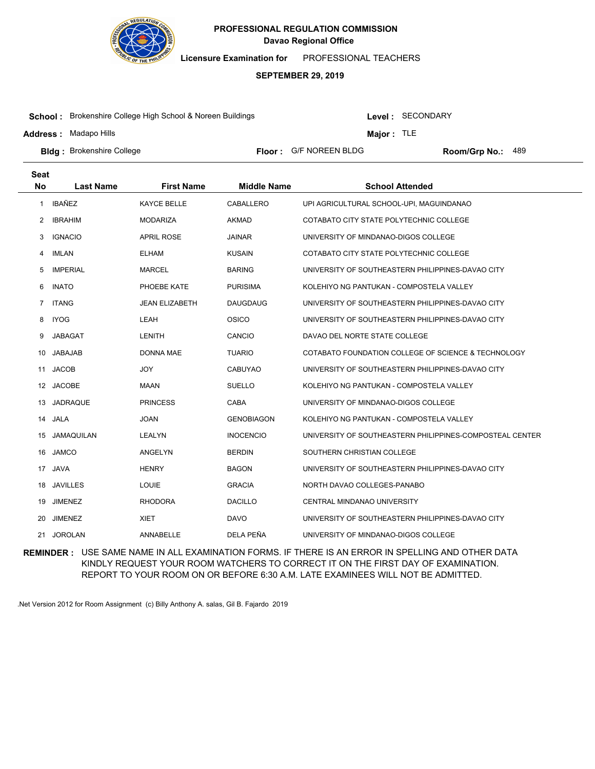**PROFESSIONAL REGULATION COMMISSION**
**Davao Regional Office**

**Licensure Examination for** PROFESSIONAL TEACHERS

**SEPTEMBER 29, 2019**

**School :** Brokenshire College High School & Noreen Buildings
**Level :** SECONDARY
**Address :** Madapo Hills
**Major :** TLE
**Bldg :** Brokenshire College
**Floor :** G/F NOREEN BLDG
**Room/Grp No.:** 489

| Seat No | Last Name | First Name | Middle Name | School Attended |
|---|---|---|---|---|
| 1 | IBAÑEZ | KAYCE BELLE | CABALLERO | UPI AGRICULTURAL SCHOOL-UPI, MAGUINDANAO |
| 2 | IBRAHIM | MODARIZA | AKMAD | COTABATO CITY STATE POLYTECHNIC COLLEGE |
| 3 | IGNACIO | APRIL ROSE | JAINAR | UNIVERSITY OF MINDANAO-DIGOS COLLEGE |
| 4 | IMLAN | ELHAM | KUSAIN | COTABATO CITY STATE POLYTECHNIC COLLEGE |
| 5 | IMPERIAL | MARCEL | BARING | UNIVERSITY OF SOUTHEASTERN PHILIPPINES-DAVAO CITY |
| 6 | INATO | PHOEBE KATE | PURISIMA | KOLEHIYO NG PANTUKAN - COMPOSTELA VALLEY |
| 7 | ITANG | JEAN ELIZABETH | DAUGDAUG | UNIVERSITY OF SOUTHEASTERN PHILIPPINES-DAVAO CITY |
| 8 | IYOG | LEAH | OSICO | UNIVERSITY OF SOUTHEASTERN PHILIPPINES-DAVAO CITY |
| 9 | JABAGAT | LENITH | CANCIO | DAVAO DEL NORTE STATE COLLEGE |
| 10 | JABAJAB | DONNA MAE | TUARIO | COTABATO FOUNDATION COLLEGE OF SCIENCE & TECHNOLOGY |
| 11 | JACOB | JOY | CABUYAO | UNIVERSITY OF SOUTHEASTERN PHILIPPINES-DAVAO CITY |
| 12 | JACOBE | MAAN | SUELLO | KOLEHIYO NG PANTUKAN - COMPOSTELA VALLEY |
| 13 | JADRAQUE | PRINCESS | CABA | UNIVERSITY OF MINDANAO-DIGOS COLLEGE |
| 14 | JALA | JOAN | GENOBIAGON | KOLEHIYO NG PANTUKAN - COMPOSTELA VALLEY |
| 15 | JAMAQUILAN | LEALYN | INOCENCIO | UNIVERSITY OF SOUTHEASTERN PHILIPPINES-COMPOSTEAL CENTER |
| 16 | JAMCO | ANGELYN | BERDIN | SOUTHERN CHRISTIAN COLLEGE |
| 17 | JAVA | HENRY | BAGON | UNIVERSITY OF SOUTHEASTERN PHILIPPINES-DAVAO CITY |
| 18 | JAVILLES | LOUIE | GRACIA | NORTH DAVAO COLLEGES-PANABO |
| 19 | JIMENEZ | RHODORA | DACILLO | CENTRAL MINDANAO UNIVERSITY |
| 20 | JIMENEZ | XIET | DAVO | UNIVERSITY OF SOUTHEASTERN PHILIPPINES-DAVAO CITY |
| 21 | JOROLAN | ANNABELLE | DELA PEÑA | UNIVERSITY OF MINDANAO-DIGOS COLLEGE |

**REMINDER :** USE SAME NAME IN ALL EXAMINATION FORMS. IF THERE IS AN ERROR IN SPELLING AND OTHER DATA KINDLY REQUEST YOUR ROOM WATCHERS TO CORRECT IT ON THE FIRST DAY OF EXAMINATION. REPORT TO YOUR ROOM ON OR BEFORE 6:30 A.M. LATE EXAMINEES WILL NOT BE ADMITTED.

.Net Version 2012 for Room Assignment (c) Billy Anthony A. salas, Gil B. Fajardo 2019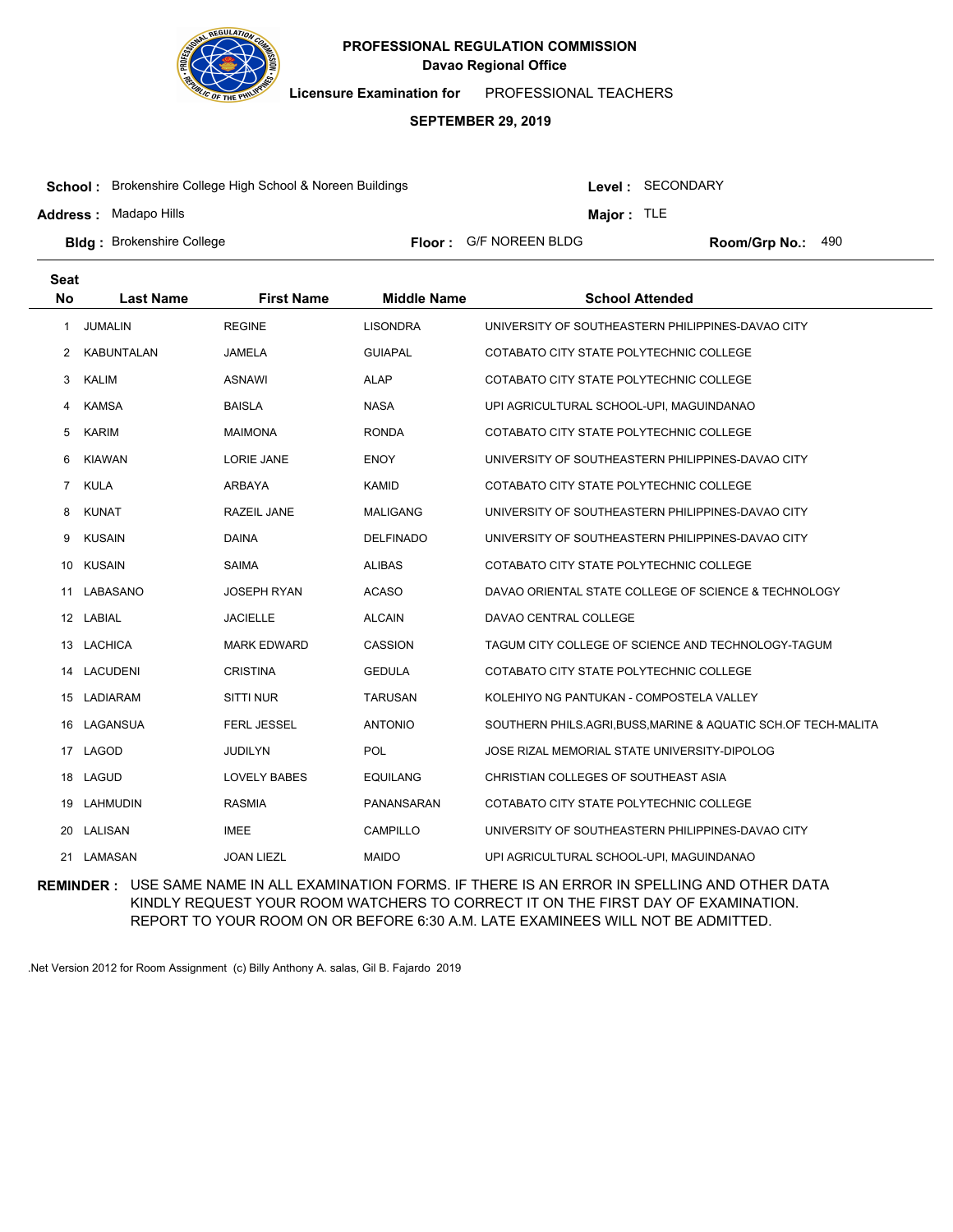**PROFESSIONAL REGULATION COMMISSION**
**Davao Regional Office**

**Licensure Examination for** PROFESSIONAL TEACHERS

**SEPTEMBER 29, 2019**

**School :** Brokenshire College High School & Noreen Buildings
**Level :** SECONDARY
**Address :** Madapo Hills
**Major :** TLE
**Bldg :** Brokenshire College
**Floor :** G/F NOREEN BLDG
**Room/Grp No.:** 490

| Seat No | Last Name | First Name | Middle Name | School Attended |
|---|---|---|---|---|
| 1 | JUMALIN | REGINE | LISONDRA | UNIVERSITY OF SOUTHEASTERN PHILIPPINES-DAVAO CITY |
| 2 | KABUNTALAN | JAMELA | GUIAPAL | COTABATO CITY STATE POLYTECHNIC COLLEGE |
| 3 | KALIM | ASNAWI | ALAP | COTABATO CITY STATE POLYTECHNIC COLLEGE |
| 4 | KAMSA | BAISLA | NASA | UPI AGRICULTURAL SCHOOL-UPI, MAGUINDANAO |
| 5 | KARIM | MAIMONA | RONDA | COTABATO CITY STATE POLYTECHNIC COLLEGE |
| 6 | KIAWAN | LORIE JANE | ENOY | UNIVERSITY OF SOUTHEASTERN PHILIPPINES-DAVAO CITY |
| 7 | KULA | ARBAYA | KAMID | COTABATO CITY STATE POLYTECHNIC COLLEGE |
| 8 | KUNAT | RAZEIL JANE | MALIGANG | UNIVERSITY OF SOUTHEASTERN PHILIPPINES-DAVAO CITY |
| 9 | KUSAIN | DAINA | DELFINADO | UNIVERSITY OF SOUTHEASTERN PHILIPPINES-DAVAO CITY |
| 10 | KUSAIN | SAIMA | ALIBAS | COTABATO CITY STATE POLYTECHNIC COLLEGE |
| 11 | LABASANO | JOSEPH RYAN | ACASO | DAVAO ORIENTAL STATE COLLEGE OF SCIENCE & TECHNOLOGY |
| 12 | LABIAL | JACIELLE | ALCAIN | DAVAO CENTRAL COLLEGE |
| 13 | LACHICA | MARK EDWARD | CASSION | TAGUM CITY COLLEGE OF SCIENCE AND TECHNOLOGY-TAGUM |
| 14 | LACUDENI | CRISTINA | GEDULA | COTABATO CITY STATE POLYTECHNIC COLLEGE |
| 15 | LADIARAM | SITTI NUR | TARUSAN | KOLEHIYO NG PANTUKAN - COMPOSTELA VALLEY |
| 16 | LAGANSUA | FERL JESSEL | ANTONIO | SOUTHERN PHILS.AGRI,BUSS,MARINE & AQUATIC SCH.OF TECH-MALITA |
| 17 | LAGOD | JUDILYN | POL | JOSE RIZAL MEMORIAL STATE UNIVERSITY-DIPOLOG |
| 18 | LAGUD | LOVELY BABES | EQUILANG | CHRISTIAN COLLEGES OF SOUTHEAST ASIA |
| 19 | LAHMUDIN | RASMIA | PANANSARAN | COTABATO CITY STATE POLYTECHNIC COLLEGE |
| 20 | LALISAN | IMEE | CAMPILLO | UNIVERSITY OF SOUTHEASTERN PHILIPPINES-DAVAO CITY |
| 21 | LAMASAN | JOAN LIEZL | MAIDO | UPI AGRICULTURAL SCHOOL-UPI, MAGUINDANAO |

**REMINDER :** USE SAME NAME IN ALL EXAMINATION FORMS. IF THERE IS AN ERROR IN SPELLING AND OTHER DATA KINDLY REQUEST YOUR ROOM WATCHERS TO CORRECT IT ON THE FIRST DAY OF EXAMINATION. REPORT TO YOUR ROOM ON OR BEFORE 6:30 A.M. LATE EXAMINEES WILL NOT BE ADMITTED.

.Net Version 2012 for Room Assignment (c) Billy Anthony A. salas, Gil B. Fajardo 2019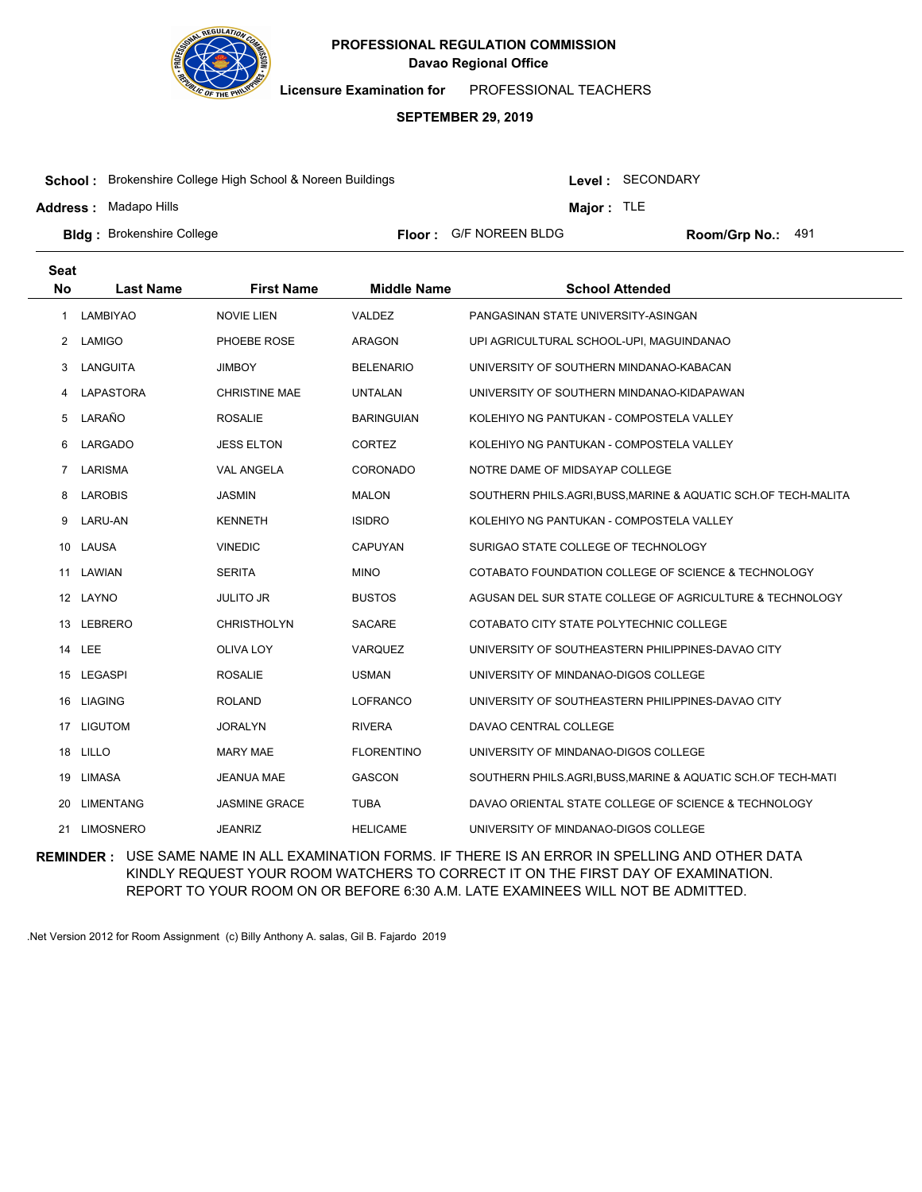**PROFESSIONAL REGULATION COMMISSION**
**Davao Regional Office**

**Licensure Examination for** PROFESSIONAL TEACHERS

**SEPTEMBER 29, 2019**

**School :** Brokenshire College High School & Noreen Buildings
**Level :** SECONDARY
**Address :** Madapo Hills
**Major :** TLE
**Bldg :** Brokenshire College
**Floor :** G/F NOREEN BLDG
**Room/Grp No.:** 491

| Seat No | Last Name | First Name | Middle Name | School Attended |
|---|---|---|---|---|
| 1 | LAMBIYAO | NOVIE LIEN | VALDEZ | PANGASINAN STATE UNIVERSITY-ASINGAN |
| 2 | LAMIGO | PHOEBE ROSE | ARAGON | UPI AGRICULTURAL SCHOOL-UPI, MAGUINDANAO |
| 3 | LANGUITA | JIMBOY | BELENARIO | UNIVERSITY OF SOUTHERN MINDANAO-KABACAN |
| 4 | LAPASTORA | CHRISTINE MAE | UNTALAN | UNIVERSITY OF SOUTHERN MINDANAO-KIDAPAWAN |
| 5 | LARAÑO | ROSALIE | BARINGUIAN | KOLEHIYO NG PANTUKAN - COMPOSTELA VALLEY |
| 6 | LARGADO | JESS ELTON | CORTEZ | KOLEHIYO NG PANTUKAN - COMPOSTELA VALLEY |
| 7 | LARISMA | VAL ANGELA | CORONADO | NOTRE DAME OF MIDSAYAP COLLEGE |
| 8 | LAROBIS | JASMIN | MALON | SOUTHERN PHILS.AGRI,BUSS,MARINE & AQUATIC SCH.OF TECH-MALITA |
| 9 | LARU-AN | KENNETH | ISIDRO | KOLEHIYO NG PANTUKAN - COMPOSTELA VALLEY |
| 10 | LAUSA | VINEDIC | CAPUYAN | SURIGAO STATE COLLEGE OF TECHNOLOGY |
| 11 | LAWIAN | SERITA | MINO | COTABATO FOUNDATION COLLEGE OF SCIENCE & TECHNOLOGY |
| 12 | LAYNO | JULITO JR | BUSTOS | AGUSAN DEL SUR STATE COLLEGE OF AGRICULTURE & TECHNOLOGY |
| 13 | LEBRERO | CHRISTHOLYN | SACARE | COTABATO CITY STATE POLYTECHNIC COLLEGE |
| 14 | LEE | OLIVA LOY | VARQUEZ | UNIVERSITY OF SOUTHEASTERN PHILIPPINES-DAVAO CITY |
| 15 | LEGASPI | ROSALIE | USMAN | UNIVERSITY OF MINDANAO-DIGOS COLLEGE |
| 16 | LIAGING | ROLAND | LOFRANCO | UNIVERSITY OF SOUTHEASTERN PHILIPPINES-DAVAO CITY |
| 17 | LIGUTOM | JORALYN | RIVERA | DAVAO CENTRAL COLLEGE |
| 18 | LILLO | MARY MAE | FLORENTINO | UNIVERSITY OF MINDANAO-DIGOS COLLEGE |
| 19 | LIMASA | JEANUA MAE | GASCON | SOUTHERN PHILS.AGRI,BUSS,MARINE & AQUATIC SCH.OF TECH-MATI |
| 20 | LIMENTANG | JASMINE GRACE | TUBA | DAVAO ORIENTAL STATE COLLEGE OF SCIENCE & TECHNOLOGY |
| 21 | LIMOSNERO | JEANRIZ | HELICAME | UNIVERSITY OF MINDANAO-DIGOS COLLEGE |

**REMINDER :** USE SAME NAME IN ALL EXAMINATION FORMS. IF THERE IS AN ERROR IN SPELLING AND OTHER DATA KINDLY REQUEST YOUR ROOM WATCHERS TO CORRECT IT ON THE FIRST DAY OF EXAMINATION. REPORT TO YOUR ROOM ON OR BEFORE 6:30 A.M. LATE EXAMINEES WILL NOT BE ADMITTED.

.Net Version 2012 for Room Assignment (c) Billy Anthony A. salas, Gil B. Fajardo 2019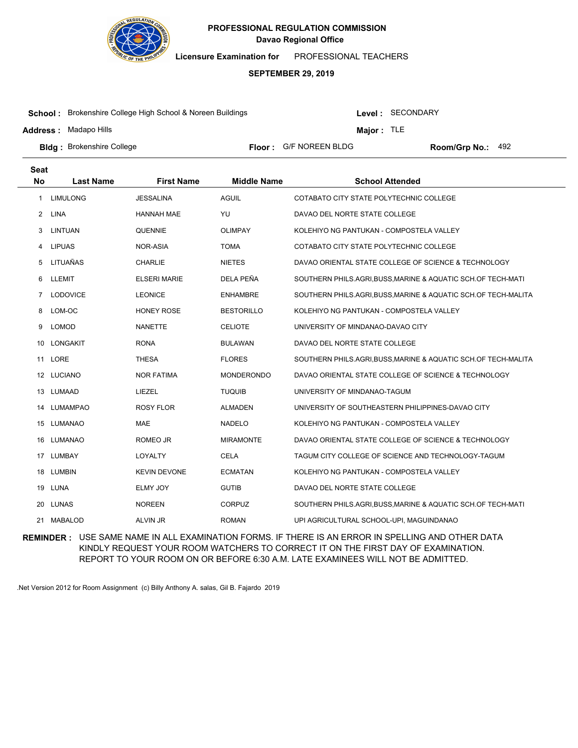**PROFESSIONAL REGULATION COMMISSION**
**Davao Regional Office**

**Licensure Examination for** PROFESSIONAL TEACHERS

**SEPTEMBER 29, 2019**

**School :** Brokenshire College High School & Noreen Buildings
**Level :** SECONDARY
**Address :** Madapo Hills
**Major :** TLE
**Bldg :** Brokenshire College
**Floor :** G/F NOREEN BLDG
**Room/Grp No.:** 492

| Seat No | Last Name | First Name | Middle Name | School Attended |
|---|---|---|---|---|
| 1 | LIMULONG | JESSALINA | AGUIL | COTABATO CITY STATE POLYTECHNIC COLLEGE |
| 2 | LINA | HANNAH MAE | YU | DAVAO DEL NORTE STATE COLLEGE |
| 3 | LINTUAN | QUENNIE | OLIMPAY | KOLEHIYO NG PANTUKAN - COMPOSTELA VALLEY |
| 4 | LIPUAS | NOR-ASIA | TOMA | COTABATO CITY STATE POLYTECHNIC COLLEGE |
| 5 | LITUAÑAS | CHARLIE | NIETES | DAVAO ORIENTAL STATE COLLEGE OF SCIENCE & TECHNOLOGY |
| 6 | LLEMIT | ELSERI MARIE | DELA PEÑA | SOUTHERN PHILS.AGRI,BUSS,MARINE & AQUATIC SCH.OF TECH-MATI |
| 7 | LODOVICE | LEONICE | ENHAMBRE | SOUTHERN PHILS.AGRI,BUSS,MARINE & AQUATIC SCH.OF TECH-MALITA |
| 8 | LOM-OC | HONEY ROSE | BESTORILLO | KOLEHIYO NG PANTUKAN - COMPOSTELA VALLEY |
| 9 | LOMOD | NANETTE | CELIOTE | UNIVERSITY OF MINDANAO-DAVAO CITY |
| 10 | LONGAKIT | RONA | BULAWAN | DAVAO DEL NORTE STATE COLLEGE |
| 11 | LORE | THESA | FLORES | SOUTHERN PHILS.AGRI,BUSS,MARINE & AQUATIC SCH.OF TECH-MALITA |
| 12 | LUCIANO | NOR FATIMA | MONDERONDO | DAVAO ORIENTAL STATE COLLEGE OF SCIENCE & TECHNOLOGY |
| 13 | LUMAAD | LIEZEL | TUQUIB | UNIVERSITY OF MINDANAO-TAGUM |
| 14 | LUMAMPAO | ROSY FLOR | ALMADEN | UNIVERSITY OF SOUTHEASTERN PHILIPPINES-DAVAO CITY |
| 15 | LUMANAO | MAE | NADELO | KOLEHIYO NG PANTUKAN - COMPOSTELA VALLEY |
| 16 | LUMANAO | ROMEO JR | MIRAMONTE | DAVAO ORIENTAL STATE COLLEGE OF SCIENCE & TECHNOLOGY |
| 17 | LUMBAY | LOYALTY | CELA | TAGUM CITY COLLEGE OF SCIENCE AND TECHNOLOGY-TAGUM |
| 18 | LUMBIN | KEVIN DEVONE | ECMATAN | KOLEHIYO NG PANTUKAN - COMPOSTELA VALLEY |
| 19 | LUNA | ELMY JOY | GUTIB | DAVAO DEL NORTE STATE COLLEGE |
| 20 | LUNAS | NOREEN | CORPUZ | SOUTHERN PHILS.AGRI,BUSS,MARINE & AQUATIC SCH.OF TECH-MATI |
| 21 | MABALOD | ALVIN JR | ROMAN | UPI AGRICULTURAL SCHOOL-UPI, MAGUINDANAO |

**REMINDER :** USE SAME NAME IN ALL EXAMINATION FORMS. IF THERE IS AN ERROR IN SPELLING AND OTHER DATA KINDLY REQUEST YOUR ROOM WATCHERS TO CORRECT IT ON THE FIRST DAY OF EXAMINATION. REPORT TO YOUR ROOM ON OR BEFORE 6:30 A.M. LATE EXAMINEES WILL NOT BE ADMITTED.

.Net Version 2012 for Room Assignment (c) Billy Anthony A. salas, Gil B. Fajardo 2019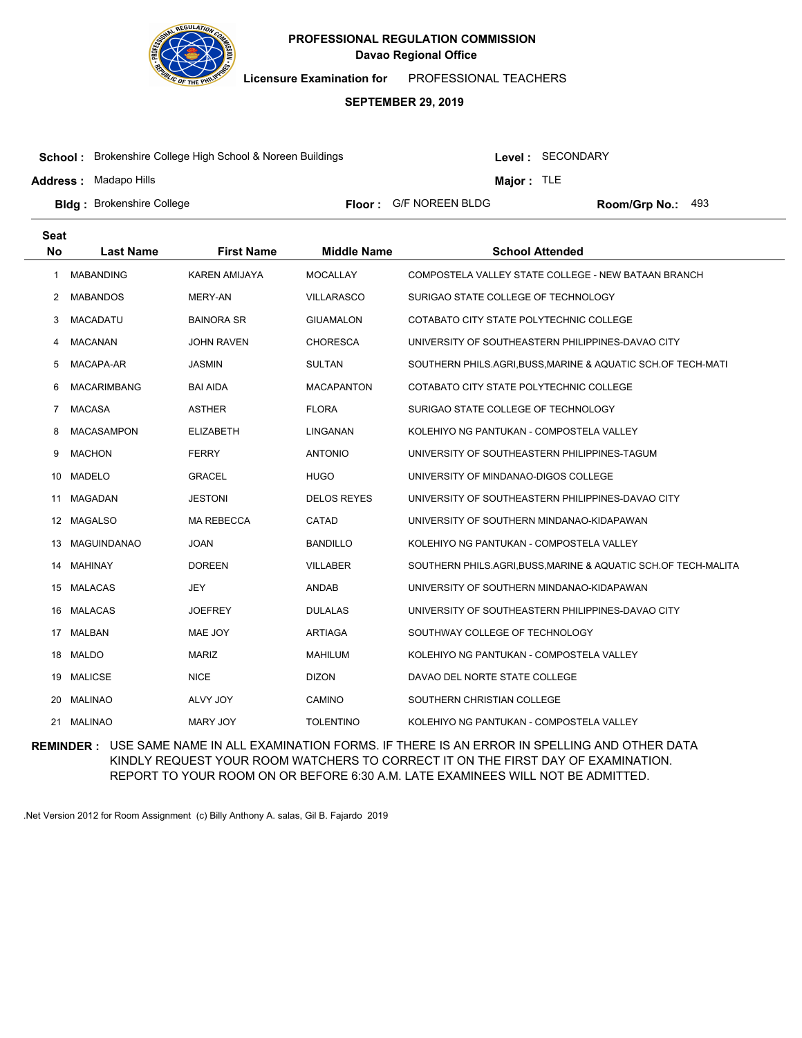**PROFESSIONAL REGULATION COMMISSION**
**Davao Regional Office**

**Licensure Examination for** PROFESSIONAL TEACHERS

**SEPTEMBER 29, 2019**

**School :** Brokenshire College High School & Noreen Buildings
**Level :** SECONDARY
**Address :** Madapo Hills
**Major :** TLE
**Bldg :** Brokenshire College
**Floor :** G/F NOREEN BLDG
**Room/Grp No.:** 493

| Seat No | Last Name | First Name | Middle Name | School Attended |
|---|---|---|---|---|
| 1 | MABANDING | KAREN AMIJAYA | MOCALLAY | COMPOSTELA VALLEY STATE COLLEGE - NEW BATAAN BRANCH |
| 2 | MABANDOS | MERY-AN | VILLARASCO | SURIGAO STATE COLLEGE OF TECHNOLOGY |
| 3 | MACADATU | BAINORA SR | GIUAMALON | COTABATO CITY STATE POLYTECHNIC COLLEGE |
| 4 | MACANAN | JOHN RAVEN | CHORESCA | UNIVERSITY OF SOUTHEASTERN PHILIPPINES-DAVAO CITY |
| 5 | MACAPA-AR | JASMIN | SULTAN | SOUTHERN PHILS.AGRI,BUSS,MARINE & AQUATIC SCH.OF TECH-MATI |
| 6 | MACARIMBANG | BAI AIDA | MACAPANTON | COTABATO CITY STATE POLYTECHNIC COLLEGE |
| 7 | MACASA | ASTHER | FLORA | SURIGAO STATE COLLEGE OF TECHNOLOGY |
| 8 | MACASAMPON | ELIZABETH | LINGANAN | KOLEHIYO NG PANTUKAN - COMPOSTELA VALLEY |
| 9 | MACHON | FERRY | ANTONIO | UNIVERSITY OF SOUTHEASTERN PHILIPPINES-TAGUM |
| 10 | MADELO | GRACEL | HUGO | UNIVERSITY OF MINDANAO-DIGOS COLLEGE |
| 11 | MAGADAN | JESTONI | DELOS REYES | UNIVERSITY OF SOUTHEASTERN PHILIPPINES-DAVAO CITY |
| 12 | MAGALSO | MA REBECCA | CATAD | UNIVERSITY OF SOUTHERN MINDANAO-KIDAPAWAN |
| 13 | MAGUINDANAO | JOAN | BANDILLO | KOLEHIYO NG PANTUKAN - COMPOSTELA VALLEY |
| 14 | MAHINAY | DOREEN | VILLABER | SOUTHERN PHILS.AGRI,BUSS,MARINE & AQUATIC SCH.OF TECH-MALITA |
| 15 | MALACAS | JEY | ANDAB | UNIVERSITY OF SOUTHERN MINDANAO-KIDAPAWAN |
| 16 | MALACAS | JOEFREY | DULALAS | UNIVERSITY OF SOUTHEASTERN PHILIPPINES-DAVAO CITY |
| 17 | MALBAN | MAE JOY | ARTIAGA | SOUTHWAY COLLEGE OF TECHNOLOGY |
| 18 | MALDO | MARIZ | MAHILUM | KOLEHIYO NG PANTUKAN - COMPOSTELA VALLEY |
| 19 | MALICSE | NICE | DIZON | DAVAO DEL NORTE STATE COLLEGE |
| 20 | MALINAO | ALVY JOY | CAMINO | SOUTHERN CHRISTIAN COLLEGE |
| 21 | MALINAO | MARY JOY | TOLENTINO | KOLEHIYO NG PANTUKAN - COMPOSTELA VALLEY |

**REMINDER :** USE SAME NAME IN ALL EXAMINATION FORMS. IF THERE IS AN ERROR IN SPELLING AND OTHER DATA KINDLY REQUEST YOUR ROOM WATCHERS TO CORRECT IT ON THE FIRST DAY OF EXAMINATION. REPORT TO YOUR ROOM ON OR BEFORE 6:30 A.M. LATE EXAMINEES WILL NOT BE ADMITTED.

.Net Version 2012 for Room Assignment (c) Billy Anthony A. salas, Gil B. Fajardo 2019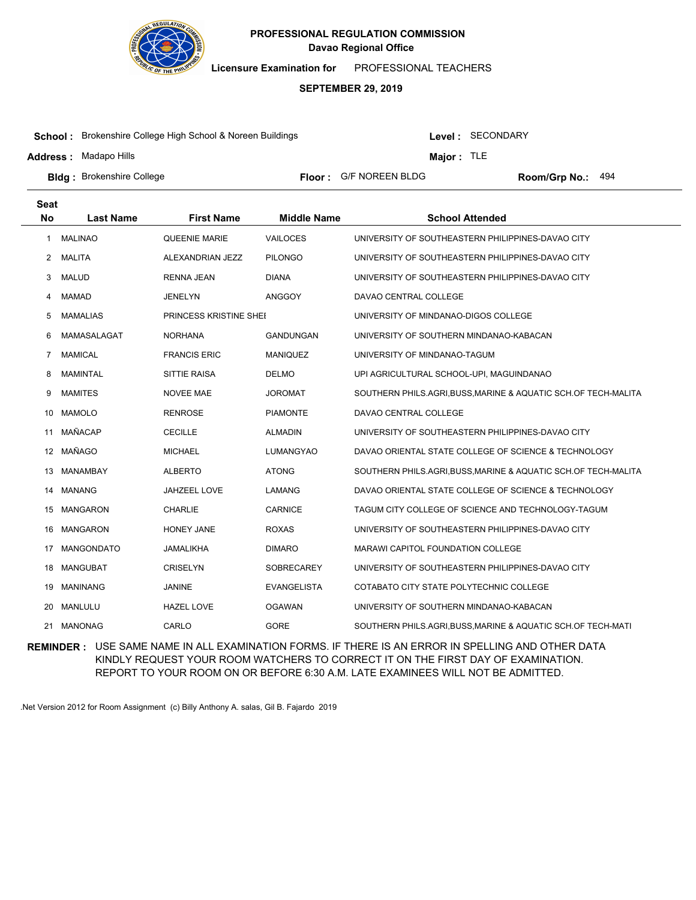**PROFESSIONAL REGULATION COMMISSION**
**Davao Regional Office**

**Licensure Examination for** PROFESSIONAL TEACHERS

**SEPTEMBER 29, 2019**

**School :** Brokenshire College High School & Noreen Buildings
**Level :** SECONDARY
**Address :** Madapo Hills
**Major :** TLE
**Bldg :** Brokenshire College
**Floor :** G/F NOREEN BLDG
**Room/Grp No.:** 494

| Seat No | Last Name | First Name | Middle Name | School Attended |
|---|---|---|---|---|
| 1 | MALINAO | QUEENIE MARIE | VAILOCES | UNIVERSITY OF SOUTHEASTERN PHILIPPINES-DAVAO CITY |
| 2 | MALITA | ALEXANDRIAN JEZZ | PILONGO | UNIVERSITY OF SOUTHEASTERN PHILIPPINES-DAVAO CITY |
| 3 | MALUD | RENNA JEAN | DIANA | UNIVERSITY OF SOUTHEASTERN PHILIPPINES-DAVAO CITY |
| 4 | MAMAD | JENELYN | ANGGOY | DAVAO CENTRAL COLLEGE |
| 5 | MAMALIAS | PRINCESS KRISTINE SHEI | | UNIVERSITY OF MINDANAO-DIGOS COLLEGE |
| 6 | MAMASALAGAT | NORHANA | GANDUNGAN | UNIVERSITY OF SOUTHERN MINDANAO-KABACAN |
| 7 | MAMICAL | FRANCIS ERIC | MANIQUEZ | UNIVERSITY OF MINDANAO-TAGUM |
| 8 | MAMINTAL | SITTIE RAISA | DELMO | UPI AGRICULTURAL SCHOOL-UPI, MAGUINDANAO |
| 9 | MAMITES | NOVEE MAE | JOROMAT | SOUTHERN PHILS.AGRI,BUSS,MARINE & AQUATIC SCH.OF TECH-MALITA |
| 10 | MAMOLO | RENROSE | PIAMONTE | DAVAO CENTRAL COLLEGE |
| 11 | MAÑACAP | CECILLE | ALMADIN | UNIVERSITY OF SOUTHEASTERN PHILIPPINES-DAVAO CITY |
| 12 | MAÑAGO | MICHAEL | LUMANGYAO | DAVAO ORIENTAL STATE COLLEGE OF SCIENCE & TECHNOLOGY |
| 13 | MANAMBAY | ALBERTO | ATONG | SOUTHERN PHILS.AGRI,BUSS,MARINE & AQUATIC SCH.OF TECH-MALITA |
| 14 | MANANG | JAHZEEL LOVE | LAMANG | DAVAO ORIENTAL STATE COLLEGE OF SCIENCE & TECHNOLOGY |
| 15 | MANGARON | CHARLIE | CARNICE | TAGUM CITY COLLEGE OF SCIENCE AND TECHNOLOGY-TAGUM |
| 16 | MANGARON | HONEY JANE | ROXAS | UNIVERSITY OF SOUTHEASTERN PHILIPPINES-DAVAO CITY |
| 17 | MANGONDATO | JAMALIKHA | DIMARO | MARAWI CAPITOL FOUNDATION COLLEGE |
| 18 | MANGUBAT | CRISELYN | SOBRECAREY | UNIVERSITY OF SOUTHEASTERN PHILIPPINES-DAVAO CITY |
| 19 | MANINANG | JANINE | EVANGELISTA | COTABATO CITY STATE POLYTECHNIC COLLEGE |
| 20 | MANLULU | HAZEL LOVE | OGAWAN | UNIVERSITY OF SOUTHERN MINDANAO-KABACAN |
| 21 | MANONAG | CARLO | GORE | SOUTHERN PHILS.AGRI,BUSS,MARINE & AQUATIC SCH.OF TECH-MATI |

**REMINDER :** USE SAME NAME IN ALL EXAMINATION FORMS. IF THERE IS AN ERROR IN SPELLING AND OTHER DATA KINDLY REQUEST YOUR ROOM WATCHERS TO CORRECT IT ON THE FIRST DAY OF EXAMINATION. REPORT TO YOUR ROOM ON OR BEFORE 6:30 A.M. LATE EXAMINEES WILL NOT BE ADMITTED.

.Net Version 2012 for Room Assignment (c) Billy Anthony A. salas, Gil B. Fajardo 2019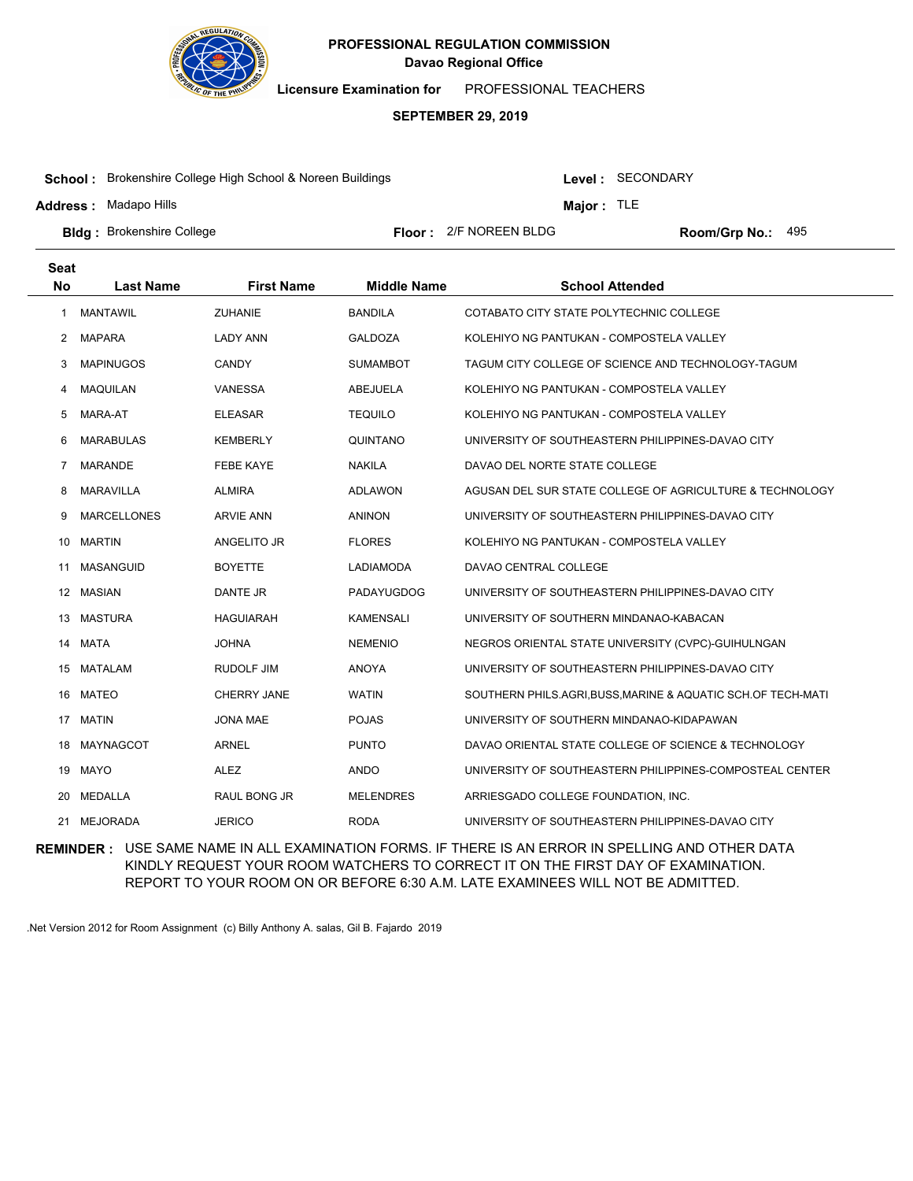**PROFESSIONAL REGULATION COMMISSION**
**Davao Regional Office**

**Licensure Examination for** PROFESSIONAL TEACHERS

**SEPTEMBER 29, 2019**

**School :** Brokenshire College High School & Noreen Buildings
**Level :** SECONDARY

**Address :** Madapo Hills
**Major :** TLE

**Bldg :** Brokenshire College
**Floor :** 2/F NOREEN BLDG
**Room/Grp No.:** 495

| Seat No | Last Name | First Name | Middle Name | School Attended |
|---|---|---|---|---|
| 1 | MANTAWIL | ZUHANIE | BANDILA | COTABATO CITY STATE POLYTECHNIC COLLEGE |
| 2 | MAPARA | LADY ANN | GALDOZA | KOLEHIYO NG PANTUKAN - COMPOSTELA VALLEY |
| 3 | MAPINUGOS | CANDY | SUMAMBOT | TAGUM CITY COLLEGE OF SCIENCE AND TECHNOLOGY-TAGUM |
| 4 | MAQUILAN | VANESSA | ABEJUELA | KOLEHIYO NG PANTUKAN - COMPOSTELA VALLEY |
| 5 | MARA-AT | ELEASAR | TEQUILO | KOLEHIYO NG PANTUKAN - COMPOSTELA VALLEY |
| 6 | MARABULAS | KEMBERLY | QUINTANO | UNIVERSITY OF SOUTHEASTERN PHILIPPINES-DAVAO CITY |
| 7 | MARANDE | FEBE KAYE | NAKILA | DAVAO DEL NORTE STATE COLLEGE |
| 8 | MARAVILLA | ALMIRA | ADLAWON | AGUSAN DEL SUR STATE COLLEGE OF AGRICULTURE & TECHNOLOGY |
| 9 | MARCELLONES | ARVIE ANN | ANINON | UNIVERSITY OF SOUTHEASTERN PHILIPPINES-DAVAO CITY |
| 10 | MARTIN | ANGELITO JR | FLORES | KOLEHIYO NG PANTUKAN - COMPOSTELA VALLEY |
| 11 | MASANGUID | BOYETTE | LADIAMODA | DAVAO CENTRAL COLLEGE |
| 12 | MASIAN | DANTE JR | PADAYUGDOG | UNIVERSITY OF SOUTHEASTERN PHILIPPINES-DAVAO CITY |
| 13 | MASTURA | HAGUIARAH | KAMENSALI | UNIVERSITY OF SOUTHERN MINDANAO-KABACAN |
| 14 | MATA | JOHNA | NEMENIO | NEGROS ORIENTAL STATE UNIVERSITY (CVPC)-GUIHULNGAN |
| 15 | MATALAM | RUDOLF JIM | ANOYA | UNIVERSITY OF SOUTHEASTERN PHILIPPINES-DAVAO CITY |
| 16 | MATEO | CHERRY JANE | WATIN | SOUTHERN PHILS.AGRI,BUSS,MARINE & AQUATIC SCH.OF TECH-MATI |
| 17 | MATIN | JONA MAE | POJAS | UNIVERSITY OF SOUTHERN MINDANAO-KIDAPAWAN |
| 18 | MAYNAGCOT | ARNEL | PUNTO | DAVAO ORIENTAL STATE COLLEGE OF SCIENCE & TECHNOLOGY |
| 19 | MAYO | ALEZ | ANDO | UNIVERSITY OF SOUTHEASTERN PHILIPPINES-COMPOSTEAL CENTER |
| 20 | MEDALLA | RAUL BONG JR | MELENDRES | ARRIESGADO COLLEGE FOUNDATION, INC. |
| 21 | MEJORADA | JERICO | RODA | UNIVERSITY OF SOUTHEASTERN PHILIPPINES-DAVAO CITY |

**REMINDER :** USE SAME NAME IN ALL EXAMINATION FORMS. IF THERE IS AN ERROR IN SPELLING AND OTHER DATA KINDLY REQUEST YOUR ROOM WATCHERS TO CORRECT IT ON THE FIRST DAY OF EXAMINATION. REPORT TO YOUR ROOM ON OR BEFORE 6:30 A.M. LATE EXAMINEES WILL NOT BE ADMITTED.

.Net Version 2012 for Room Assignment (c) Billy Anthony A. salas, Gil B. Fajardo 2019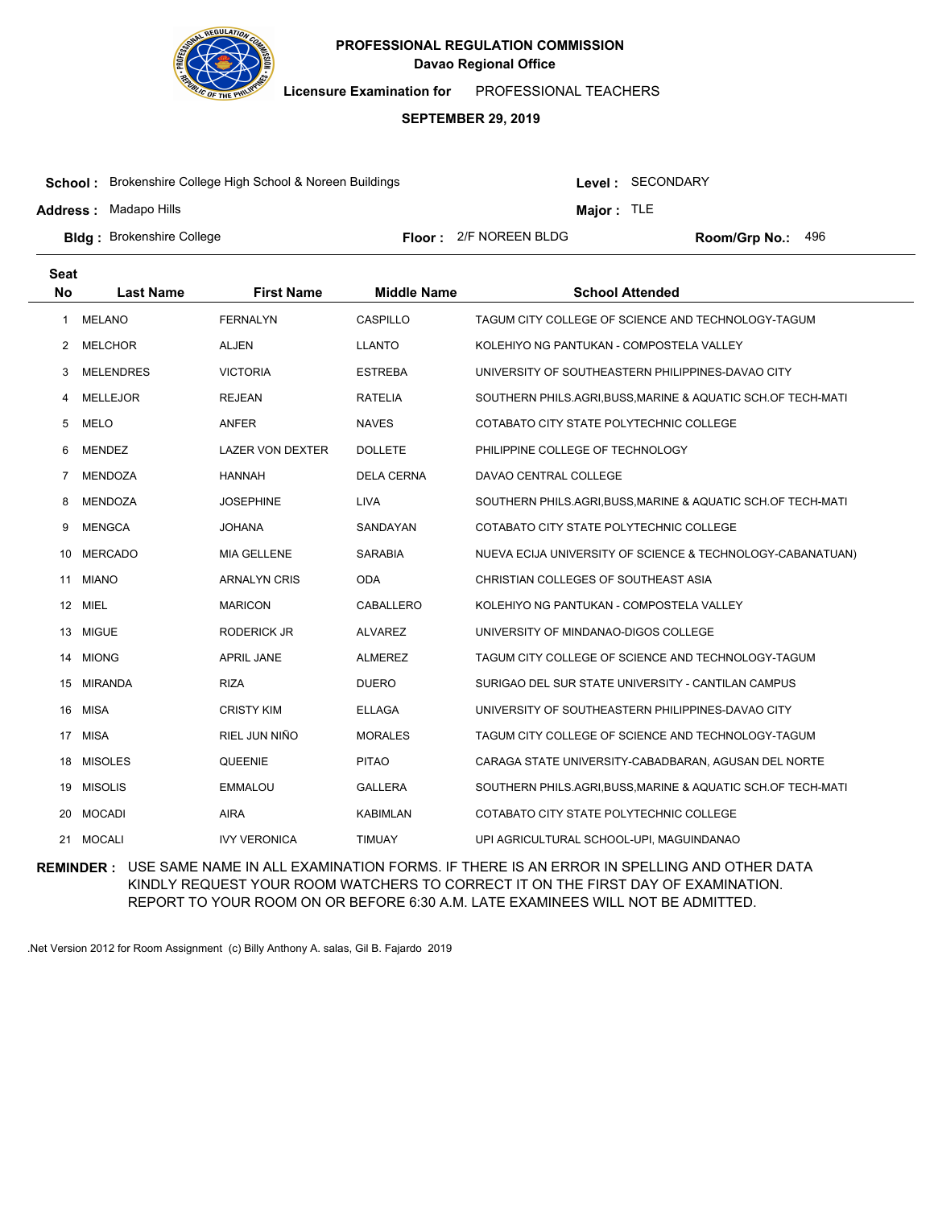**PROFESSIONAL REGULATION COMMISSION**
**Davao Regional Office**

**Licensure Examination for** PROFESSIONAL TEACHERS

**SEPTEMBER 29, 2019**

**School :** Brokenshire College High School & Noreen Buildings
**Level :** SECONDARY
**Address :** Madapo Hills
**Major :** TLE
**Bldg :** Brokenshire College
**Floor :** 2/F NOREEN BLDG
**Room/Grp No.:** 496

| Seat No | Last Name | First Name | Middle Name | School Attended |
|---|---|---|---|---|
| 1 | MELANO | FERNALYN | CASPILLO | TAGUM CITY COLLEGE OF SCIENCE AND TECHNOLOGY-TAGUM |
| 2 | MELCHOR | ALJEN | LLANTO | KOLEHIYO NG PANTUKAN - COMPOSTELA VALLEY |
| 3 | MELENDRES | VICTORIA | ESTREBA | UNIVERSITY OF SOUTHEASTERN PHILIPPINES-DAVAO CITY |
| 4 | MELLEJOR | REJEAN | RATELIA | SOUTHERN PHILS.AGRI,BUSS,MARINE & AQUATIC SCH.OF TECH-MATI |
| 5 | MELO | ANFER | NAVES | COTABATO CITY STATE POLYTECHNIC COLLEGE |
| 6 | MENDEZ | LAZER VON DEXTER | DOLLETE | PHILIPPINE COLLEGE OF TECHNOLOGY |
| 7 | MENDOZA | HANNAH | DELA CERNA | DAVAO CENTRAL COLLEGE |
| 8 | MENDOZA | JOSEPHINE | LIVA | SOUTHERN PHILS.AGRI,BUSS,MARINE & AQUATIC SCH.OF TECH-MATI |
| 9 | MENGCA | JOHANA | SANDAYAN | COTABATO CITY STATE POLYTECHNIC COLLEGE |
| 10 | MERCADO | MIA GELLENE | SARABIA | NUEVA ECIJA UNIVERSITY OF SCIENCE & TECHNOLOGY-CABANATUAN) |
| 11 | MIANO | ARNALYN CRIS | ODA | CHRISTIAN COLLEGES OF SOUTHEAST ASIA |
| 12 | MIEL | MARICON | CABALLERO | KOLEHIYO NG PANTUKAN - COMPOSTELA VALLEY |
| 13 | MIGUE | RODERICK JR | ALVAREZ | UNIVERSITY OF MINDANAO-DIGOS COLLEGE |
| 14 | MIONG | APRIL JANE | ALMEREZ | TAGUM CITY COLLEGE OF SCIENCE AND TECHNOLOGY-TAGUM |
| 15 | MIRANDA | RIZA | DUERO | SURIGAO DEL SUR STATE UNIVERSITY - CANTILAN CAMPUS |
| 16 | MISA | CRISTY KIM | ELLAGA | UNIVERSITY OF SOUTHEASTERN PHILIPPINES-DAVAO CITY |
| 17 | MISA | RIEL JUN NIÑO | MORALES | TAGUM CITY COLLEGE OF SCIENCE AND TECHNOLOGY-TAGUM |
| 18 | MISOLES | QUEENIE | PITAO | CARAGA STATE UNIVERSITY-CABADBARAN, AGUSAN DEL NORTE |
| 19 | MISOLIS | EMMALOU | GALLERA | SOUTHERN PHILS.AGRI,BUSS,MARINE & AQUATIC SCH.OF TECH-MATI |
| 20 | MOCADI | AIRA | KABIMLAN | COTABATO CITY STATE POLYTECHNIC COLLEGE |
| 21 | MOCALI | IVY VERONICA | TIMUAY | UPI AGRICULTURAL SCHOOL-UPI, MAGUINDANAO |

**REMINDER :** USE SAME NAME IN ALL EXAMINATION FORMS. IF THERE IS AN ERROR IN SPELLING AND OTHER DATA KINDLY REQUEST YOUR ROOM WATCHERS TO CORRECT IT ON THE FIRST DAY OF EXAMINATION. REPORT TO YOUR ROOM ON OR BEFORE 6:30 A.M. LATE EXAMINEES WILL NOT BE ADMITTED.

.Net Version 2012 for Room Assignment (c) Billy Anthony A. salas, Gil B. Fajardo 2019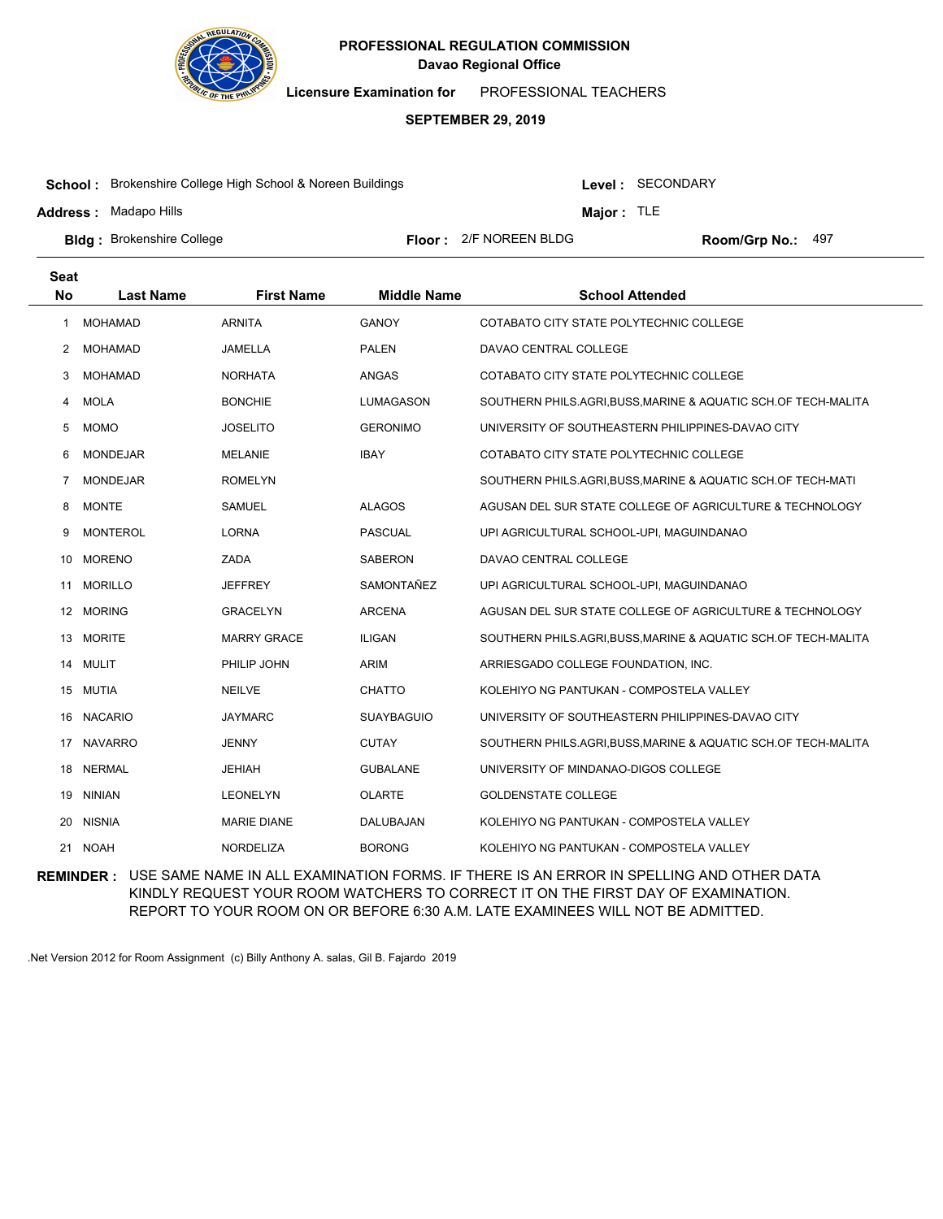**PROFESSIONAL REGULATION COMMISSION**
**Davao Regional Office**

**Licensure Examination for** PROFESSIONAL TEACHERS

**SEPTEMBER 29, 2019**

**School :** Brokenshire College High School & Noreen Buildings
**Level :** SECONDARY
**Address :** Madapo Hills
**Major :** TLE
**Bldg :** Brokenshire College
**Floor :** 2/F NOREEN BLDG
**Room/Grp No.:** 497

| Seat No | Last Name | First Name | Middle Name | School Attended |
|---|---|---|---|---|
| 1 | MOHAMAD | ARNITA | GANOY | COTABATO CITY STATE POLYTECHNIC COLLEGE |
| 2 | MOHAMAD | JAMELLA | PALEN | DAVAO CENTRAL COLLEGE |
| 3 | MOHAMAD | NORHATA | ANGAS | COTABATO CITY STATE POLYTECHNIC COLLEGE |
| 4 | MOLA | BONCHIE | LUMAGASON | SOUTHERN PHILS.AGRI,BUSS,MARINE & AQUATIC SCH.OF TECH-MALITA |
| 5 | MOMO | JOSELITO | GERONIMO | UNIVERSITY OF SOUTHEASTERN PHILIPPINES-DAVAO CITY |
| 6 | MONDEJAR | MELANIE | IBAY | COTABATO CITY STATE POLYTECHNIC COLLEGE |
| 7 | MONDEJAR | ROMELYN | | SOUTHERN PHILS.AGRI,BUSS,MARINE & AQUATIC SCH.OF TECH-MATI |
| 8 | MONTE | SAMUEL | ALAGOS | AGUSAN DEL SUR STATE COLLEGE OF AGRICULTURE & TECHNOLOGY |
| 9 | MONTEROL | LORNA | PASCUAL | UPI AGRICULTURAL SCHOOL-UPI, MAGUINDANAO |
| 10 | MORENO | ZADA | SABERON | DAVAO CENTRAL COLLEGE |
| 11 | MORILLO | JEFFREY | SAMONTAÑEZ | UPI AGRICULTURAL SCHOOL-UPI, MAGUINDANAO |
| 12 | MORING | GRACELYN | ARCENA | AGUSAN DEL SUR STATE COLLEGE OF AGRICULTURE & TECHNOLOGY |
| 13 | MORITE | MARRY GRACE | ILIGAN | SOUTHERN PHILS.AGRI,BUSS,MARINE & AQUATIC SCH.OF TECH-MALITA |
| 14 | MULIT | PHILIP JOHN | ARIM | ARRIESGADO COLLEGE FOUNDATION, INC. |
| 15 | MUTIA | NEILVE | CHATTO | KOLEHIYO NG PANTUKAN - COMPOSTELA VALLEY |
| 16 | NACARIO | JAYMARC | SUAYBAGUIO | UNIVERSITY OF SOUTHEASTERN PHILIPPINES-DAVAO CITY |
| 17 | NAVARRO | JENNY | CUTAY | SOUTHERN PHILS.AGRI,BUSS,MARINE & AQUATIC SCH.OF TECH-MALITA |
| 18 | NERMAL | JEHIAH | GUBALANE | UNIVERSITY OF MINDANAO-DIGOS COLLEGE |
| 19 | NINIAN | LEONELYN | OLARTE | GOLDENSTATE COLLEGE |
| 20 | NISNIA | MARIE DIANE | DALUBAJAN | KOLEHIYO NG PANTUKAN - COMPOSTELA VALLEY |
| 21 | NOAH | NORDELIZA | BORONG | KOLEHIYO NG PANTUKAN - COMPOSTELA VALLEY |

**REMINDER :** USE SAME NAME IN ALL EXAMINATION FORMS. IF THERE IS AN ERROR IN SPELLING AND OTHER DATA KINDLY REQUEST YOUR ROOM WATCHERS TO CORRECT IT ON THE FIRST DAY OF EXAMINATION. REPORT TO YOUR ROOM ON OR BEFORE 6:30 A.M. LATE EXAMINEES WILL NOT BE ADMITTED.

.Net Version 2012 for Room Assignment (c) Billy Anthony A. salas, Gil B. Fajardo 2019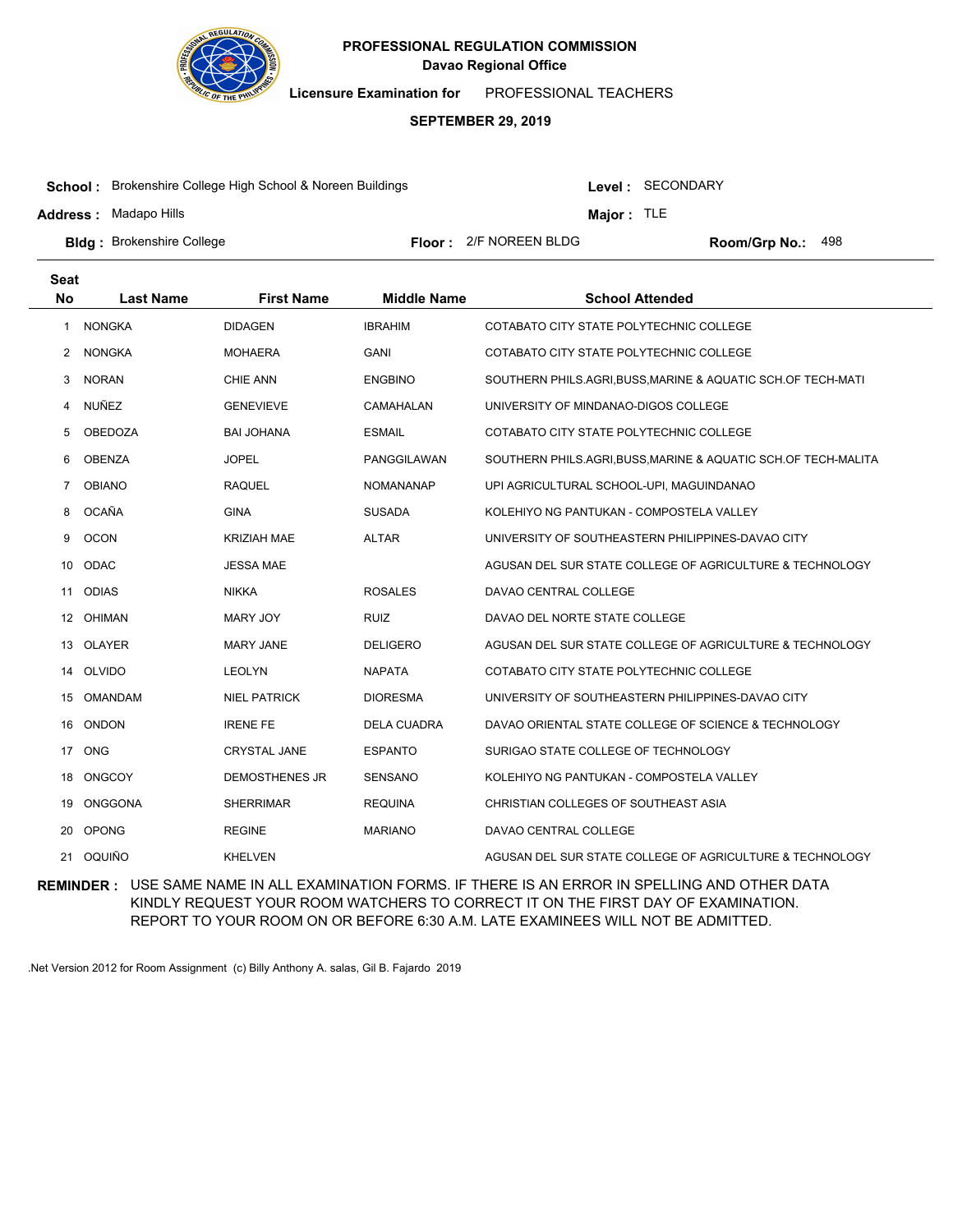**PROFESSIONAL REGULATION COMMISSION**
**Davao Regional Office**

**Licensure Examination for** PROFESSIONAL TEACHERS

**SEPTEMBER 29, 2019**

**School :** Brokenshire College High School & Noreen Buildings
**Level :** SECONDARY
**Address :** Madapo Hills
**Major :** TLE
**Bldg :** Brokenshire College
**Floor :** 2/F NOREEN BLDG
**Room/Grp No.:** 498

| Seat No | Last Name | First Name | Middle Name | School Attended |
|---|---|---|---|---|
| 1 | NONGKA | DIDAGEN | IBRAHIM | COTABATO CITY STATE POLYTECHNIC COLLEGE |
| 2 | NONGKA | MOHAERA | GANI | COTABATO CITY STATE POLYTECHNIC COLLEGE |
| 3 | NORAN | CHIE ANN | ENGBINO | SOUTHERN PHILS.AGRI,BUSS,MARINE & AQUATIC SCH.OF TECH-MATI |
| 4 | NUÑEZ | GENEVIEVE | CAMAHALAN | UNIVERSITY OF MINDANAO-DIGOS COLLEGE |
| 5 | OBEDOZA | BAI JOHANA | ESMAIL | COTABATO CITY STATE POLYTECHNIC COLLEGE |
| 6 | OBENZA | JOPEL | PANGGILAWAN | SOUTHERN PHILS.AGRI,BUSS,MARINE & AQUATIC SCH.OF TECH-MALITA |
| 7 | OBIANO | RAQUEL | NOMANANAP | UPI AGRICULTURAL SCHOOL-UPI, MAGUINDANAO |
| 8 | OCAÑA | GINA | SUSADA | KOLEHIYO NG PANTUKAN - COMPOSTELA VALLEY |
| 9 | OCON | KRIZIAH MAE | ALTAR | UNIVERSITY OF SOUTHEASTERN PHILIPPINES-DAVAO CITY |
| 10 | ODAC | JESSA MAE | | AGUSAN DEL SUR STATE COLLEGE OF AGRICULTURE & TECHNOLOGY |
| 11 | ODIAS | NIKKA | ROSALES | DAVAO CENTRAL COLLEGE |
| 12 | OHIMAN | MARY JOY | RUIZ | DAVAO DEL NORTE STATE COLLEGE |
| 13 | OLAYER | MARY JANE | DELIGERO | AGUSAN DEL SUR STATE COLLEGE OF AGRICULTURE & TECHNOLOGY |
| 14 | OLVIDO | LEOLYN | NAPATA | COTABATO CITY STATE POLYTECHNIC COLLEGE |
| 15 | OMANDAM | NIEL PATRICK | DIORESMA | UNIVERSITY OF SOUTHEASTERN PHILIPPINES-DAVAO CITY |
| 16 | ONDON | IRENE FE | DELA CUADRA | DAVAO ORIENTAL STATE COLLEGE OF SCIENCE & TECHNOLOGY |
| 17 | ONG | CRYSTAL JANE | ESPANTO | SURIGAO STATE COLLEGE OF TECHNOLOGY |
| 18 | ONGCOY | DEMOSTHENES JR | SENSANO | KOLEHIYO NG PANTUKAN - COMPOSTELA VALLEY |
| 19 | ONGGONA | SHERRIMAR | REQUINA | CHRISTIAN COLLEGES OF SOUTHEAST ASIA |
| 20 | OPONG | REGINE | MARIANO | DAVAO CENTRAL COLLEGE |
| 21 | OQUIÑO | KHELVEN | | AGUSAN DEL SUR STATE COLLEGE OF AGRICULTURE & TECHNOLOGY |

**REMINDER :** USE SAME NAME IN ALL EXAMINATION FORMS. IF THERE IS AN ERROR IN SPELLING AND OTHER DATA KINDLY REQUEST YOUR ROOM WATCHERS TO CORRECT IT ON THE FIRST DAY OF EXAMINATION. REPORT TO YOUR ROOM ON OR BEFORE 6:30 A.M. LATE EXAMINEES WILL NOT BE ADMITTED.

.Net Version 2012 for Room Assignment (c) Billy Anthony A. salas, Gil B. Fajardo 2019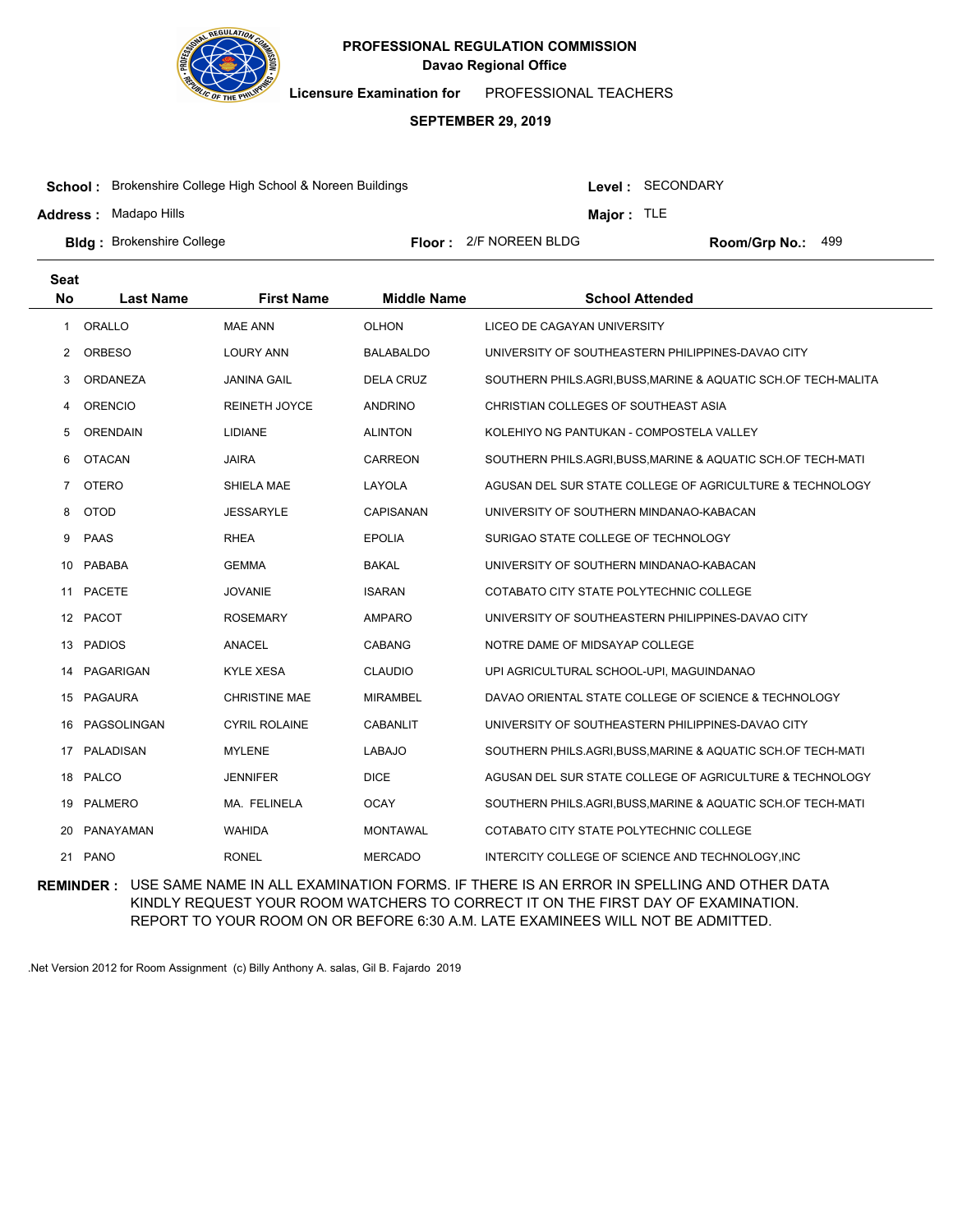**PROFESSIONAL REGULATION COMMISSION**
**Davao Regional Office**

**Licensure Examination for** PROFESSIONAL TEACHERS

**SEPTEMBER 29, 2019**

**School :** Brokenshire College High School & Noreen Buildings
**Level :** SECONDARY
**Address :** Madapo Hills
**Major :** TLE
**Bldg :** Brokenshire College
**Floor :** 2/F NOREEN BLDG
**Room/Grp No.:** 499

| Seat No | Last Name | First Name | Middle Name | School Attended |
|---|---|---|---|---|
| 1 | ORALLO | MAE ANN | OLHON | LICEO DE CAGAYAN UNIVERSITY |
| 2 | ORBESO | LOURY ANN | BALABALDO | UNIVERSITY OF SOUTHEASTERN PHILIPPINES-DAVAO CITY |
| 3 | ORDANEZA | JANINA GAIL | DELA CRUZ | SOUTHERN PHILS.AGRI,BUSS,MARINE & AQUATIC SCH.OF TECH-MALITA |
| 4 | ORENCIO | REINETH JOYCE | ANDRINO | CHRISTIAN COLLEGES OF SOUTHEAST ASIA |
| 5 | ORENDAIN | LIDIANE | ALINTON | KOLEHIYO NG PANTUKAN - COMPOSTELA VALLEY |
| 6 | OTACAN | JAIRA | CARREON | SOUTHERN PHILS.AGRI,BUSS,MARINE & AQUATIC SCH.OF TECH-MATI |
| 7 | OTERO | SHIELA MAE | LAYOLA | AGUSAN DEL SUR STATE COLLEGE OF AGRICULTURE & TECHNOLOGY |
| 8 | OTOD | JESSARYLE | CAPISANAN | UNIVERSITY OF SOUTHERN MINDANAO-KABACAN |
| 9 | PAAS | RHEA | EPOLIA | SURIGAO STATE COLLEGE OF TECHNOLOGY |
| 10 | PABABA | GEMMA | BAKAL | UNIVERSITY OF SOUTHERN MINDANAO-KABACAN |
| 11 | PACETE | JOVANIE | ISARAN | COTABATO CITY STATE POLYTECHNIC COLLEGE |
| 12 | PACOT | ROSEMARY | AMPARO | UNIVERSITY OF SOUTHEASTERN PHILIPPINES-DAVAO CITY |
| 13 | PADIOS | ANACEL | CABANG | NOTRE DAME OF MIDSAYAP COLLEGE |
| 14 | PAGARIGAN | KYLE XESA | CLAUDIO | UPI AGRICULTURAL SCHOOL-UPI, MAGUINDANAO |
| 15 | PAGAURA | CHRISTINE MAE | MIRAMBEL | DAVAO ORIENTAL STATE COLLEGE OF SCIENCE & TECHNOLOGY |
| 16 | PAGSOLINGAN | CYRIL ROLAINE | CABANLIT | UNIVERSITY OF SOUTHEASTERN PHILIPPINES-DAVAO CITY |
| 17 | PALADISAN | MYLENE | LABAJO | SOUTHERN PHILS.AGRI,BUSS,MARINE & AQUATIC SCH.OF TECH-MATI |
| 18 | PALCO | JENNIFER | DICE | AGUSAN DEL SUR STATE COLLEGE OF AGRICULTURE & TECHNOLOGY |
| 19 | PALMERO | MA. FELINELA | OCAY | SOUTHERN PHILS.AGRI,BUSS,MARINE & AQUATIC SCH.OF TECH-MATI |
| 20 | PANAYAMAN | WAHIDA | MONTAWAL | COTABATO CITY STATE POLYTECHNIC COLLEGE |
| 21 | PANO | RONEL | MERCADO | INTERCITY COLLEGE OF SCIENCE AND TECHNOLOGY,INC |

**REMINDER :** USE SAME NAME IN ALL EXAMINATION FORMS. IF THERE IS AN ERROR IN SPELLING AND OTHER DATA KINDLY REQUEST YOUR ROOM WATCHERS TO CORRECT IT ON THE FIRST DAY OF EXAMINATION. REPORT TO YOUR ROOM ON OR BEFORE 6:30 A.M. LATE EXAMINEES WILL NOT BE ADMITTED.

.Net Version 2012 for Room Assignment (c) Billy Anthony A. salas, Gil B. Fajardo 2019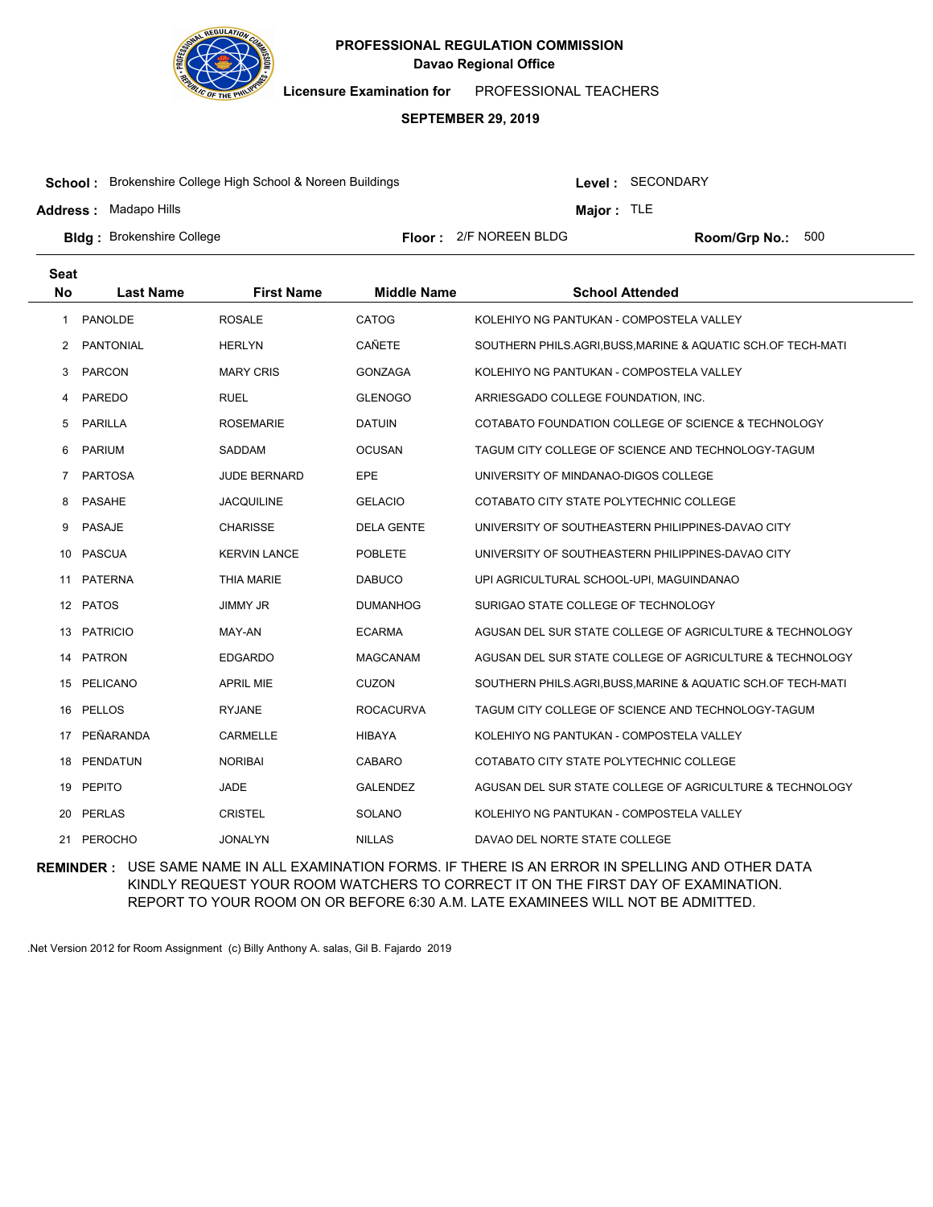**PROFESSIONAL REGULATION COMMISSION**
**Davao Regional Office**

**Licensure Examination for** PROFESSIONAL TEACHERS

**SEPTEMBER 29, 2019**

**School :** Brokenshire College High School & Noreen Buildings
**Level :** SECONDARY
**Address :** Madapo Hills
**Major :** TLE
**Bldg :** Brokenshire College
**Floor :** 2/F NOREEN BLDG
**Room/Grp No.:** 500

| Seat No | Last Name | First Name | Middle Name | School Attended |
|---|---|---|---|---|
| 1 | PANOLDE | ROSALE | CATOG | KOLEHIYO NG PANTUKAN - COMPOSTELA VALLEY |
| 2 | PANTONIAL | HERLYN | CAÑETE | SOUTHERN PHILS.AGRI,BUSS,MARINE & AQUATIC SCH.OF TECH-MATI |
| 3 | PARCON | MARY CRIS | GONZAGA | KOLEHIYO NG PANTUKAN - COMPOSTELA VALLEY |
| 4 | PAREDO | RUEL | GLENOGO | ARRIESGADO COLLEGE FOUNDATION, INC. |
| 5 | PARILLA | ROSEMARIE | DATUIN | COTABATO FOUNDATION COLLEGE OF SCIENCE & TECHNOLOGY |
| 6 | PARIUM | SADDAM | OCUSAN | TAGUM CITY COLLEGE OF SCIENCE AND TECHNOLOGY-TAGUM |
| 7 | PARTOSA | JUDE BERNARD | EPE | UNIVERSITY OF MINDANAO-DIGOS COLLEGE |
| 8 | PASAHE | JACQUILINE | GELACIO | COTABATO CITY STATE POLYTECHNIC COLLEGE |
| 9 | PASAJE | CHARISSE | DELA GENTE | UNIVERSITY OF SOUTHEASTERN PHILIPPINES-DAVAO CITY |
| 10 | PASCUA | KERVIN LANCE | POBLETE | UNIVERSITY OF SOUTHEASTERN PHILIPPINES-DAVAO CITY |
| 11 | PATERNA | THIA MARIE | DABUCO | UPI AGRICULTURAL SCHOOL-UPI, MAGUINDANAO |
| 12 | PATOS | JIMMY JR | DUMANHOG | SURIGAO STATE COLLEGE OF TECHNOLOGY |
| 13 | PATRICIO | MAY-AN | ECARMA | AGUSAN DEL SUR STATE COLLEGE OF AGRICULTURE & TECHNOLOGY |
| 14 | PATRON | EDGARDO | MAGCANAM | AGUSAN DEL SUR STATE COLLEGE OF AGRICULTURE & TECHNOLOGY |
| 15 | PELICANO | APRIL MIE | CUZON | SOUTHERN PHILS.AGRI,BUSS,MARINE & AQUATIC SCH.OF TECH-MATI |
| 16 | PELLOS | RYJANE | ROCACURVA | TAGUM CITY COLLEGE OF SCIENCE AND TECHNOLOGY-TAGUM |
| 17 | PEÑARANDA | CARMELLE | HIBAYA | KOLEHIYO NG PANTUKAN - COMPOSTELA VALLEY |
| 18 | PENDATUN | NORIBAI | CABARO | COTABATO CITY STATE POLYTECHNIC COLLEGE |
| 19 | PEPITO | JADE | GALENDEZ | AGUSAN DEL SUR STATE COLLEGE OF AGRICULTURE & TECHNOLOGY |
| 20 | PERLAS | CRISTEL | SOLANO | KOLEHIYO NG PANTUKAN - COMPOSTELA VALLEY |
| 21 | PEROCHO | JONALYN | NILLAS | DAVAO DEL NORTE STATE COLLEGE |

**REMINDER :** USE SAME NAME IN ALL EXAMINATION FORMS. IF THERE IS AN ERROR IN SPELLING AND OTHER DATA KINDLY REQUEST YOUR ROOM WATCHERS TO CORRECT IT ON THE FIRST DAY OF EXAMINATION. REPORT TO YOUR ROOM ON OR BEFORE 6:30 A.M. LATE EXAMINEES WILL NOT BE ADMITTED.

.Net Version 2012 for Room Assignment (c) Billy Anthony A. salas, Gil B. Fajardo 2019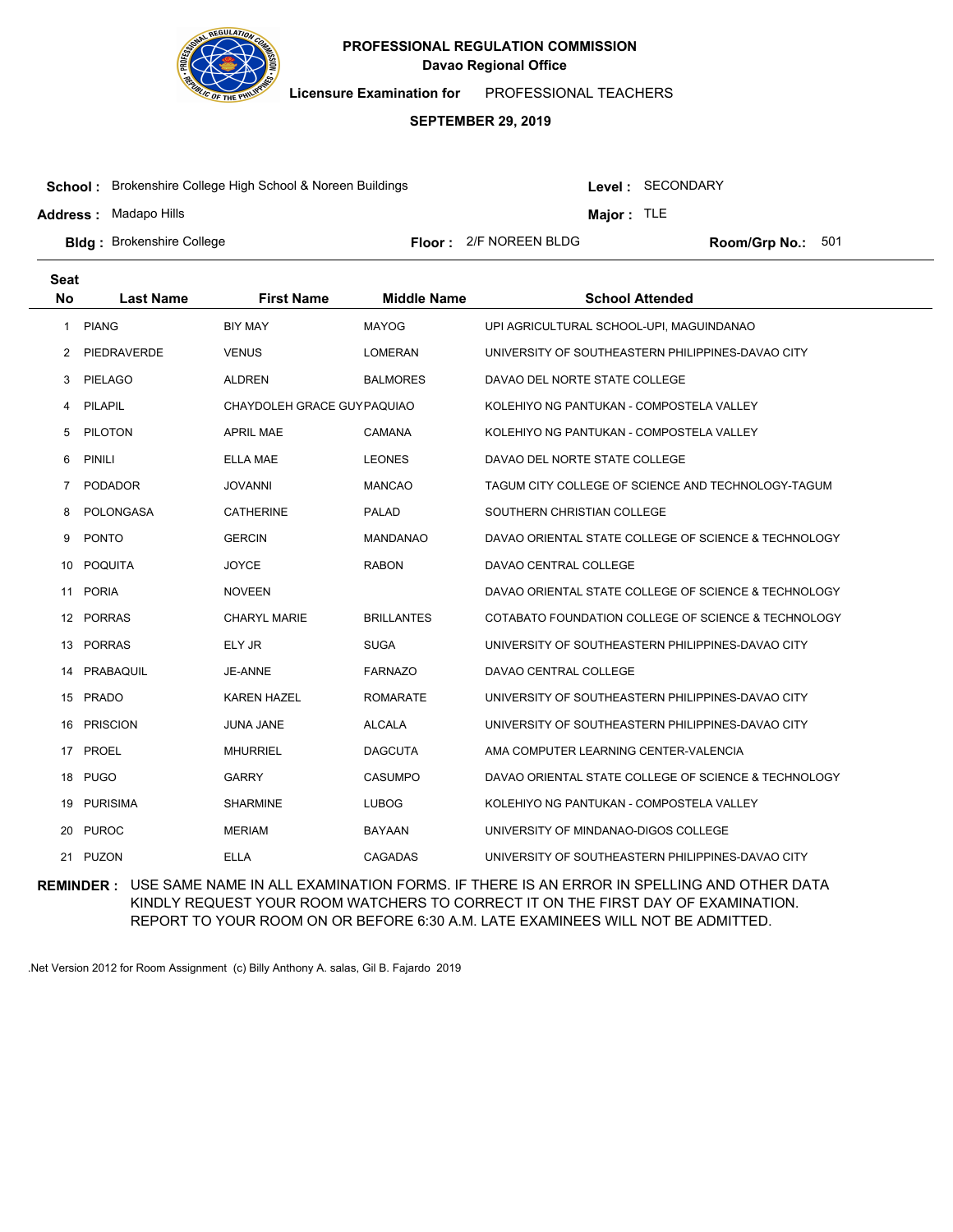# PROFESSIONAL REGULATION COMMISSION
## Davao Regional Office

**Licensure Examination for** PROFESSIONAL TEACHERS

**SEPTEMBER 29, 2019**

**School :** Brokenshire College High School & Noreen Buildings
**Level :** SECONDARY

**Address :** Madapo Hills
**Major :** TLE

**Bldg :** Brokenshire College
**Floor :** 2/F NOREEN BLDG
**Room/Grp No.:** 501

| Seat No | Last Name | First Name | Middle Name | School Attended |
|---|---|---|---|---|
| 1 | PIANG | BIY MAY | MAYOG | UPI AGRICULTURAL SCHOOL-UPI, MAGUINDANAO |
| 2 | PIEDRAVERDE | VENUS | LOMERAN | UNIVERSITY OF SOUTHEASTERN PHILIPPINES-DAVAO CITY |
| 3 | PIELAGO | ALDREN | BALMORES | DAVAO DEL NORTE STATE COLLEGE |
| 4 | PILAPIL | CHAYDOLEH GRACE GUY | PAQUIAO | KOLEHIYO NG PANTUKAN - COMPOSTELA VALLEY |
| 5 | PILOTON | APRIL MAE | CAMANA | KOLEHIYO NG PANTUKAN - COMPOSTELA VALLEY |
| 6 | PINILI | ELLA MAE | LEONES | DAVAO DEL NORTE STATE COLLEGE |
| 7 | PODADOR | JOVANNI | MANCAO | TAGUM CITY COLLEGE OF SCIENCE AND TECHNOLOGY-TAGUM |
| 8 | POLONGASA | CATHERINE | PALAD | SOUTHERN CHRISTIAN COLLEGE |
| 9 | PONTO | GERCIN | MANDANAO | DAVAO ORIENTAL STATE COLLEGE OF SCIENCE & TECHNOLOGY |
| 10 | POQUITA | JOYCE | RABON | DAVAO CENTRAL COLLEGE |
| 11 | PORIA | NOVEEN | | DAVAO ORIENTAL STATE COLLEGE OF SCIENCE & TECHNOLOGY |
| 12 | PORRAS | CHARYL MARIE | BRILLANTES | COTABATO FOUNDATION COLLEGE OF SCIENCE & TECHNOLOGY |
| 13 | PORRAS | ELY JR | SUGA | UNIVERSITY OF SOUTHEASTERN PHILIPPINES-DAVAO CITY |
| 14 | PRABAQUIL | JE-ANNE | FARNAZO | DAVAO CENTRAL COLLEGE |
| 15 | PRADO | KAREN HAZEL | ROMARATE | UNIVERSITY OF SOUTHEASTERN PHILIPPINES-DAVAO CITY |
| 16 | PRISCION | JUNA JANE | ALCALA | UNIVERSITY OF SOUTHEASTERN PHILIPPINES-DAVAO CITY |
| 17 | PROEL | MHURRIEL | DAGCUTA | AMA COMPUTER LEARNING CENTER-VALENCIA |
| 18 | PUGO | GARRY | CASUMPO | DAVAO ORIENTAL STATE COLLEGE OF SCIENCE & TECHNOLOGY |
| 19 | PURISIMA | SHARMINE | LUBOG | KOLEHIYO NG PANTUKAN - COMPOSTELA VALLEY |
| 20 | PUROC | MERIAM | BAYAAN | UNIVERSITY OF MINDANAO-DIGOS COLLEGE |
| 21 | PUZON | ELLA | CAGADAS | UNIVERSITY OF SOUTHEASTERN PHILIPPINES-DAVAO CITY |

**REMINDER :** USE SAME NAME IN ALL EXAMINATION FORMS. IF THERE IS AN ERROR IN SPELLING AND OTHER DATA KINDLY REQUEST YOUR ROOM WATCHERS TO CORRECT IT ON THE FIRST DAY OF EXAMINATION. REPORT TO YOUR ROOM ON OR BEFORE 6:30 A.M. LATE EXAMINEES WILL NOT BE ADMITTED.

.Net Version 2012 for Room Assignment (c) Billy Anthony A. salas, Gil B. Fajardo 2019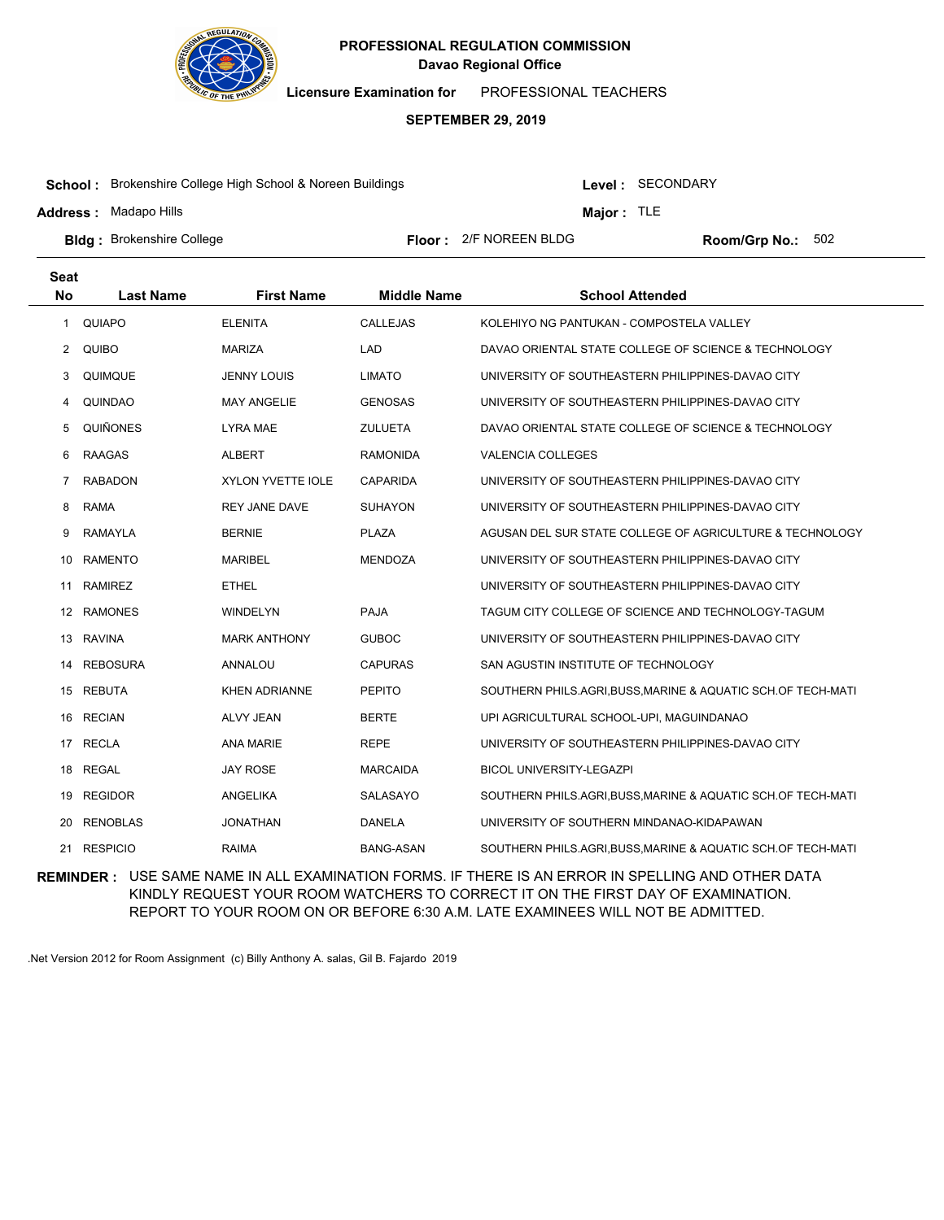**PROFESSIONAL REGULATION COMMISSION**
**Davao Regional Office**

**Licensure Examination for** PROFESSIONAL TEACHERS

**SEPTEMBER 29, 2019**

**School :** Brokenshire College High School & Noreen Buildings
**Level :** SECONDARY
**Address :** Madapo Hills
**Major :** TLE
**Bldg :** Brokenshire College
**Floor :** 2/F NOREEN BLDG
**Room/Grp No.:** 502

| Seat No | Last Name | First Name | Middle Name | School Attended |
|---|---|---|---|---|
| 1 | QUIAPO | ELENITA | CALLEJAS | KOLEHIYO NG PANTUKAN - COMPOSTELA VALLEY |
| 2 | QUIBO | MARIZA | LAD | DAVAO ORIENTAL STATE COLLEGE OF SCIENCE & TECHNOLOGY |
| 3 | QUIMQUE | JENNY LOUIS | LIMATO | UNIVERSITY OF SOUTHEASTERN PHILIPPINES-DAVAO CITY |
| 4 | QUINDAO | MAY ANGELIE | GENOSAS | UNIVERSITY OF SOUTHEASTERN PHILIPPINES-DAVAO CITY |
| 5 | QUIÑONES | LYRA MAE | ZULUETA | DAVAO ORIENTAL STATE COLLEGE OF SCIENCE & TECHNOLOGY |
| 6 | RAAGAS | ALBERT | RAMONIDA | VALENCIA COLLEGES |
| 7 | RABADON | XYLON YVETTE IOLE | CAPARIDA | UNIVERSITY OF SOUTHEASTERN PHILIPPINES-DAVAO CITY |
| 8 | RAMA | REY JANE DAVE | SUHAYON | UNIVERSITY OF SOUTHEASTERN PHILIPPINES-DAVAO CITY |
| 9 | RAMAYLA | BERNIE | PLAZA | AGUSAN DEL SUR STATE COLLEGE OF AGRICULTURE & TECHNOLOGY |
| 10 | RAMENTO | MARIBEL | MENDOZA | UNIVERSITY OF SOUTHEASTERN PHILIPPINES-DAVAO CITY |
| 11 | RAMIREZ | ETHEL | | UNIVERSITY OF SOUTHEASTERN PHILIPPINES-DAVAO CITY |
| 12 | RAMONES | WINDELYN | PAJA | TAGUM CITY COLLEGE OF SCIENCE AND TECHNOLOGY-TAGUM |
| 13 | RAVINA | MARK ANTHONY | GUBOC | UNIVERSITY OF SOUTHEASTERN PHILIPPINES-DAVAO CITY |
| 14 | REBOSURA | ANNALOU | CAPURAS | SAN AGUSTIN INSTITUTE OF TECHNOLOGY |
| 15 | REBUTA | KHEN ADRIANNE | PEPITO | SOUTHERN PHILS.AGRI,BUSS,MARINE & AQUATIC SCH.OF TECH-MATI |
| 16 | RECIAN | ALVY JEAN | BERTE | UPI AGRICULTURAL SCHOOL-UPI, MAGUINDANAO |
| 17 | RECLA | ANA MARIE | REPE | UNIVERSITY OF SOUTHEASTERN PHILIPPINES-DAVAO CITY |
| 18 | REGAL | JAY ROSE | MARCAIDA | BICOL UNIVERSITY-LEGAZPI |
| 19 | REGIDOR | ANGELIKA | SALASAYO | SOUTHERN PHILS.AGRI,BUSS,MARINE & AQUATIC SCH.OF TECH-MATI |
| 20 | RENOBLAS | JONATHAN | DANELA | UNIVERSITY OF SOUTHERN MINDANAO-KIDAPAWAN |
| 21 | RESPICIO | RAIMA | BANG-ASAN | SOUTHERN PHILS.AGRI,BUSS,MARINE & AQUATIC SCH.OF TECH-MATI |

**REMINDER :** USE SAME NAME IN ALL EXAMINATION FORMS. IF THERE IS AN ERROR IN SPELLING AND OTHER DATA KINDLY REQUEST YOUR ROOM WATCHERS TO CORRECT IT ON THE FIRST DAY OF EXAMINATION. REPORT TO YOUR ROOM ON OR BEFORE 6:30 A.M. LATE EXAMINEES WILL NOT BE ADMITTED.

.Net Version 2012 for Room Assignment (c) Billy Anthony A. salas, Gil B. Fajardo 2019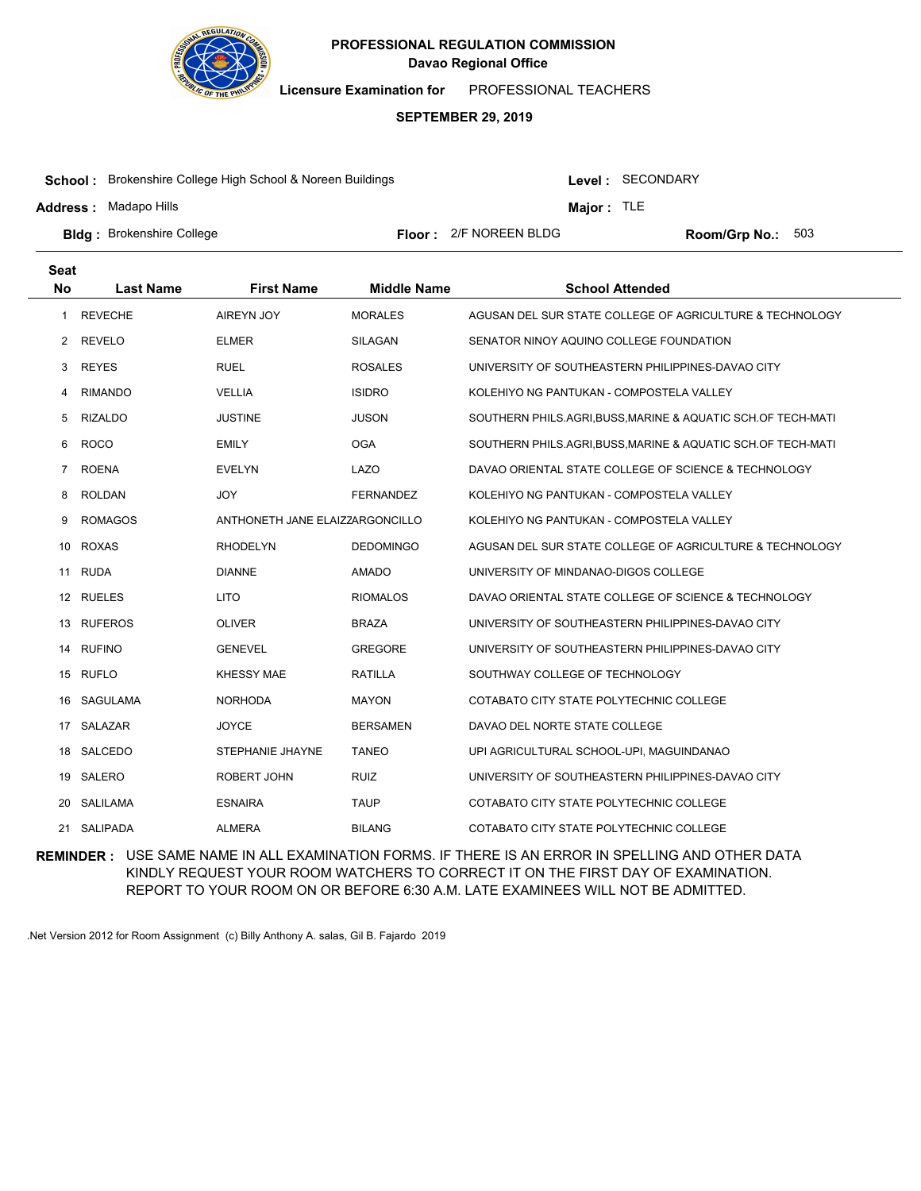**PROFESSIONAL REGULATION COMMISSION**
**Davao Regional Office**

**Licensure Examination for** PROFESSIONAL TEACHERS

**SEPTEMBER 29, 2019**

**School :** Brokenshire College High School & Noreen Buildings
**Level :** SECONDARY
**Address :** Madapo Hills
**Major :** TLE
**Bldg :** Brokenshire College
**Floor :** 2/F NOREEN BLDG
**Room/Grp No.:** 503

| Seat No | Last Name | First Name | Middle Name | School Attended |
|---|---|---|---|---|
| 1 | REVECHE | AIREYN JOY | MORALES | AGUSAN DEL SUR STATE COLLEGE OF AGRICULTURE & TECHNOLOGY |
| 2 | REVELO | ELMER | SILAGAN | SENATOR NINOY AQUINO COLLEGE FOUNDATION |
| 3 | REYES | RUEL | ROSALES | UNIVERSITY OF SOUTHEASTERN PHILIPPINES-DAVAO CITY |
| 4 | RIMANDO | VELLIA | ISIDRO | KOLEHIYO NG PANTUKAN - COMPOSTELA VALLEY |
| 5 | RIZALDO | JUSTINE | JUSON | SOUTHERN PHILS.AGRI,BUSS,MARINE & AQUATIC SCH.OF TECH-MATI |
| 6 | ROCO | EMILY | OGA | SOUTHERN PHILS.AGRI,BUSS,MARINE & AQUATIC SCH.OF TECH-MATI |
| 7 | ROENA | EVELYN | LAZO | DAVAO ORIENTAL STATE COLLEGE OF SCIENCE & TECHNOLOGY |
| 8 | ROLDAN | JOY | FERNANDEZ | KOLEHIYO NG PANTUKAN - COMPOSTELA VALLEY |
| 9 | ROMAGOS | ANTHONETH JANE ELAIZZA | ARGONCILLO | KOLEHIYO NG PANTUKAN - COMPOSTELA VALLEY |
| 10 | ROXAS | RHODELYN | DEDOMINGO | AGUSAN DEL SUR STATE COLLEGE OF AGRICULTURE & TECHNOLOGY |
| 11 | RUDA | DIANNE | AMADO | UNIVERSITY OF MINDANAO-DIGOS COLLEGE |
| 12 | RUELES | LITO | RIOMALOS | DAVAO ORIENTAL STATE COLLEGE OF SCIENCE & TECHNOLOGY |
| 13 | RUFEROS | OLIVER | BRAZA | UNIVERSITY OF SOUTHEASTERN PHILIPPINES-DAVAO CITY |
| 14 | RUFINO | GENEVEL | GREGORE | UNIVERSITY OF SOUTHEASTERN PHILIPPINES-DAVAO CITY |
| 15 | RUFLO | KHESSY MAE | RATILLA | SOUTHWAY COLLEGE OF TECHNOLOGY |
| 16 | SAGULAMA | NORHODA | MAYON | COTABATO CITY STATE POLYTECHNIC COLLEGE |
| 17 | SALAZAR | JOYCE | BERSAMEN | DAVAO DEL NORTE STATE COLLEGE |
| 18 | SALCEDO | STEPHANIE JHAYNE | TANEO | UPI AGRICULTURAL SCHOOL-UPI, MAGUINDANAO |
| 19 | SALERO | ROBERT JOHN | RUIZ | UNIVERSITY OF SOUTHEASTERN PHILIPPINES-DAVAO CITY |
| 20 | SALILAMA | ESNAIRA | TAUP | COTABATO CITY STATE POLYTECHNIC COLLEGE |
| 21 | SALIPADA | ALMERA | BILANG | COTABATO CITY STATE POLYTECHNIC COLLEGE |

**REMINDER :** USE SAME NAME IN ALL EXAMINATION FORMS. IF THERE IS AN ERROR IN SPELLING AND OTHER DATA KINDLY REQUEST YOUR ROOM WATCHERS TO CORRECT IT ON THE FIRST DAY OF EXAMINATION. REPORT TO YOUR ROOM ON OR BEFORE 6:30 A.M. LATE EXAMINEES WILL NOT BE ADMITTED.

.Net Version 2012 for Room Assignment (c) Billy Anthony A. salas, Gil B. Fajardo 2019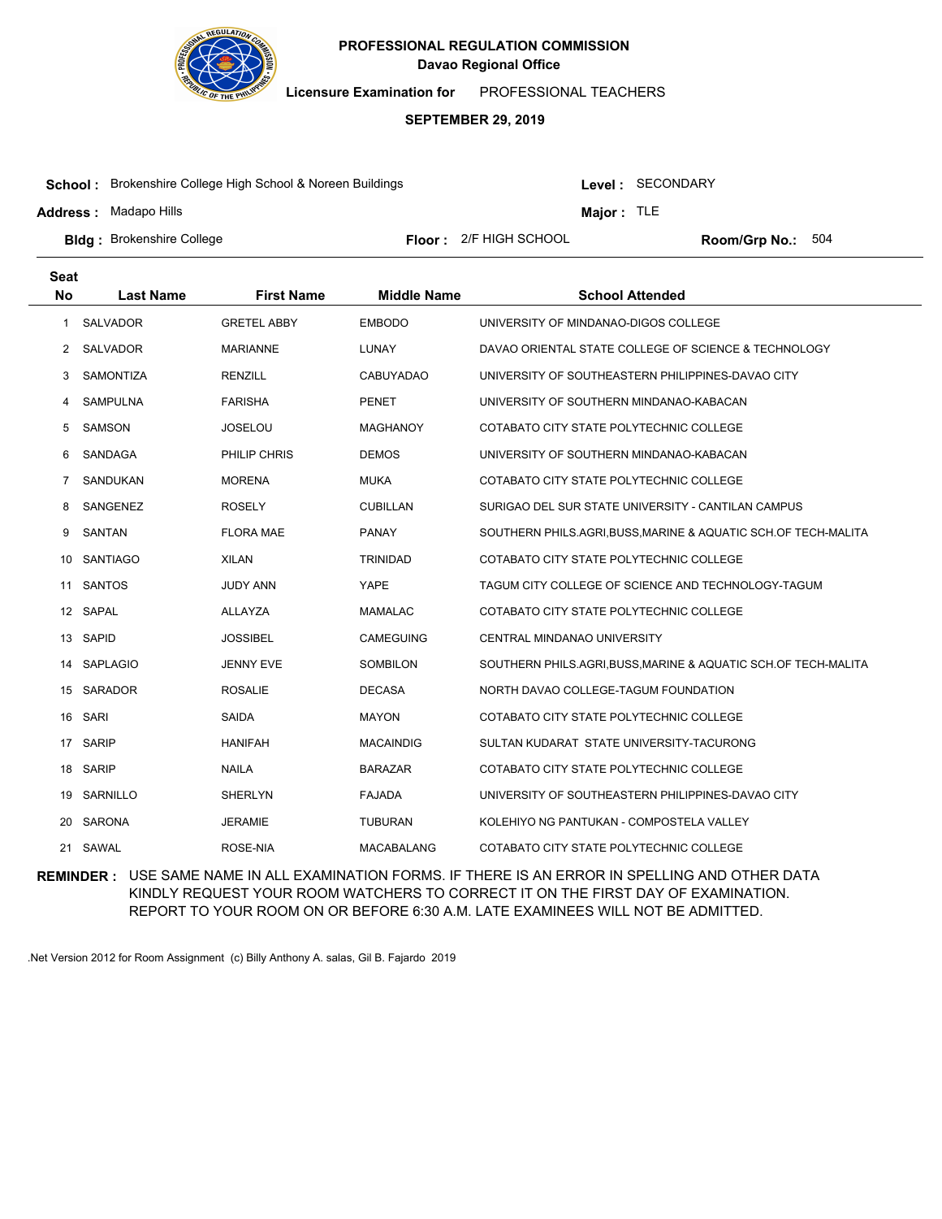**PROFESSIONAL REGULATION COMMISSION**
**Davao Regional Office**

**Licensure Examination for** PROFESSIONAL TEACHERS

**SEPTEMBER 29, 2019**

**School :** Brokenshire College High School & Noreen Buildings **Level :** SECONDARY

**Address :** Madapo Hills **Major :** TLE

**Bldg :** Brokenshire College **Floor :** 2/F HIGH SCHOOL **Room/Grp No.:** 504

| Seat No | Last Name | First Name | Middle Name | School Attended |
|---|---|---|---|---|
| 1 | SALVADOR | GRETEL ABBY | EMBODO | UNIVERSITY OF MINDANAO-DIGOS COLLEGE |
| 2 | SALVADOR | MARIANNE | LUNAY | DAVAO ORIENTAL STATE COLLEGE OF SCIENCE & TECHNOLOGY |
| 3 | SAMONTIZA | RENZILL | CABUYADAO | UNIVERSITY OF SOUTHEASTERN PHILIPPINES-DAVAO CITY |
| 4 | SAMPULNA | FARISHA | PENET | UNIVERSITY OF SOUTHERN MINDANAO-KABACAN |
| 5 | SAMSON | JOSELOU | MAGHANOY | COTABATO CITY STATE POLYTECHNIC COLLEGE |
| 6 | SANDAGA | PHILIP CHRIS | DEMOS | UNIVERSITY OF SOUTHERN MINDANAO-KABACAN |
| 7 | SANDUKAN | MORENA | MUKA | COTABATO CITY STATE POLYTECHNIC COLLEGE |
| 8 | SANGENEZ | ROSELY | CUBILLAN | SURIGAO DEL SUR STATE UNIVERSITY - CANTILAN CAMPUS |
| 9 | SANTAN | FLORA MAE | PANAY | SOUTHERN PHILS.AGRI,BUSS,MARINE & AQUATIC SCH.OF TECH-MALITA |
| 10 | SANTIAGO | XILAN | TRINIDAD | COTABATO CITY STATE POLYTECHNIC COLLEGE |
| 11 | SANTOS | JUDY ANN | YAPE | TAGUM CITY COLLEGE OF SCIENCE AND TECHNOLOGY-TAGUM |
| 12 | SAPAL | ALLAYZA | MAMALAC | COTABATO CITY STATE POLYTECHNIC COLLEGE |
| 13 | SAPID | JOSSIBEL | CAMEGUING | CENTRAL MINDANAO UNIVERSITY |
| 14 | SAPLAGIO | JENNY EVE | SOMBILON | SOUTHERN PHILS.AGRI,BUSS,MARINE & AQUATIC SCH.OF TECH-MALITA |
| 15 | SARADOR | ROSALIE | DECASA | NORTH DAVAO COLLEGE-TAGUM FOUNDATION |
| 16 | SARI | SAIDA | MAYON | COTABATO CITY STATE POLYTECHNIC COLLEGE |
| 17 | SARIP | HANIFAH | MACAINDIG | SULTAN KUDARAT STATE UNIVERSITY-TACURONG |
| 18 | SARIP | NAILA | BARAZAR | COTABATO CITY STATE POLYTECHNIC COLLEGE |
| 19 | SARNILLO | SHERLYN | FAJADA | UNIVERSITY OF SOUTHEASTERN PHILIPPINES-DAVAO CITY |
| 20 | SARONA | JERAMIE | TUBURAN | KOLEHIYO NG PANTUKAN - COMPOSTELA VALLEY |
| 21 | SAWAL | ROSE-NIA | MACABALANG | COTABATO CITY STATE POLYTECHNIC COLLEGE |

**REMINDER :** USE SAME NAME IN ALL EXAMINATION FORMS. IF THERE IS AN ERROR IN SPELLING AND OTHER DATA KINDLY REQUEST YOUR ROOM WATCHERS TO CORRECT IT ON THE FIRST DAY OF EXAMINATION. REPORT TO YOUR ROOM ON OR BEFORE 6:30 A.M. LATE EXAMINEES WILL NOT BE ADMITTED.

.Net Version 2012 for Room Assignment (c) Billy Anthony A. salas, Gil B. Fajardo 2019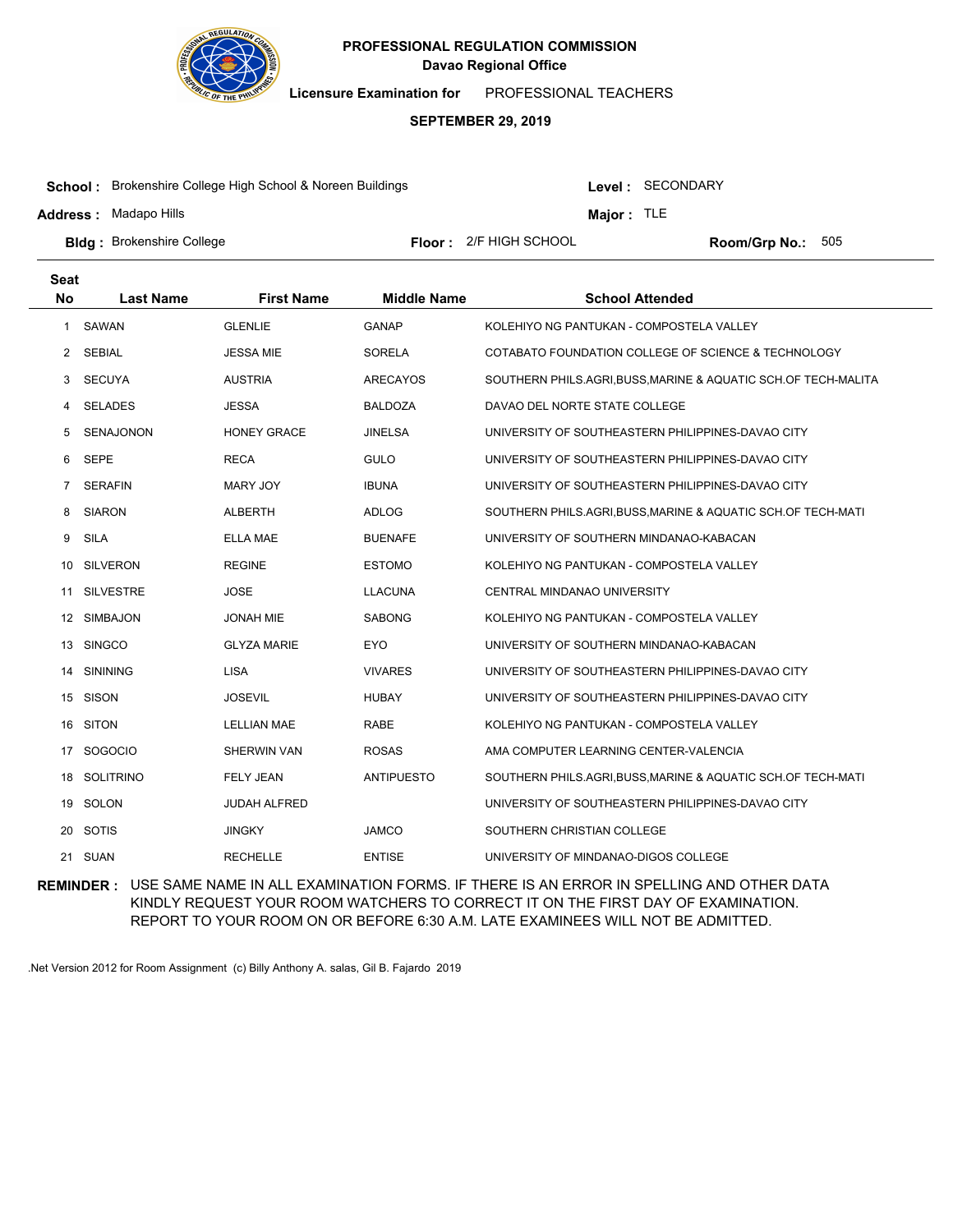**PROFESSIONAL REGULATION COMMISSION**
**Davao Regional Office**

**Licensure Examination for** PROFESSIONAL TEACHERS

**SEPTEMBER 29, 2019**

**School :** Brokenshire College High School & Noreen Buildings
**Level :** SECONDARY

**Address :** Madapo Hills
**Major :** TLE

**Bldg :** Brokenshire College
**Floor :** 2/F HIGH SCHOOL
**Room/Grp No.:** 505

| Seat No | Last Name | First Name | Middle Name | School Attended |
|---|---|---|---|---|
| 1 | SAWAN | GLENLIE | GANAP | KOLEHIYO NG PANTUKAN - COMPOSTELA VALLEY |
| 2 | SEBIAL | JESSA MIE | SORELA | COTABATO FOUNDATION COLLEGE OF SCIENCE & TECHNOLOGY |
| 3 | SECUYA | AUSTRIA | ARECAYOS | SOUTHERN PHILS.AGRI,BUSS,MARINE & AQUATIC SCH.OF TECH-MALITA |
| 4 | SELADES | JESSA | BALDOZA | DAVAO DEL NORTE STATE COLLEGE |
| 5 | SENAJONON | HONEY GRACE | JINELSA | UNIVERSITY OF SOUTHEASTERN PHILIPPINES-DAVAO CITY |
| 6 | SEPE | RECA | GULO | UNIVERSITY OF SOUTHEASTERN PHILIPPINES-DAVAO CITY |
| 7 | SERAFIN | MARY JOY | IBUNA | UNIVERSITY OF SOUTHEASTERN PHILIPPINES-DAVAO CITY |
| 8 | SIARON | ALBERTH | ADLOG | SOUTHERN PHILS.AGRI,BUSS,MARINE & AQUATIC SCH.OF TECH-MATI |
| 9 | SILA | ELLA MAE | BUENAFE | UNIVERSITY OF SOUTHERN MINDANAO-KABACAN |
| 10 | SILVERON | REGINE | ESTOMO | KOLEHIYO NG PANTUKAN - COMPOSTELA VALLEY |
| 11 | SILVESTRE | JOSE | LLACUNA | CENTRAL MINDANAO UNIVERSITY |
| 12 | SIMBAJON | JONAH MIE | SABONG | KOLEHIYO NG PANTUKAN - COMPOSTELA VALLEY |
| 13 | SINGCO | GLYZA MARIE | EYO | UNIVERSITY OF SOUTHERN MINDANAO-KABACAN |
| 14 | SININING | LISA | VIVARES | UNIVERSITY OF SOUTHEASTERN PHILIPPINES-DAVAO CITY |
| 15 | SISON | JOSEVIL | HUBAY | UNIVERSITY OF SOUTHEASTERN PHILIPPINES-DAVAO CITY |
| 16 | SITON | LELLIAN MAE | RABE | KOLEHIYO NG PANTUKAN - COMPOSTELA VALLEY |
| 17 | SOGOCIO | SHERWIN VAN | ROSAS | AMA COMPUTER LEARNING CENTER-VALENCIA |
| 18 | SOLITRINO | FELY JEAN | ANTIPUESTO | SOUTHERN PHILS.AGRI,BUSS,MARINE & AQUATIC SCH.OF TECH-MATI |
| 19 | SOLON | JUDAH ALFRED | | UNIVERSITY OF SOUTHEASTERN PHILIPPINES-DAVAO CITY |
| 20 | SOTIS | JINGKY | JAMCO | SOUTHERN CHRISTIAN COLLEGE |
| 21 | SUAN | RECHELLE | ENTISE | UNIVERSITY OF MINDANAO-DIGOS COLLEGE |

**REMINDER :** USE SAME NAME IN ALL EXAMINATION FORMS. IF THERE IS AN ERROR IN SPELLING AND OTHER DATA KINDLY REQUEST YOUR ROOM WATCHERS TO CORRECT IT ON THE FIRST DAY OF EXAMINATION. REPORT TO YOUR ROOM ON OR BEFORE 6:30 A.M. LATE EXAMINEES WILL NOT BE ADMITTED.

.Net Version 2012 for Room Assignment (c) Billy Anthony A. salas, Gil B. Fajardo 2019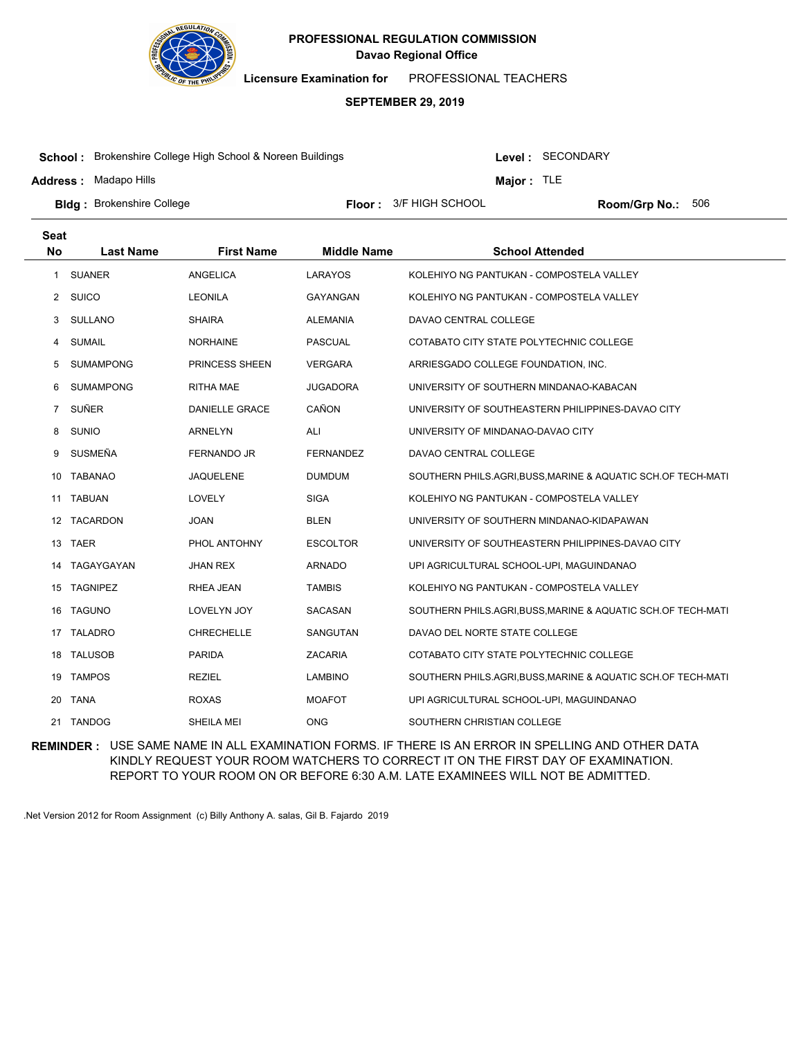**PROFESSIONAL REGULATION COMMISSION**
**Davao Regional Office**

**Licensure Examination for** PROFESSIONAL TEACHERS

**SEPTEMBER 29, 2019**

**School :** Brokenshire College High School & Noreen Buildings **Level :** SECONDARY

**Address :** Madapo Hills **Major :** TLE

**Bldg :** Brokenshire College **Floor :** 3/F HIGH SCHOOL **Room/Grp No.:** 506

| Seat No | Last Name | First Name | Middle Name | School Attended |
|---|---|---|---|---|
| 1 | SUANER | ANGELICA | LARAYOS | KOLEHIYO NG PANTUKAN - COMPOSTELA VALLEY |
| 2 | SUICO | LEONILA | GAYANGAN | KOLEHIYO NG PANTUKAN - COMPOSTELA VALLEY |
| 3 | SULLANO | SHAIRA | ALEMANIA | DAVAO CENTRAL COLLEGE |
| 4 | SUMAIL | NORHAINE | PASCUAL | COTABATO CITY STATE POLYTECHNIC COLLEGE |
| 5 | SUMAMPONG | PRINCESS SHEEN | VERGARA | ARRIESGADO COLLEGE FOUNDATION, INC. |
| 6 | SUMAMPONG | RITHA MAE | JUGADORA | UNIVERSITY OF SOUTHERN MINDANAO-KABACAN |
| 7 | SUÑER | DANIELLE GRACE | CAÑON | UNIVERSITY OF SOUTHEASTERN PHILIPPINES-DAVAO CITY |
| 8 | SUNIO | ARNELYN | ALI | UNIVERSITY OF MINDANAO-DAVAO CITY |
| 9 | SUSMEÑA | FERNANDO JR | FERNANDEZ | DAVAO CENTRAL COLLEGE |
| 10 | TABANAO | JAQUELENE | DUMDUM | SOUTHERN PHILS.AGRI,BUSS,MARINE & AQUATIC SCH.OF TECH-MATI |
| 11 | TABUAN | LOVELY | SIGA | KOLEHIYO NG PANTUKAN - COMPOSTELA VALLEY |
| 12 | TACARDON | JOAN | BLEN | UNIVERSITY OF SOUTHERN MINDANAO-KIDAPAWAN |
| 13 | TAER | PHOL ANTOHNY | ESCOLTOR | UNIVERSITY OF SOUTHEASTERN PHILIPPINES-DAVAO CITY |
| 14 | TAGAYGAYAN | JHAN REX | ARNADO | UPI AGRICULTURAL SCHOOL-UPI, MAGUINDANAO |
| 15 | TAGNIPEZ | RHEA JEAN | TAMBIS | KOLEHIYO NG PANTUKAN - COMPOSTELA VALLEY |
| 16 | TAGUNO | LOVELYN JOY | SACASAN | SOUTHERN PHILS.AGRI,BUSS,MARINE & AQUATIC SCH.OF TECH-MATI |
| 17 | TALADRO | CHRECHELLE | SANGUTAN | DAVAO DEL NORTE STATE COLLEGE |
| 18 | TALUSOB | PARIDA | ZACARIA | COTABATO CITY STATE POLYTECHNIC COLLEGE |
| 19 | TAMPOS | REZIEL | LAMBINO | SOUTHERN PHILS.AGRI,BUSS,MARINE & AQUATIC SCH.OF TECH-MATI |
| 20 | TANA | ROXAS | MOAFOT | UPI AGRICULTURAL SCHOOL-UPI, MAGUINDANAO |
| 21 | TANDOG | SHEILA MEI | ONG | SOUTHERN CHRISTIAN COLLEGE |

**REMINDER :** USE SAME NAME IN ALL EXAMINATION FORMS. IF THERE IS AN ERROR IN SPELLING AND OTHER DATA KINDLY REQUEST YOUR ROOM WATCHERS TO CORRECT IT ON THE FIRST DAY OF EXAMINATION. REPORT TO YOUR ROOM ON OR BEFORE 6:30 A.M. LATE EXAMINEES WILL NOT BE ADMITTED.

.Net Version 2012 for Room Assignment (c) Billy Anthony A. salas, Gil B. Fajardo 2019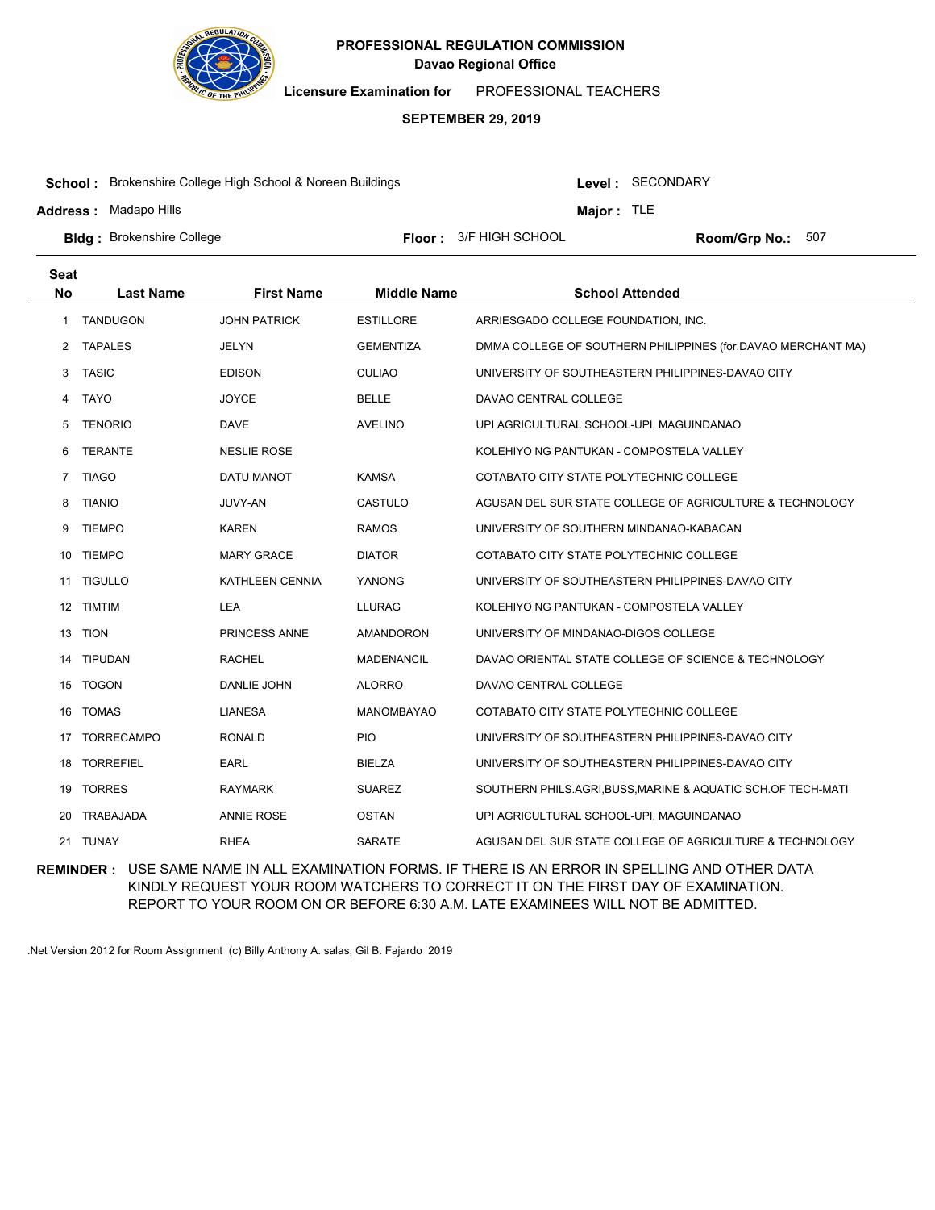**PROFESSIONAL REGULATION COMMISSION**
**Davao Regional Office**

**Licensure Examination for** PROFESSIONAL TEACHERS

**SEPTEMBER 29, 2019**

**School :** Brokenshire College High School & Noreen Buildings
**Level :** SECONDARY
**Address :** Madapo Hills
**Major :** TLE
**Bldg :** Brokenshire College
**Floor :** 3/F HIGH SCHOOL
**Room/Grp No.:** 507

| Seat No | Last Name | First Name | Middle Name | School Attended |
|---|---|---|---|---|
| 1 | TANDUGON | JOHN PATRICK | ESTILLORE | ARRIESGADO COLLEGE FOUNDATION, INC. |
| 2 | TAPALES | JELYN | GEMENTIZA | DMMA COLLEGE OF SOUTHERN PHILIPPINES (for.DAVAO MERCHANT MA) |
| 3 | TASIC | EDISON | CULIAO | UNIVERSITY OF SOUTHEASTERN PHILIPPINES-DAVAO CITY |
| 4 | TAYO | JOYCE | BELLE | DAVAO CENTRAL COLLEGE |
| 5 | TENORIO | DAVE | AVELINO | UPI AGRICULTURAL SCHOOL-UPI, MAGUINDANAO |
| 6 | TERANTE | NESLIE ROSE | | KOLEHIYO NG PANTUKAN - COMPOSTELA VALLEY |
| 7 | TIAGO | DATU MANOT | KAMSA | COTABATO CITY STATE POLYTECHNIC COLLEGE |
| 8 | TIANIO | JUVY-AN | CASTULO | AGUSAN DEL SUR STATE COLLEGE OF AGRICULTURE & TECHNOLOGY |
| 9 | TIEMPO | KAREN | RAMOS | UNIVERSITY OF SOUTHERN MINDANAO-KABACAN |
| 10 | TIEMPO | MARY GRACE | DIATOR | COTABATO CITY STATE POLYTECHNIC COLLEGE |
| 11 | TIGULLO | KATHLEEN CENNIA | YANONG | UNIVERSITY OF SOUTHEASTERN PHILIPPINES-DAVAO CITY |
| 12 | TIMTIM | LEA | LLURAG | KOLEHIYO NG PANTUKAN - COMPOSTELA VALLEY |
| 13 | TION | PRINCESS ANNE | AMANDORON | UNIVERSITY OF MINDANAO-DIGOS COLLEGE |
| 14 | TIPUDAN | RACHEL | MADENANCIL | DAVAO ORIENTAL STATE COLLEGE OF SCIENCE & TECHNOLOGY |
| 15 | TOGON | DANLIE JOHN | ALORRO | DAVAO CENTRAL COLLEGE |
| 16 | TOMAS | LIANESA | MANOMBAYAO | COTABATO CITY STATE POLYTECHNIC COLLEGE |
| 17 | TORRECAMPO | RONALD | PIO | UNIVERSITY OF SOUTHEASTERN PHILIPPINES-DAVAO CITY |
| 18 | TORREFIEL | EARL | BIELZA | UNIVERSITY OF SOUTHEASTERN PHILIPPINES-DAVAO CITY |
| 19 | TORRES | RAYMARK | SUAREZ | SOUTHERN PHILS.AGRI,BUSS,MARINE & AQUATIC SCH.OF TECH-MATI |
| 20 | TRABAJADA | ANNIE ROSE | OSTAN | UPI AGRICULTURAL SCHOOL-UPI, MAGUINDANAO |
| 21 | TUNAY | RHEA | SARATE | AGUSAN DEL SUR STATE COLLEGE OF AGRICULTURE & TECHNOLOGY |

**REMINDER :** USE SAME NAME IN ALL EXAMINATION FORMS. IF THERE IS AN ERROR IN SPELLING AND OTHER DATA KINDLY REQUEST YOUR ROOM WATCHERS TO CORRECT IT ON THE FIRST DAY OF EXAMINATION. REPORT TO YOUR ROOM ON OR BEFORE 6:30 A.M. LATE EXAMINEES WILL NOT BE ADMITTED.

.Net Version 2012 for Room Assignment (c) Billy Anthony A. salas, Gil B. Fajardo 2019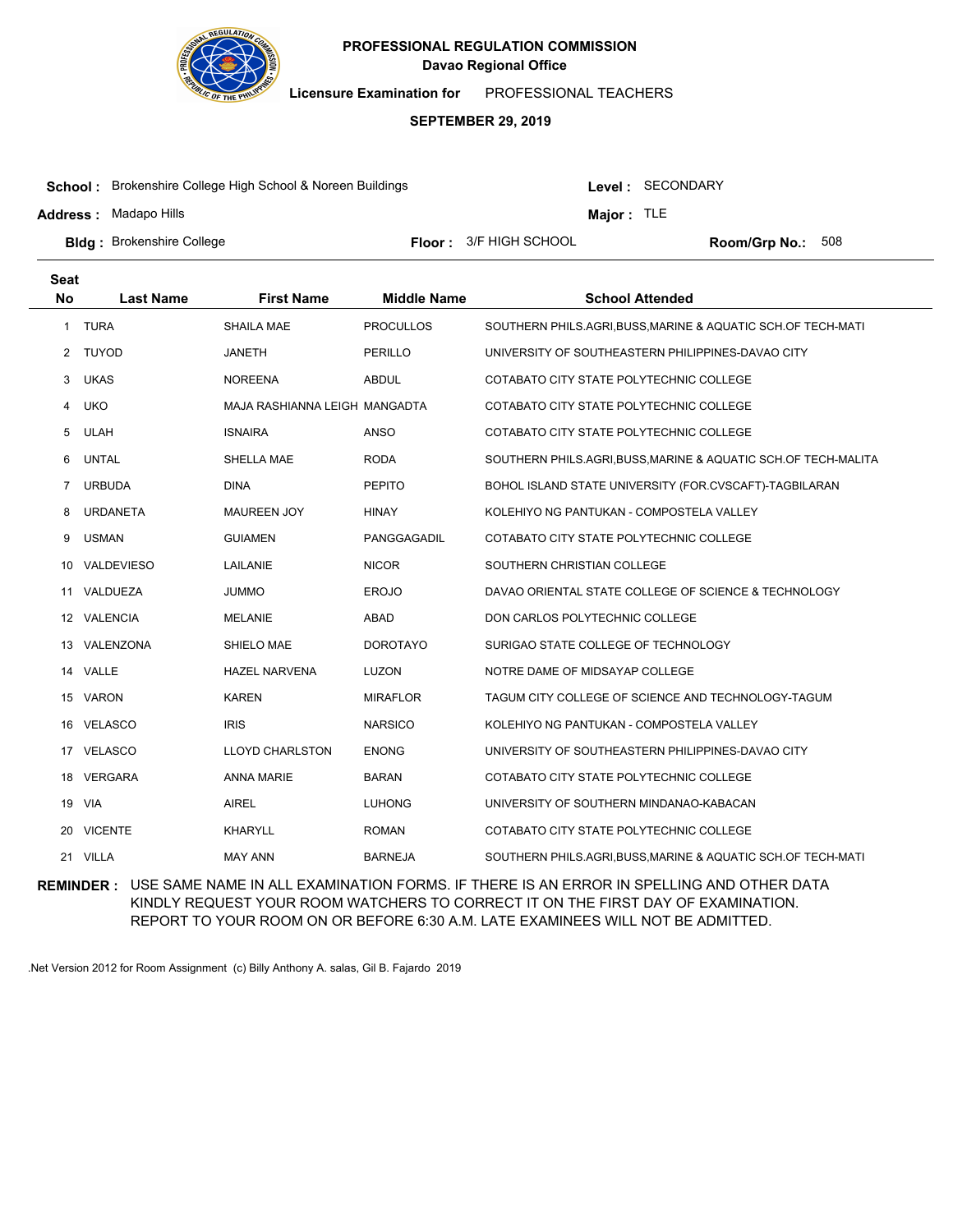**PROFESSIONAL REGULATION COMMISSION**
**Davao Regional Office**

**Licensure Examination for** PROFESSIONAL TEACHERS

**SEPTEMBER 29, 2019**

**School :** Brokenshire College High School & Noreen Buildings **Level :** SECONDARY

**Address :** Madapo Hills **Major :** TLE

**Bldg :** Brokenshire College **Floor :** 3/F HIGH SCHOOL **Room/Grp No.:** 508

| Seat No | Last Name | First Name | Middle Name | School Attended |
|---|---|---|---|---|
| 1 | TURA | SHAILA MAE | PROCULLOS | SOUTHERN PHILS.AGRI,BUSS,MARINE & AQUATIC SCH.OF TECH-MATI |
| 2 | TUYOD | JANETH | PERILLO | UNIVERSITY OF SOUTHEASTERN PHILIPPINES-DAVAO CITY |
| 3 | UKAS | NOREENA | ABDUL | COTABATO CITY STATE POLYTECHNIC COLLEGE |
| 4 | UKO | MAJA RASHIANNA LEIGH | MANGADTA | COTABATO CITY STATE POLYTECHNIC COLLEGE |
| 5 | ULAH | ISNAIRA | ANSO | COTABATO CITY STATE POLYTECHNIC COLLEGE |
| 6 | UNTAL | SHELLA MAE | RODA | SOUTHERN PHILS.AGRI,BUSS,MARINE & AQUATIC SCH.OF TECH-MALITA |
| 7 | URBUDA | DINA | PEPITO | BOHOL ISLAND STATE UNIVERSITY (FOR.CVSCAFT)-TAGBILARAN |
| 8 | URDANETA | MAUREEN JOY | HINAY | KOLEHIYO NG PANTUKAN - COMPOSTELA VALLEY |
| 9 | USMAN | GUIAMEN | PANGGAGADIL | COTABATO CITY STATE POLYTECHNIC COLLEGE |
| 10 | VALDEVIESO | LAILANIE | NICOR | SOUTHERN CHRISTIAN COLLEGE |
| 11 | VALDUEZA | JUMMO | EROJO | DAVAO ORIENTAL STATE COLLEGE OF SCIENCE & TECHNOLOGY |
| 12 | VALENCIA | MELANIE | ABAD | DON CARLOS POLYTECHNIC COLLEGE |
| 13 | VALENZONA | SHIELO MAE | DOROTAYO | SURIGAO STATE COLLEGE OF TECHNOLOGY |
| 14 | VALLE | HAZEL NARVENA | LUZON | NOTRE DAME OF MIDSAYAP COLLEGE |
| 15 | VARON | KAREN | MIRAFLOR | TAGUM CITY COLLEGE OF SCIENCE AND TECHNOLOGY-TAGUM |
| 16 | VELASCO | IRIS | NARSICO | KOLEHIYO NG PANTUKAN - COMPOSTELA VALLEY |
| 17 | VELASCO | LLOYD CHARLSTON | ENONG | UNIVERSITY OF SOUTHEASTERN PHILIPPINES-DAVAO CITY |
| 18 | VERGARA | ANNA MARIE | BARAN | COTABATO CITY STATE POLYTECHNIC COLLEGE |
| 19 | VIA | AIREL | LUHONG | UNIVERSITY OF SOUTHERN MINDANAO-KABACAN |
| 20 | VICENTE | KHARYLL | ROMAN | COTABATO CITY STATE POLYTECHNIC COLLEGE |
| 21 | VILLA | MAY ANN | BARNEJA | SOUTHERN PHILS.AGRI,BUSS,MARINE & AQUATIC SCH.OF TECH-MATI |

**REMINDER :** USE SAME NAME IN ALL EXAMINATION FORMS. IF THERE IS AN ERROR IN SPELLING AND OTHER DATA KINDLY REQUEST YOUR ROOM WATCHERS TO CORRECT IT ON THE FIRST DAY OF EXAMINATION. REPORT TO YOUR ROOM ON OR BEFORE 6:30 A.M. LATE EXAMINEES WILL NOT BE ADMITTED.

.Net Version 2012 for Room Assignment (c) Billy Anthony A. salas, Gil B. Fajardo 2019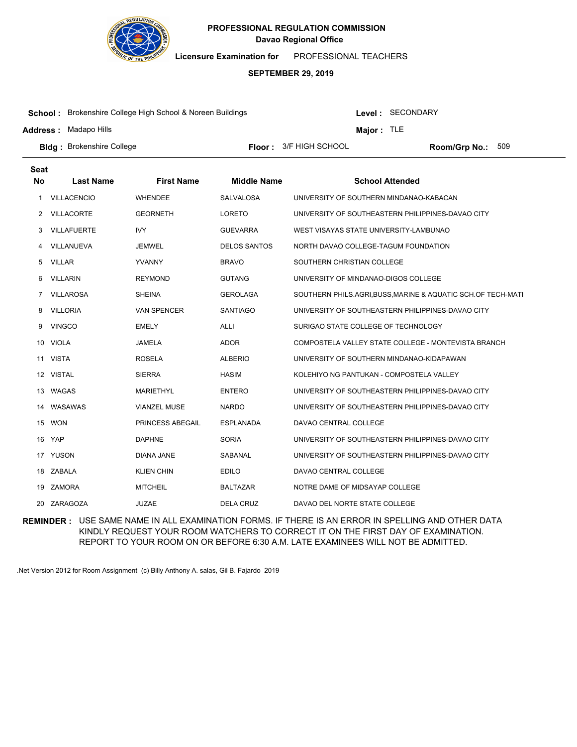**PROFESSIONAL REGULATION COMMISSION**
**Davao Regional Office**

**Licensure Examination for** PROFESSIONAL TEACHERS

**SEPTEMBER 29, 2019**

**School :** Brokenshire College High School & Noreen Buildings **Level :** SECONDARY

**Address :** Madapo Hills **Major :** TLE

**Bldg :** Brokenshire College **Floor :** 3/F HIGH SCHOOL **Room/Grp No.:** 509

| Seat No | Last Name | First Name | Middle Name | School Attended |
|---|---|---|---|---|
| 1 | VILLACENCIO | WHENDEE | SALVALOSA | UNIVERSITY OF SOUTHERN MINDANAO-KABACAN |
| 2 | VILLACORTE | GEORNETH | LORETO | UNIVERSITY OF SOUTHEASTERN PHILIPPINES-DAVAO CITY |
| 3 | VILLAFUERTE | IVY | GUEVARRA | WEST VISAYAS STATE UNIVERSITY-LAMBUNAO |
| 4 | VILLANUEVA | JEMWEL | DELOS SANTOS | NORTH DAVAO COLLEGE-TAGUM FOUNDATION |
| 5 | VILLAR | YVANNY | BRAVO | SOUTHERN CHRISTIAN COLLEGE |
| 6 | VILLARIN | REYMOND | GUTANG | UNIVERSITY OF MINDANAO-DIGOS COLLEGE |
| 7 | VILLAROSA | SHEINA | GEROLAGA | SOUTHERN PHILS.AGRI,BUSS,MARINE & AQUATIC SCH.OF TECH-MATI |
| 8 | VILLORIA | VAN SPENCER | SANTIAGO | UNIVERSITY OF SOUTHEASTERN PHILIPPINES-DAVAO CITY |
| 9 | VINGCO | EMELY | ALLI | SURIGAO STATE COLLEGE OF TECHNOLOGY |
| 10 | VIOLA | JAMELA | ADOR | COMPOSTELA VALLEY STATE COLLEGE - MONTEVISTA BRANCH |
| 11 | VISTA | ROSELA | ALBERIO | UNIVERSITY OF SOUTHERN MINDANAO-KIDAPAWAN |
| 12 | VISTAL | SIERRA | HASIM | KOLEHIYO NG PANTUKAN - COMPOSTELA VALLEY |
| 13 | WAGAS | MARIETHYL | ENTERO | UNIVERSITY OF SOUTHEASTERN PHILIPPINES-DAVAO CITY |
| 14 | WASAWAS | VIANZEL MUSE | NARDO | UNIVERSITY OF SOUTHEASTERN PHILIPPINES-DAVAO CITY |
| 15 | WON | PRINCESS ABEGAIL | ESPLANADA | DAVAO CENTRAL COLLEGE |
| 16 | YAP | DAPHNE | SORIA | UNIVERSITY OF SOUTHEASTERN PHILIPPINES-DAVAO CITY |
| 17 | YUSON | DIANA JANE | SABANAL | UNIVERSITY OF SOUTHEASTERN PHILIPPINES-DAVAO CITY |
| 18 | ZABALA | KLIEN CHIN | EDILO | DAVAO CENTRAL COLLEGE |
| 19 | ZAMORA | MITCHEIL | BALTAZAR | NOTRE DAME OF MIDSAYAP COLLEGE |
| 20 | ZARAGOZA | JUZAE | DELA CRUZ | DAVAO DEL NORTE STATE COLLEGE |

**REMINDER :** USE SAME NAME IN ALL EXAMINATION FORMS. IF THERE IS AN ERROR IN SPELLING AND OTHER DATA KINDLY REQUEST YOUR ROOM WATCHERS TO CORRECT IT ON THE FIRST DAY OF EXAMINATION. REPORT TO YOUR ROOM ON OR BEFORE 6:30 A.M. LATE EXAMINEES WILL NOT BE ADMITTED.

.Net Version 2012 for Room Assignment (c) Billy Anthony A. salas, Gil B. Fajardo 2019